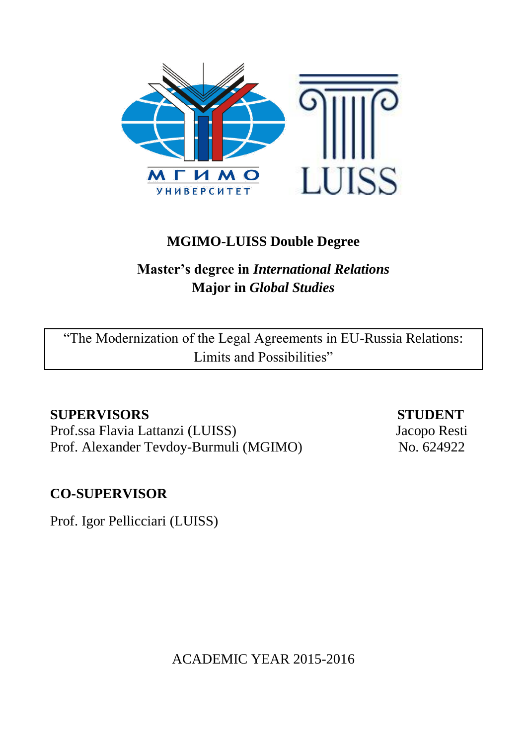**MGIMO-LUISS Double Degree**

**Master's degree in *International Relations***
**Major in *Global Studies***

"The Modernization of the Legal Agreements in EU-Russia Relations: Limits and Possibilities"

**SUPERVISORS**
Prof.ssa Flavia Lattanzi (LUISS)
Prof. Alexander Tevdoy-Burmuli (MGIMO)

**STUDENT**
Jacopo Resti
No. 624922

**CO-SUPERVISOR**

Prof. Igor Pellicciari (LUISS)

ACADEMIC YEAR 2015-2016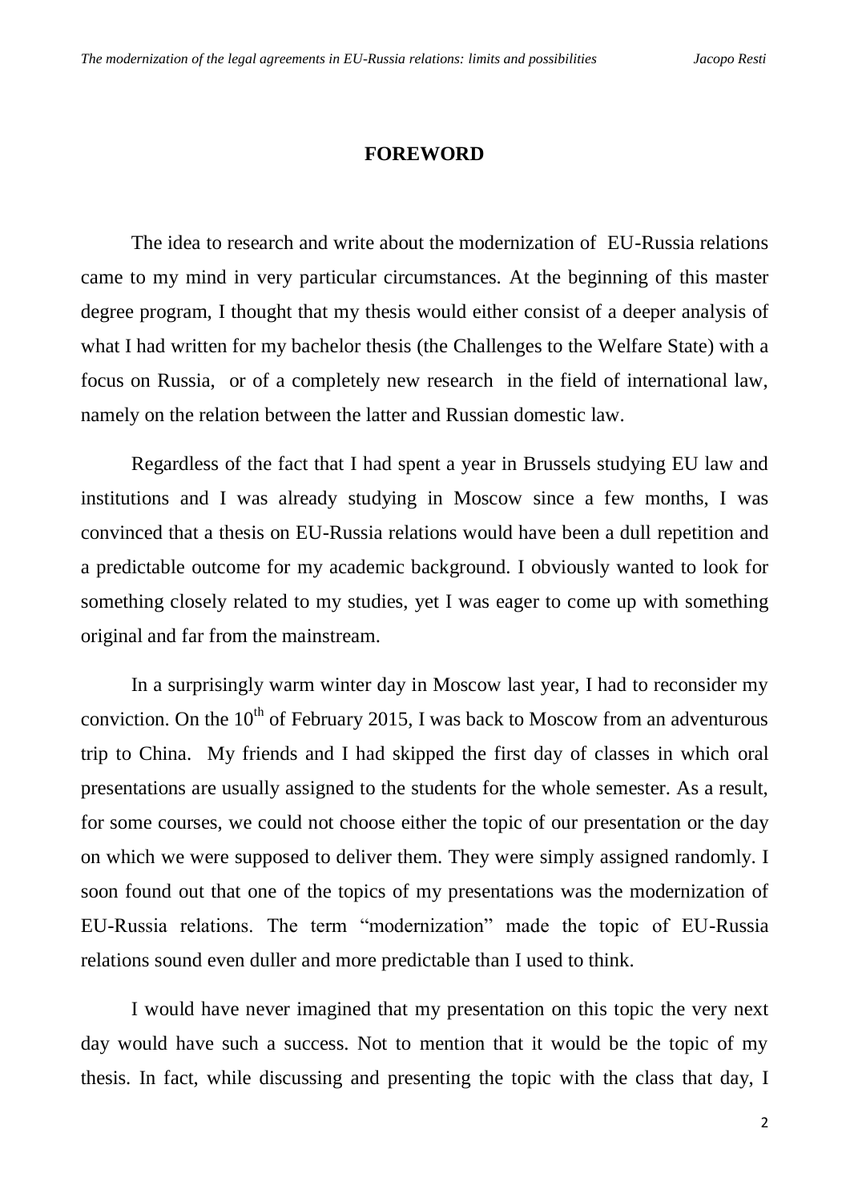## FOREWORD

The idea to research and write about the modernization of EU-Russia relations came to my mind in very particular circumstances. At the beginning of this master degree program, I thought that my thesis would either consist of a deeper analysis of what I had written for my bachelor thesis (the Challenges to the Welfare State) with a focus on Russia, or of a completely new research in the field of international law, namely on the relation between the latter and Russian domestic law.

Regardless of the fact that I had spent a year in Brussels studying EU law and institutions and I was already studying in Moscow since a few months, I was convinced that a thesis on EU-Russia relations would have been a dull repetition and a predictable outcome for my academic background. I obviously wanted to look for something closely related to my studies, yet I was eager to come up with something original and far from the mainstream.

In a surprisingly warm winter day in Moscow last year, I had to reconsider my conviction. On the 10th of February 2015, I was back to Moscow from an adventurous trip to China. My friends and I had skipped the first day of classes in which oral presentations are usually assigned to the students for the whole semester. As a result, for some courses, we could not choose either the topic of our presentation or the day on which we were supposed to deliver them. They were simply assigned randomly. I soon found out that one of the topics of my presentations was the modernization of EU-Russia relations. The term "modernization" made the topic of EU-Russia relations sound even duller and more predictable than I used to think.

I would have never imagined that my presentation on this topic the very next day would have such a success. Not to mention that it would be the topic of my thesis. In fact, while discussing and presenting the topic with the class that day, I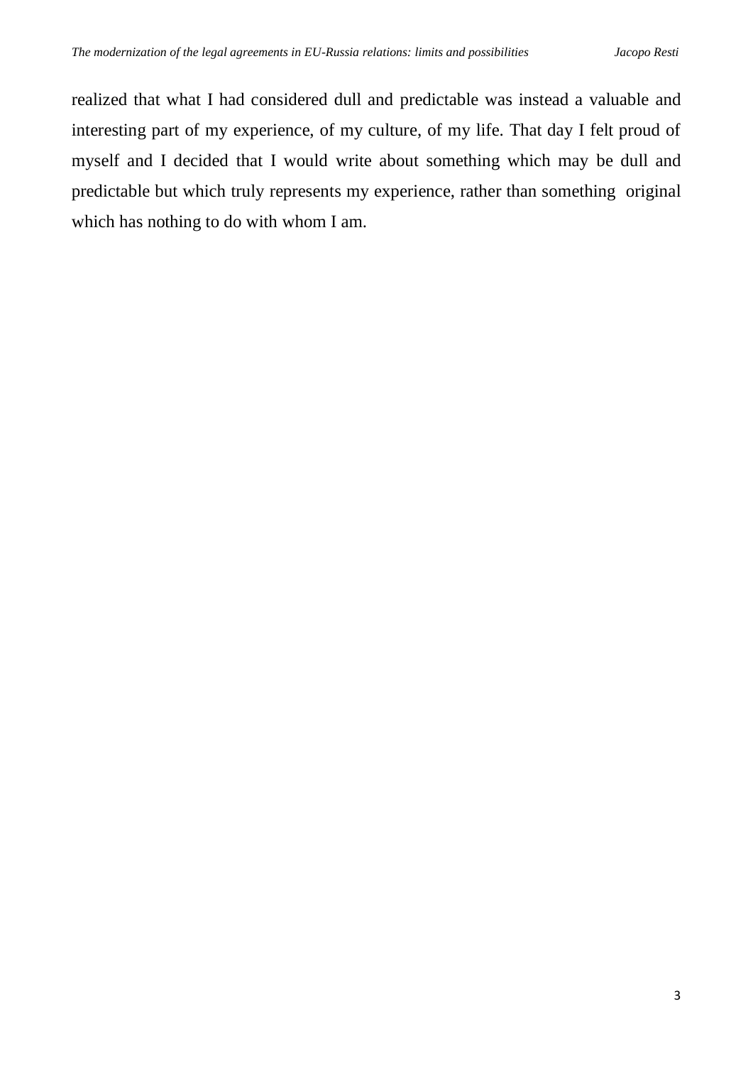realized that what I had considered dull and predictable was instead a valuable and interesting part of my experience, of my culture, of my life. That day I felt proud of myself and I decided that I would write about something which may be dull and predictable but which truly represents my experience, rather than something original which has nothing to do with whom I am.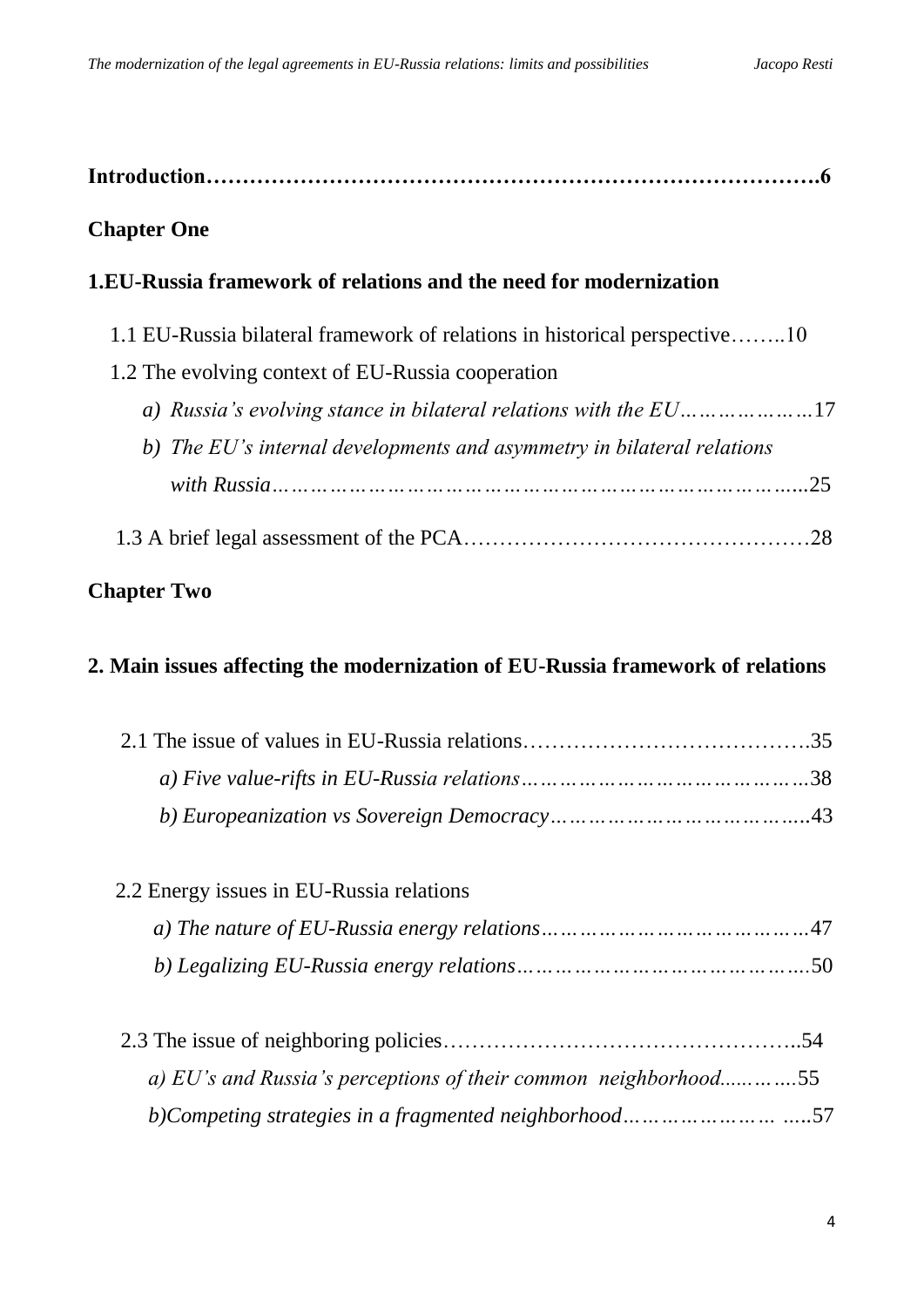**Introduction……………………………………………………………………….6**

**Chapter One**

**1.EU-Russia framework of relations and the need for modernization**

1.1 EU-Russia bilateral framework of relations in historical perspective……..10

1.2 The evolving context of EU-Russia cooperation

*a) Russia's evolving stance in bilateral relations with the EU…………………17*

*b) The EU's internal developments and asymmetry in bilateral relations with Russia……………………………………………………………………...25*

1.3 A brief legal assessment of the PCA………………………………………28

**Chapter Two**

**2. Main issues affecting the modernization of EU-Russia framework of relations**

2.1 The issue of values in EU-Russia relations……………………………….35

*a) Five value-rifts in EU-Russia relations……………………………………38*

*b) Europeanization vs Sovereign Democracy………………………………..43*

2.2 Energy issues in EU-Russia relations

*a) The nature of EU-Russia energy relations…………………………………47*

*b) Legalizing EU-Russia energy relations…………………………………….50*

2.3 The issue of neighboring policies………………………………………..54

*a) EU's and Russia's perceptions of their common neighborhood..………..55*

*b)Competing strategies in a fragmented neighborhood………………… …..57*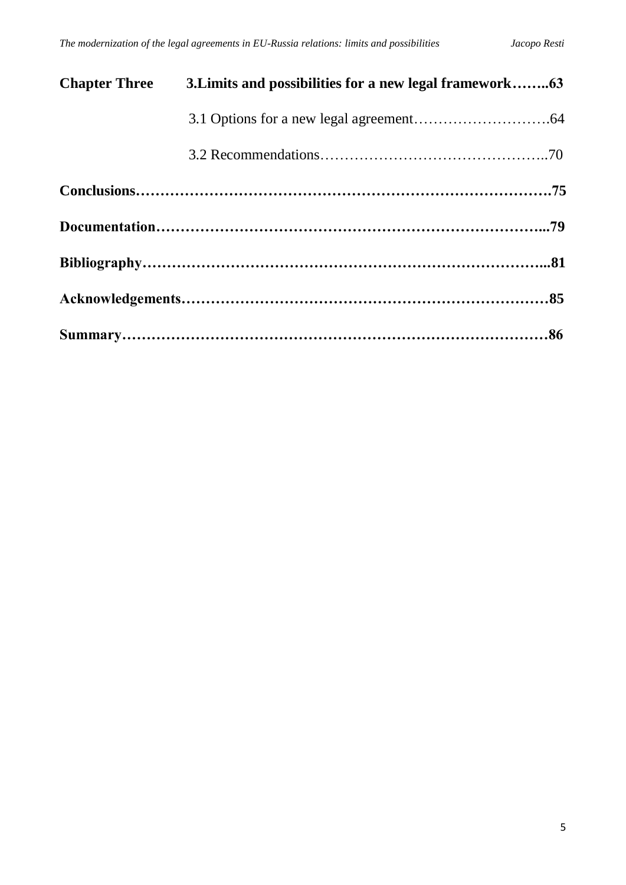**Chapter Three** **3.Limits and possibilities for a new legal framework……..63**

3.1 Options for a new legal agreement……………………….64

3.2 Recommendations……………………………………..70

**Conclusions……………………………………………………………………….75**

**Documentation…………………………………………………………………...79**

**Bibliography……………………………………………………………………...81**

**Acknowledgements………………………………………………………………85**

**Summary…………………………………………………………………………86**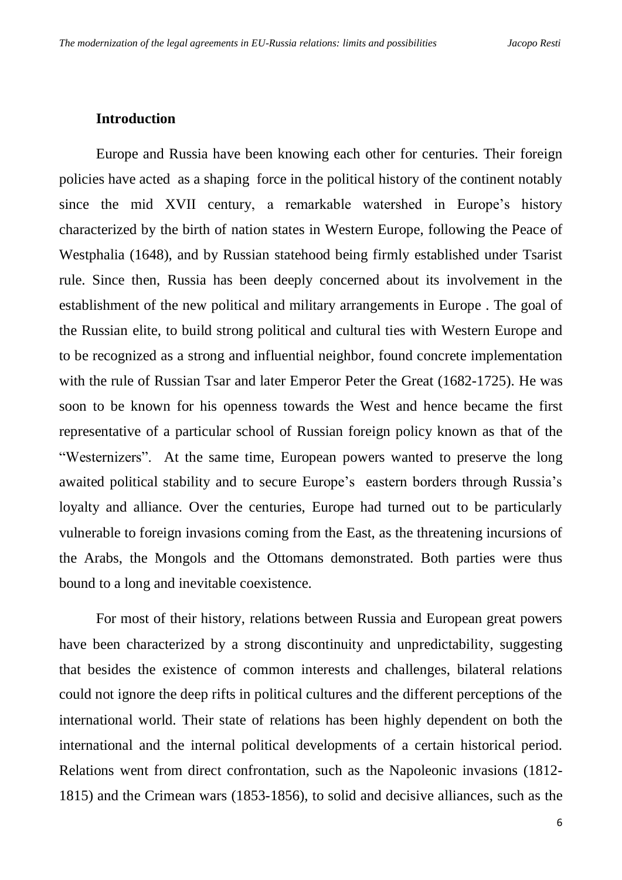## Introduction

Europe and Russia have been knowing each other for centuries. Their foreign policies have acted as a shaping force in the political history of the continent notably since the mid XVII century, a remarkable watershed in Europe's history characterized by the birth of nation states in Western Europe, following the Peace of Westphalia (1648), and by Russian statehood being firmly established under Tsarist rule. Since then, Russia has been deeply concerned about its involvement in the establishment of the new political and military arrangements in Europe . The goal of the Russian elite, to build strong political and cultural ties with Western Europe and to be recognized as a strong and influential neighbor, found concrete implementation with the rule of Russian Tsar and later Emperor Peter the Great (1682-1725). He was soon to be known for his openness towards the West and hence became the first representative of a particular school of Russian foreign policy known as that of the "Westernizers". At the same time, European powers wanted to preserve the long awaited political stability and to secure Europe's eastern borders through Russia's loyalty and alliance. Over the centuries, Europe had turned out to be particularly vulnerable to foreign invasions coming from the East, as the threatening incursions of the Arabs, the Mongols and the Ottomans demonstrated. Both parties were thus bound to a long and inevitable coexistence.

For most of their history, relations between Russia and European great powers have been characterized by a strong discontinuity and unpredictability, suggesting that besides the existence of common interests and challenges, bilateral relations could not ignore the deep rifts in political cultures and the different perceptions of the international world. Their state of relations has been highly dependent on both the international and the internal political developments of a certain historical period. Relations went from direct confrontation, such as the Napoleonic invasions (1812-1815) and the Crimean wars (1853-1856), to solid and decisive alliances, such as the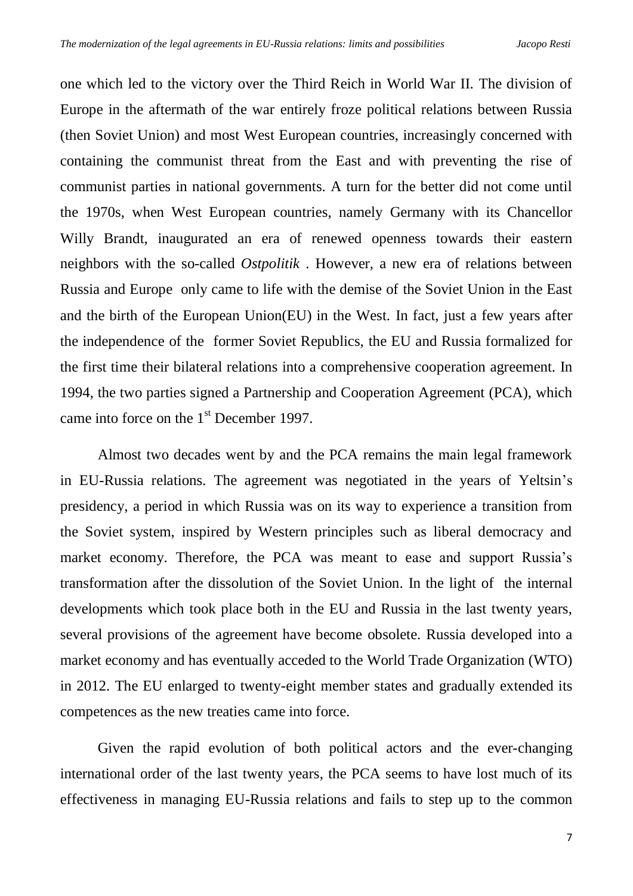one which led to the victory over the Third Reich in World War II. The division of Europe in the aftermath of the war entirely froze political relations between Russia (then Soviet Union) and most West European countries, increasingly concerned with containing the communist threat from the East and with preventing the rise of communist parties in national governments. A turn for the better did not come until the 1970s, when West European countries, namely Germany with its Chancellor Willy Brandt, inaugurated an era of renewed openness towards their eastern neighbors with the so-called *Ostpolitik* . However, a new era of relations between Russia and Europe only came to life with the demise of the Soviet Union in the East and the birth of the European Union(EU) in the West. In fact, just a few years after the independence of the former Soviet Republics, the EU and Russia formalized for the first time their bilateral relations into a comprehensive cooperation agreement. In 1994, the two parties signed a Partnership and Cooperation Agreement (PCA), which came into force on the 1st December 1997.

Almost two decades went by and the PCA remains the main legal framework in EU-Russia relations. The agreement was negotiated in the years of Yeltsin's presidency, a period in which Russia was on its way to experience a transition from the Soviet system, inspired by Western principles such as liberal democracy and market economy. Therefore, the PCA was meant to ease and support Russia's transformation after the dissolution of the Soviet Union. In the light of the internal developments which took place both in the EU and Russia in the last twenty years, several provisions of the agreement have become obsolete. Russia developed into a market economy and has eventually acceded to the World Trade Organization (WTO) in 2012. The EU enlarged to twenty-eight member states and gradually extended its competences as the new treaties came into force.

Given the rapid evolution of both political actors and the ever-changing international order of the last twenty years, the PCA seems to have lost much of its effectiveness in managing EU-Russia relations and fails to step up to the common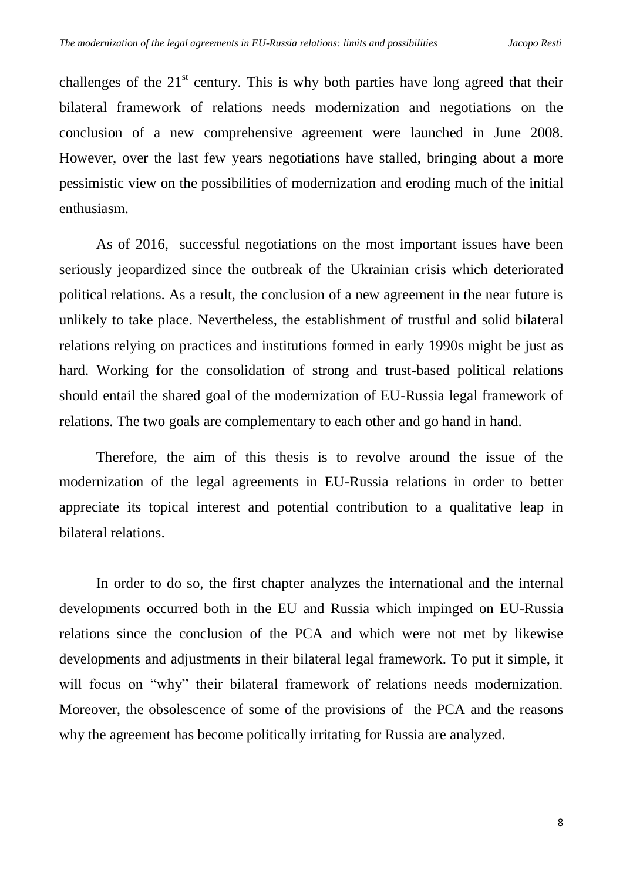challenges of the 21st century. This is why both parties have long agreed that their bilateral framework of relations needs modernization and negotiations on the conclusion of a new comprehensive agreement were launched in June 2008. However, over the last few years negotiations have stalled, bringing about a more pessimistic view on the possibilities of modernization and eroding much of the initial enthusiasm.

As of 2016, successful negotiations on the most important issues have been seriously jeopardized since the outbreak of the Ukrainian crisis which deteriorated political relations. As a result, the conclusion of a new agreement in the near future is unlikely to take place. Nevertheless, the establishment of trustful and solid bilateral relations relying on practices and institutions formed in early 1990s might be just as hard. Working for the consolidation of strong and trust-based political relations should entail the shared goal of the modernization of EU-Russia legal framework of relations. The two goals are complementary to each other and go hand in hand.

Therefore, the aim of this thesis is to revolve around the issue of the modernization of the legal agreements in EU-Russia relations in order to better appreciate its topical interest and potential contribution to a qualitative leap in bilateral relations.

In order to do so, the first chapter analyzes the international and the internal developments occurred both in the EU and Russia which impinged on EU-Russia relations since the conclusion of the PCA and which were not met by likewise developments and adjustments in their bilateral legal framework. To put it simple, it will focus on "why" their bilateral framework of relations needs modernization. Moreover, the obsolescence of some of the provisions of the PCA and the reasons why the agreement has become politically irritating for Russia are analyzed.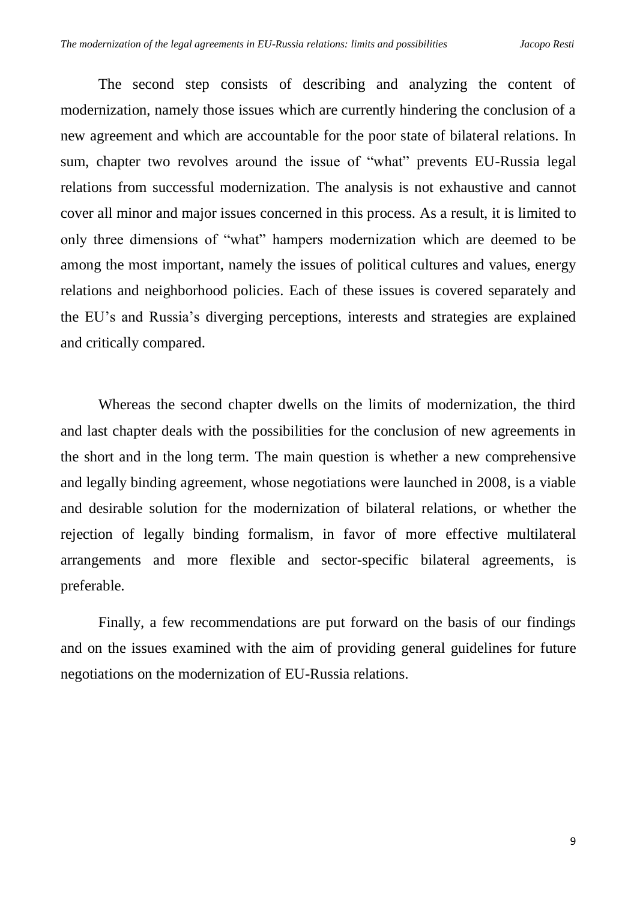The second step consists of describing and analyzing the content of modernization, namely those issues which are currently hindering the conclusion of a new agreement and which are accountable for the poor state of bilateral relations. In sum, chapter two revolves around the issue of "what" prevents EU-Russia legal relations from successful modernization. The analysis is not exhaustive and cannot cover all minor and major issues concerned in this process. As a result, it is limited to only three dimensions of "what" hampers modernization which are deemed to be among the most important, namely the issues of political cultures and values, energy relations and neighborhood policies. Each of these issues is covered separately and the EU's and Russia's diverging perceptions, interests and strategies are explained and critically compared.

Whereas the second chapter dwells on the limits of modernization, the third and last chapter deals with the possibilities for the conclusion of new agreements in the short and in the long term. The main question is whether a new comprehensive and legally binding agreement, whose negotiations were launched in 2008, is a viable and desirable solution for the modernization of bilateral relations, or whether the rejection of legally binding formalism, in favor of more effective multilateral arrangements and more flexible and sector-specific bilateral agreements, is preferable.

Finally, a few recommendations are put forward on the basis of our findings and on the issues examined with the aim of providing general guidelines for future negotiations on the modernization of EU-Russia relations.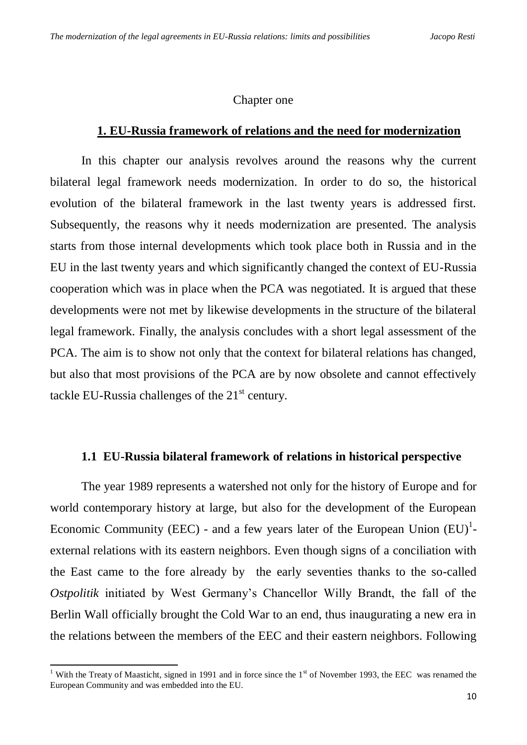Chapter one

## 1. EU-Russia framework of relations and the need for modernization

In this chapter our analysis revolves around the reasons why the current bilateral legal framework needs modernization. In order to do so, the historical evolution of the bilateral framework in the last twenty years is addressed first. Subsequently, the reasons why it needs modernization are presented. The analysis starts from those internal developments which took place both in Russia and in the EU in the last twenty years and which significantly changed the context of EU-Russia cooperation which was in place when the PCA was negotiated. It is argued that these developments were not met by likewise developments in the structure of the bilateral legal framework. Finally, the analysis concludes with a short legal assessment of the PCA. The aim is to show not only that the context for bilateral relations has changed, but also that most provisions of the PCA are by now obsolete and cannot effectively tackle EU-Russia challenges of the 21st century.

### 1.1 EU-Russia bilateral framework of relations in historical perspective

The year 1989 represents a watershed not only for the history of Europe and for world contemporary history at large, but also for the development of the European Economic Community (EEC) - and a few years later of the European Union (EU)[1]- external relations with its eastern neighbors. Even though signs of a conciliation with the East came to the fore already by the early seventies thanks to the so-called *Ostpolitik* initiated by West Germany's Chancellor Willy Brandt, the fall of the Berlin Wall officially brought the Cold War to an end, thus inaugurating a new era in the relations between the members of the EEC and their eastern neighbors. Following

[1] With the Treaty of Maasticht, signed in 1991 and in force since the 1st of November 1993, the EEC was renamed the European Community and was embedded into the EU.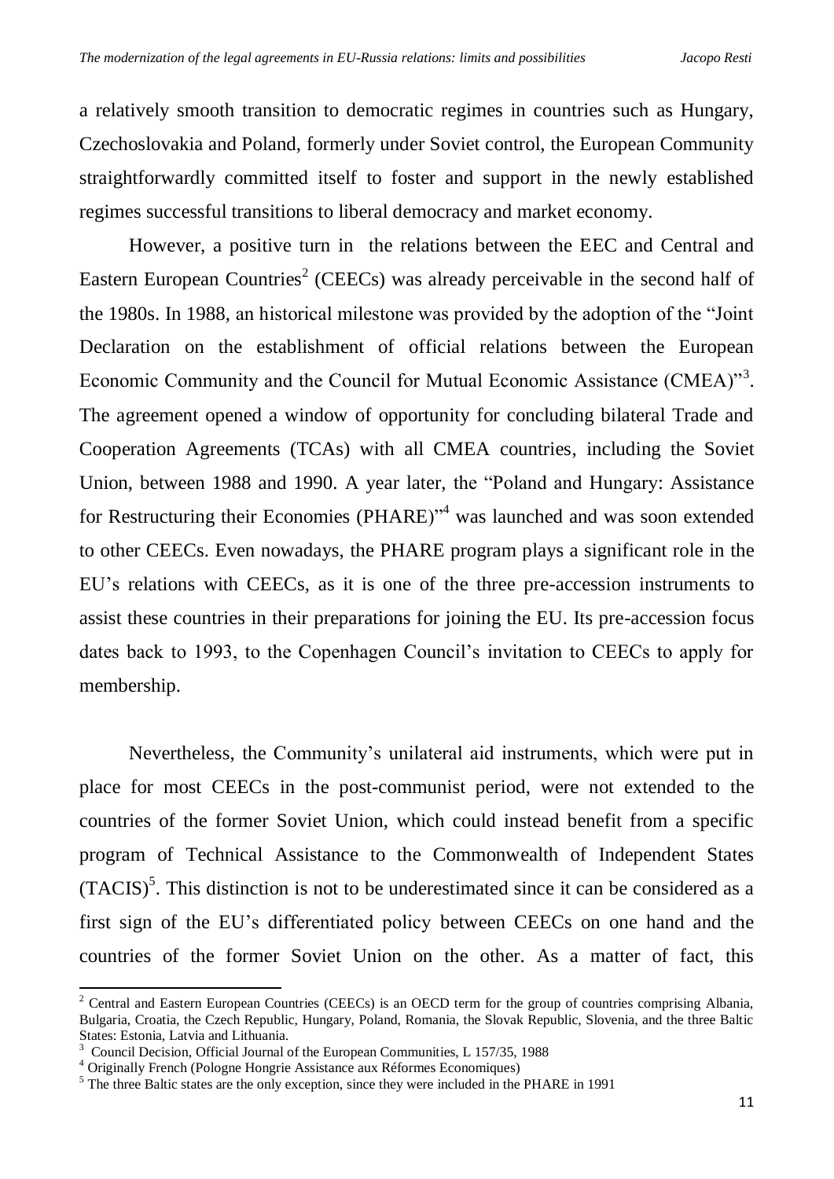a relatively smooth transition to democratic regimes in countries such as Hungary, Czechoslovakia and Poland, formerly under Soviet control, the European Community straightforwardly committed itself to foster and support in the newly established regimes successful transitions to liberal democracy and market economy.

However, a positive turn in the relations between the EEC and Central and Eastern European Countries[2] (CEECs) was already perceivable in the second half of the 1980s. In 1988, an historical milestone was provided by the adoption of the "Joint Declaration on the establishment of official relations between the European Economic Community and the Council for Mutual Economic Assistance (CMEA)"[3]. The agreement opened a window of opportunity for concluding bilateral Trade and Cooperation Agreements (TCAs) with all CMEA countries, including the Soviet Union, between 1988 and 1990. A year later, the "Poland and Hungary: Assistance for Restructuring their Economies (PHARE)"[4] was launched and was soon extended to other CEECs. Even nowadays, the PHARE program plays a significant role in the EU's relations with CEECs, as it is one of the three pre-accession instruments to assist these countries in their preparations for joining the EU. Its pre-accession focus dates back to 1993, to the Copenhagen Council's invitation to CEECs to apply for membership.

Nevertheless, the Community's unilateral aid instruments, which were put in place for most CEECs in the post-communist period, were not extended to the countries of the former Soviet Union, which could instead benefit from a specific program of Technical Assistance to the Commonwealth of Independent States (TACIS)[5]. This distinction is not to be underestimated since it can be considered as a first sign of the EU's differentiated policy between CEECs on one hand and the countries of the former Soviet Union on the other. As a matter of fact, this

[2] Central and Eastern European Countries (CEECs) is an OECD term for the group of countries comprising Albania, Bulgaria, Croatia, the Czech Republic, Hungary, Poland, Romania, the Slovak Republic, Slovenia, and the three Baltic States: Estonia, Latvia and Lithuania.

[3] Council Decision, Official Journal of the European Communities, L 157/35, 1988

[4] Originally French (Pologne Hongrie Assistance aux Réformes Economiques)

[5] The three Baltic states are the only exception, since they were included in the PHARE in 1991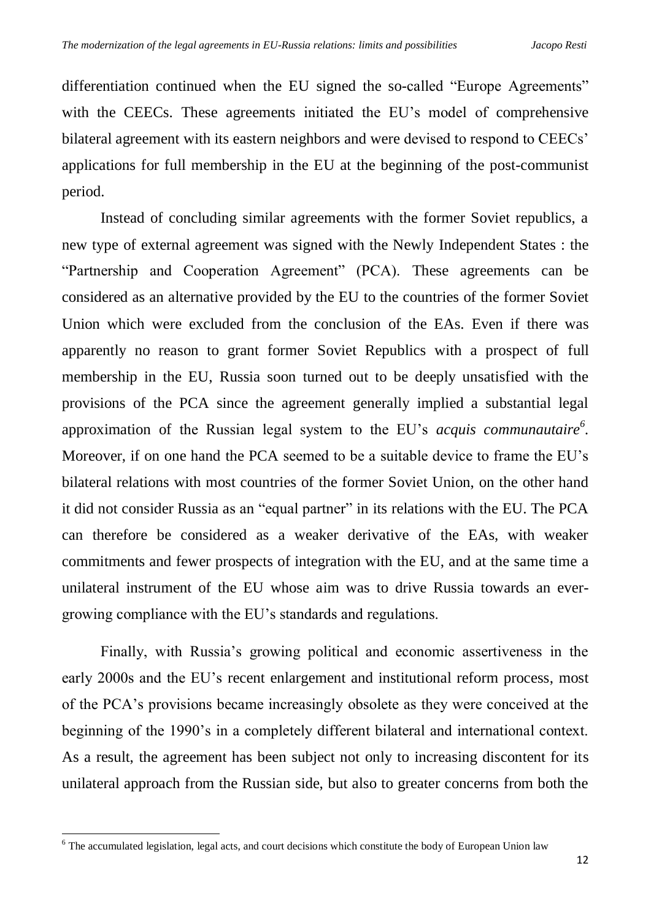differentiation continued when the EU signed the so-called "Europe Agreements" with the CEECs. These agreements initiated the EU's model of comprehensive bilateral agreement with its eastern neighbors and were devised to respond to CEECs' applications for full membership in the EU at the beginning of the post-communist period.

Instead of concluding similar agreements with the former Soviet republics, a new type of external agreement was signed with the Newly Independent States : the "Partnership and Cooperation Agreement" (PCA). These agreements can be considered as an alternative provided by the EU to the countries of the former Soviet Union which were excluded from the conclusion of the EAs. Even if there was apparently no reason to grant former Soviet Republics with a prospect of full membership in the EU, Russia soon turned out to be deeply unsatisfied with the provisions of the PCA since the agreement generally implied a substantial legal approximation of the Russian legal system to the EU's *acquis communautaire*[6]. Moreover, if on one hand the PCA seemed to be a suitable device to frame the EU's bilateral relations with most countries of the former Soviet Union, on the other hand it did not consider Russia as an "equal partner" in its relations with the EU. The PCA can therefore be considered as a weaker derivative of the EAs, with weaker commitments and fewer prospects of integration with the EU, and at the same time a unilateral instrument of the EU whose aim was to drive Russia towards an ever-growing compliance with the EU's standards and regulations.

Finally, with Russia's growing political and economic assertiveness in the early 2000s and the EU's recent enlargement and institutional reform process, most of the PCA's provisions became increasingly obsolete as they were conceived at the beginning of the 1990's in a completely different bilateral and international context. As a result, the agreement has been subject not only to increasing discontent for its unilateral approach from the Russian side, but also to greater concerns from both the

[6] The accumulated legislation, legal acts, and court decisions which constitute the body of European Union law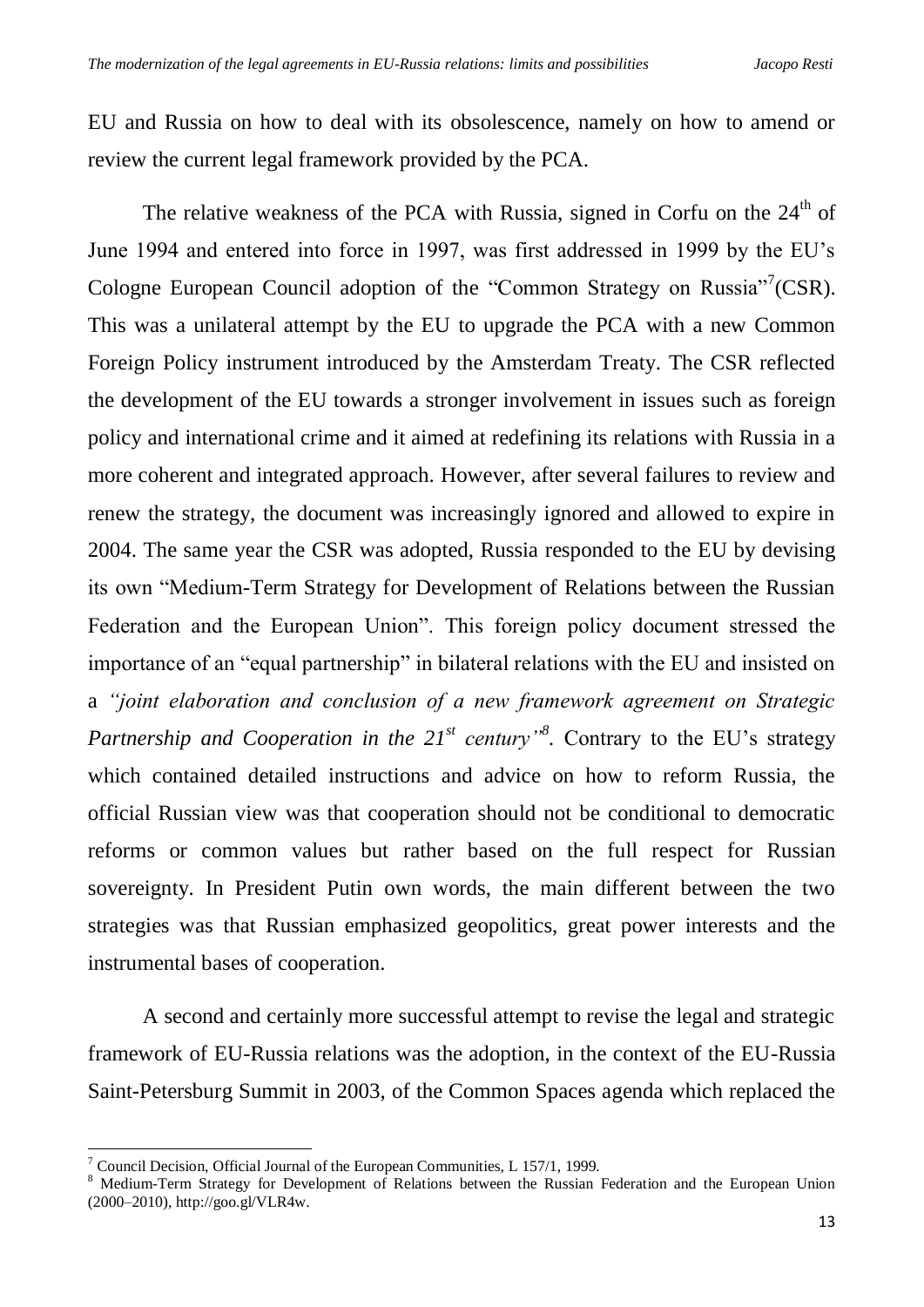EU and Russia on how to deal with its obsolescence, namely on how to amend or review the current legal framework provided by the PCA.

The relative weakness of the PCA with Russia, signed in Corfu on the 24th of June 1994 and entered into force in 1997, was first addressed in 1999 by the EU's Cologne European Council adoption of the "Common Strategy on Russia"[7](CSR). This was a unilateral attempt by the EU to upgrade the PCA with a new Common Foreign Policy instrument introduced by the Amsterdam Treaty. The CSR reflected the development of the EU towards a stronger involvement in issues such as foreign policy and international crime and it aimed at redefining its relations with Russia in a more coherent and integrated approach. However, after several failures to review and renew the strategy, the document was increasingly ignored and allowed to expire in 2004. The same year the CSR was adopted, Russia responded to the EU by devising its own "Medium-Term Strategy for Development of Relations between the Russian Federation and the European Union". This foreign policy document stressed the importance of an "equal partnership" in bilateral relations with the EU and insisted on a *"joint elaboration and conclusion of a new framework agreement on Strategic Partnership and Cooperation in the 21st century"*[8]. Contrary to the EU's strategy which contained detailed instructions and advice on how to reform Russia, the official Russian view was that cooperation should not be conditional to democratic reforms or common values but rather based on the full respect for Russian sovereignty. In President Putin own words, the main different between the two strategies was that Russian emphasized geopolitics, great power interests and the instrumental bases of cooperation.

A second and certainly more successful attempt to revise the legal and strategic framework of EU-Russia relations was the adoption, in the context of the EU-Russia Saint-Petersburg Summit in 2003, of the Common Spaces agenda which replaced the

[7] Council Decision, Official Journal of the European Communities, L 157/1, 1999.

[8] Medium-Term Strategy for Development of Relations between the Russian Federation and the European Union (2000–2010), http://goo.gl/VLR4w.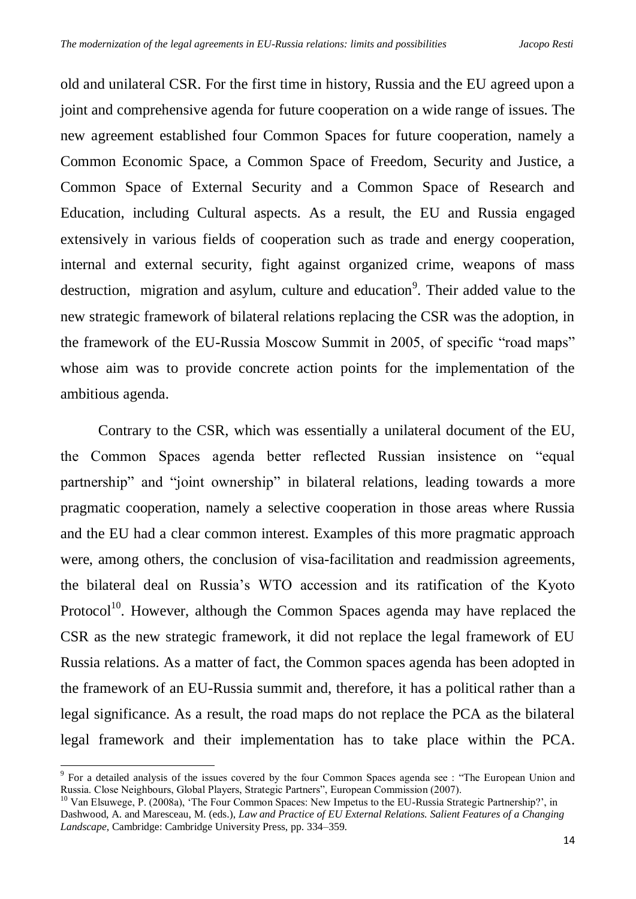old and unilateral CSR. For the first time in history, Russia and the EU agreed upon a joint and comprehensive agenda for future cooperation on a wide range of issues. The new agreement established four Common Spaces for future cooperation, namely a Common Economic Space, a Common Space of Freedom, Security and Justice, a Common Space of External Security and a Common Space of Research and Education, including Cultural aspects. As a result, the EU and Russia engaged extensively in various fields of cooperation such as trade and energy cooperation, internal and external security, fight against organized crime, weapons of mass destruction, migration and asylum, culture and education[9]. Their added value to the new strategic framework of bilateral relations replacing the CSR was the adoption, in the framework of the EU-Russia Moscow Summit in 2005, of specific "road maps" whose aim was to provide concrete action points for the implementation of the ambitious agenda.

Contrary to the CSR, which was essentially a unilateral document of the EU, the Common Spaces agenda better reflected Russian insistence on "equal partnership" and "joint ownership" in bilateral relations, leading towards a more pragmatic cooperation, namely a selective cooperation in those areas where Russia and the EU had a clear common interest. Examples of this more pragmatic approach were, among others, the conclusion of visa-facilitation and readmission agreements, the bilateral deal on Russia's WTO accession and its ratification of the Kyoto Protocol[10]. However, although the Common Spaces agenda may have replaced the CSR as the new strategic framework, it did not replace the legal framework of EU Russia relations. As a matter of fact, the Common spaces agenda has been adopted in the framework of an EU-Russia summit and, therefore, it has a political rather than a legal significance. As a result, the road maps do not replace the PCA as the bilateral legal framework and their implementation has to take place within the PCA.

---

[9] For a detailed analysis of the issues covered by the four Common Spaces agenda see : "The European Union and Russia. Close Neighbours, Global Players, Strategic Partners", European Commission (2007).

[10] Van Elsuwege, P. (2008a), 'The Four Common Spaces: New Impetus to the EU-Russia Strategic Partnership?', in Dashwood, A. and Maresceau, M. (eds.), *Law and Practice of EU External Relations. Salient Features of a Changing Landscape*, Cambridge: Cambridge University Press, pp. 334–359.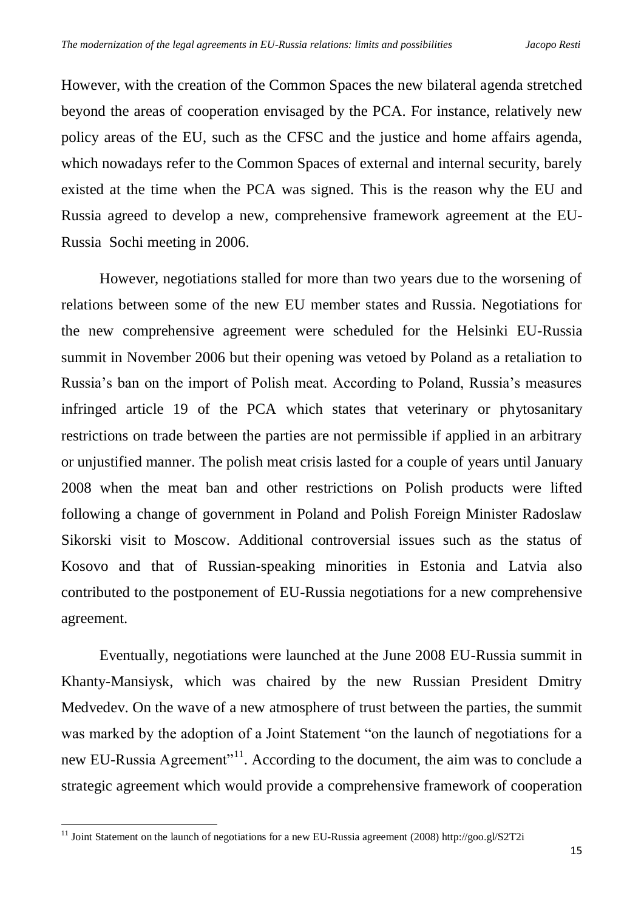However, with the creation of the Common Spaces the new bilateral agenda stretched beyond the areas of cooperation envisaged by the PCA. For instance, relatively new policy areas of the EU, such as the CFSC and the justice and home affairs agenda, which nowadays refer to the Common Spaces of external and internal security, barely existed at the time when the PCA was signed. This is the reason why the EU and Russia agreed to develop a new, comprehensive framework agreement at the EU-Russia Sochi meeting in 2006.

However, negotiations stalled for more than two years due to the worsening of relations between some of the new EU member states and Russia. Negotiations for the new comprehensive agreement were scheduled for the Helsinki EU-Russia summit in November 2006 but their opening was vetoed by Poland as a retaliation to Russia's ban on the import of Polish meat. According to Poland, Russia's measures infringed article 19 of the PCA which states that veterinary or phytosanitary restrictions on trade between the parties are not permissible if applied in an arbitrary or unjustified manner. The polish meat crisis lasted for a couple of years until January 2008 when the meat ban and other restrictions on Polish products were lifted following a change of government in Poland and Polish Foreign Minister Radoslaw Sikorski visit to Moscow. Additional controversial issues such as the status of Kosovo and that of Russian-speaking minorities in Estonia and Latvia also contributed to the postponement of EU-Russia negotiations for a new comprehensive agreement.

Eventually, negotiations were launched at the June 2008 EU-Russia summit in Khanty-Mansiysk, which was chaired by the new Russian President Dmitry Medvedev. On the wave of a new atmosphere of trust between the parties, the summit was marked by the adoption of a Joint Statement "on the launch of negotiations for a new EU-Russia Agreement"[11]. According to the document, the aim was to conclude a strategic agreement which would provide a comprehensive framework of cooperation

[11] Joint Statement on the launch of negotiations for a new EU-Russia agreement (2008) http://goo.gl/S2T2i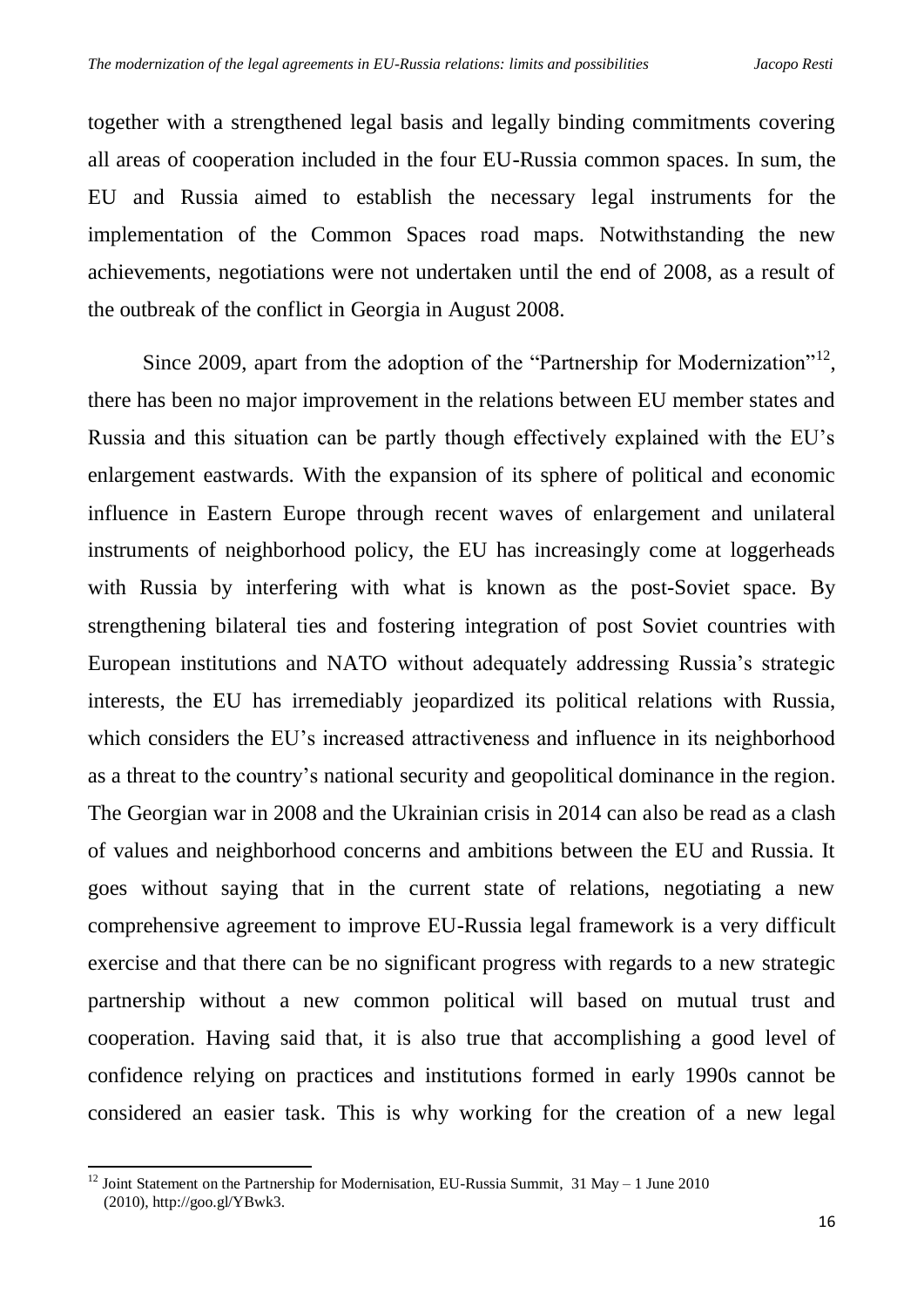together with a strengthened legal basis and legally binding commitments covering all areas of cooperation included in the four EU-Russia common spaces. In sum, the EU and Russia aimed to establish the necessary legal instruments for the implementation of the Common Spaces road maps. Notwithstanding the new achievements, negotiations were not undertaken until the end of 2008, as a result of the outbreak of the conflict in Georgia in August 2008.

Since 2009, apart from the adoption of the "Partnership for Modernization"[12], there has been no major improvement in the relations between EU member states and Russia and this situation can be partly though effectively explained with the EU's enlargement eastwards. With the expansion of its sphere of political and economic influence in Eastern Europe through recent waves of enlargement and unilateral instruments of neighborhood policy, the EU has increasingly come at loggerheads with Russia by interfering with what is known as the post-Soviet space. By strengthening bilateral ties and fostering integration of post Soviet countries with European institutions and NATO without adequately addressing Russia's strategic interests, the EU has irremediably jeopardized its political relations with Russia, which considers the EU's increased attractiveness and influence in its neighborhood as a threat to the country's national security and geopolitical dominance in the region. The Georgian war in 2008 and the Ukrainian crisis in 2014 can also be read as a clash of values and neighborhood concerns and ambitions between the EU and Russia. It goes without saying that in the current state of relations, negotiating a new comprehensive agreement to improve EU-Russia legal framework is a very difficult exercise and that there can be no significant progress with regards to a new strategic partnership without a new common political will based on mutual trust and cooperation. Having said that, it is also true that accomplishing a good level of confidence relying on practices and institutions formed in early 1990s cannot be considered an easier task. This is why working for the creation of a new legal

[12] Joint Statement on the Partnership for Modernisation, EU-Russia Summit, 31 May – 1 June 2010 (2010), http://goo.gl/YBwk3.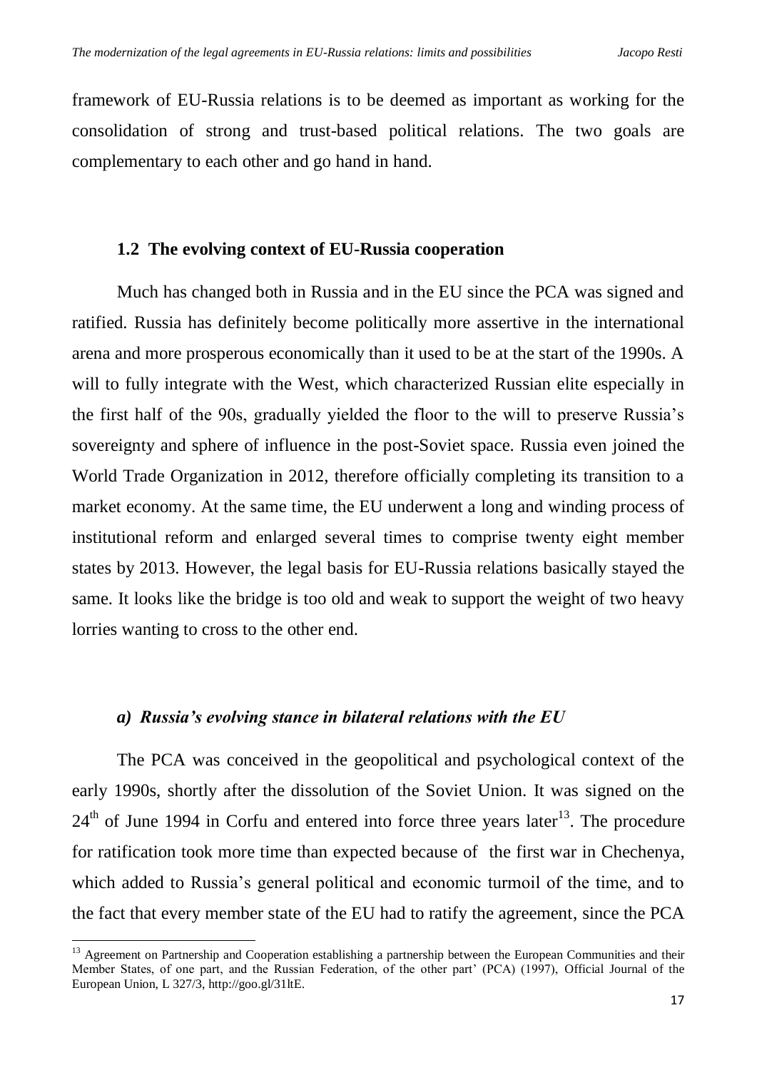framework of EU-Russia relations is to be deemed as important as working for the consolidation of strong and trust-based political relations. The two goals are complementary to each other and go hand in hand.

### 1.2 The evolving context of EU-Russia cooperation

Much has changed both in Russia and in the EU since the PCA was signed and ratified. Russia has definitely become politically more assertive in the international arena and more prosperous economically than it used to be at the start of the 1990s. A will to fully integrate with the West, which characterized Russian elite especially in the first half of the 90s, gradually yielded the floor to the will to preserve Russia's sovereignty and sphere of influence in the post-Soviet space. Russia even joined the World Trade Organization in 2012, therefore officially completing its transition to a market economy. At the same time, the EU underwent a long and winding process of institutional reform and enlarged several times to comprise twenty eight member states by 2013. However, the legal basis for EU-Russia relations basically stayed the same. It looks like the bridge is too old and weak to support the weight of two heavy lorries wanting to cross to the other end.

#### *a) Russia's evolving stance in bilateral relations with the EU*

The PCA was conceived in the geopolitical and psychological context of the early 1990s, shortly after the dissolution of the Soviet Union. It was signed on the 24th of June 1994 in Corfu and entered into force three years later[13]. The procedure for ratification took more time than expected because of the first war in Chechenya, which added to Russia's general political and economic turmoil of the time, and to the fact that every member state of the EU had to ratify the agreement, since the PCA

---

[13] Agreement on Partnership and Cooperation establishing a partnership between the European Communities and their Member States, of one part, and the Russian Federation, of the other part' (PCA) (1997), Official Journal of the European Union, L 327/3, http://goo.gl/31ltE.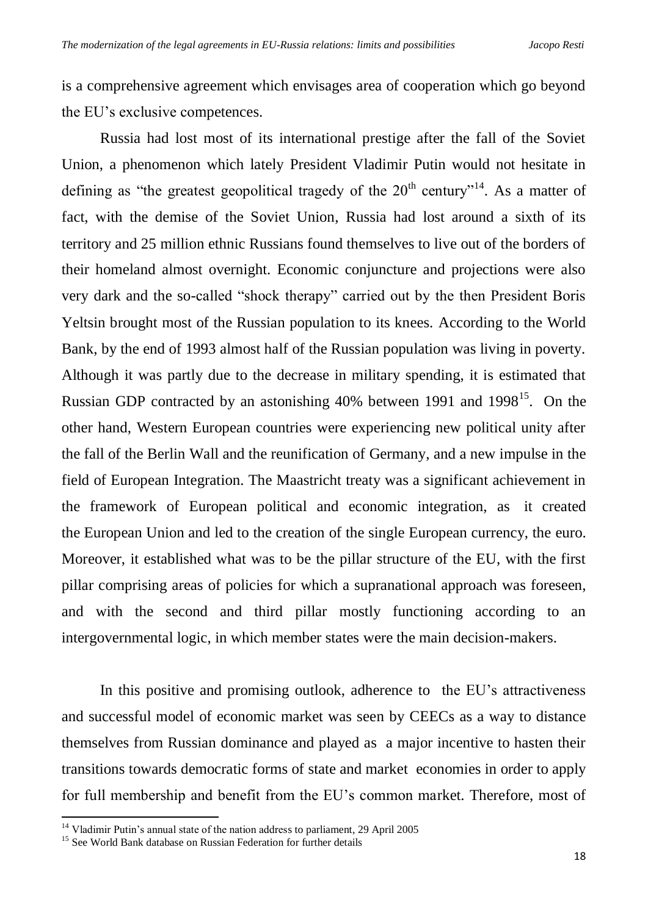is a comprehensive agreement which envisages area of cooperation which go beyond the EU's exclusive competences.

Russia had lost most of its international prestige after the fall of the Soviet Union, a phenomenon which lately President Vladimir Putin would not hesitate in defining as "the greatest geopolitical tragedy of the 20th century"[14]. As a matter of fact, with the demise of the Soviet Union, Russia had lost around a sixth of its territory and 25 million ethnic Russians found themselves to live out of the borders of their homeland almost overnight. Economic conjuncture and projections were also very dark and the so-called "shock therapy" carried out by the then President Boris Yeltsin brought most of the Russian population to its knees. According to the World Bank, by the end of 1993 almost half of the Russian population was living in poverty. Although it was partly due to the decrease in military spending, it is estimated that Russian GDP contracted by an astonishing 40% between 1991 and 1998[15]. On the other hand, Western European countries were experiencing new political unity after the fall of the Berlin Wall and the reunification of Germany, and a new impulse in the field of European Integration. The Maastricht treaty was a significant achievement in the framework of European political and economic integration, as it created the European Union and led to the creation of the single European currency, the euro. Moreover, it established what was to be the pillar structure of the EU, with the first pillar comprising areas of policies for which a supranational approach was foreseen, and with the second and third pillar mostly functioning according to an intergovernmental logic, in which member states were the main decision-makers.

In this positive and promising outlook, adherence to the EU's attractiveness and successful model of economic market was seen by CEECs as a way to distance themselves from Russian dominance and played as a major incentive to hasten their transitions towards democratic forms of state and market economies in order to apply for full membership and benefit from the EU's common market. Therefore, most of

---

[14] Vladimir Putin's annual state of the nation address to parliament, 29 April 2005

[15] See World Bank database on Russian Federation for further details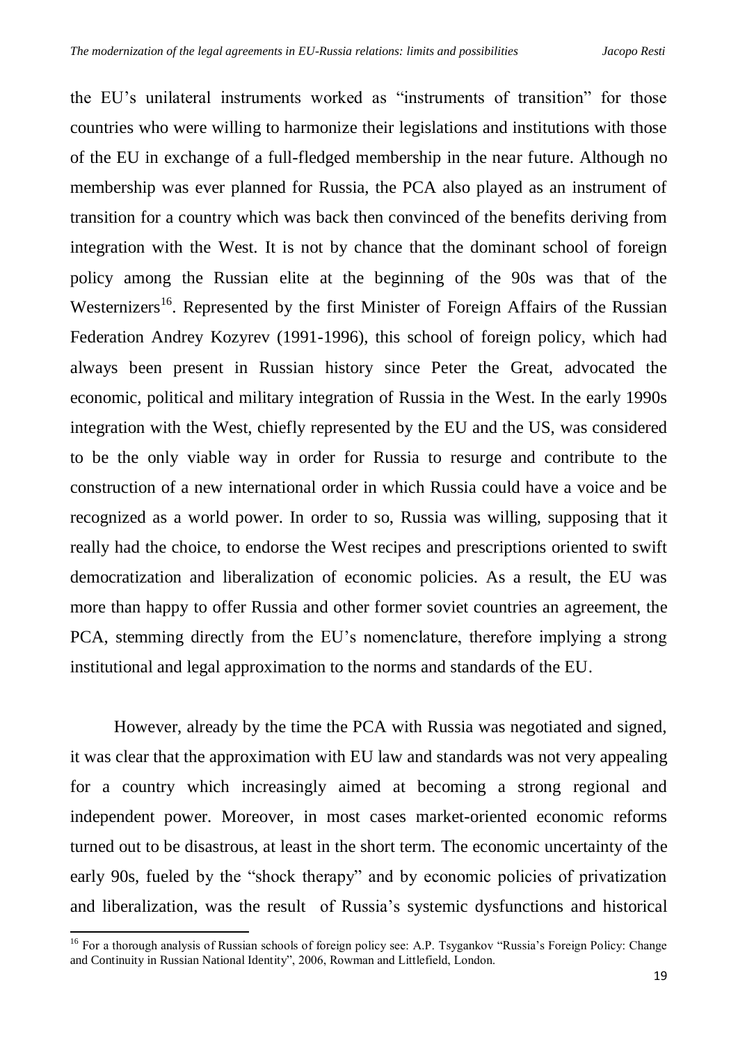the EU's unilateral instruments worked as "instruments of transition" for those countries who were willing to harmonize their legislations and institutions with those of the EU in exchange of a full-fledged membership in the near future. Although no membership was ever planned for Russia, the PCA also played as an instrument of transition for a country which was back then convinced of the benefits deriving from integration with the West. It is not by chance that the dominant school of foreign policy among the Russian elite at the beginning of the 90s was that of the Westernizers[16]. Represented by the first Minister of Foreign Affairs of the Russian Federation Andrey Kozyrev (1991-1996), this school of foreign policy, which had always been present in Russian history since Peter the Great, advocated the economic, political and military integration of Russia in the West. In the early 1990s integration with the West, chiefly represented by the EU and the US, was considered to be the only viable way in order for Russia to resurge and contribute to the construction of a new international order in which Russia could have a voice and be recognized as a world power. In order to so, Russia was willing, supposing that it really had the choice, to endorse the West recipes and prescriptions oriented to swift democratization and liberalization of economic policies. As a result, the EU was more than happy to offer Russia and other former soviet countries an agreement, the PCA, stemming directly from the EU's nomenclature, therefore implying a strong institutional and legal approximation to the norms and standards of the EU.

However, already by the time the PCA with Russia was negotiated and signed, it was clear that the approximation with EU law and standards was not very appealing for a country which increasingly aimed at becoming a strong regional and independent power. Moreover, in most cases market-oriented economic reforms turned out to be disastrous, at least in the short term. The economic uncertainty of the early 90s, fueled by the "shock therapy" and by economic policies of privatization and liberalization, was the result of Russia's systemic dysfunctions and historical

[16] For a thorough analysis of Russian schools of foreign policy see: A.P. Tsygankov "Russia's Foreign Policy: Change and Continuity in Russian National Identity", 2006, Rowman and Littlefield, London.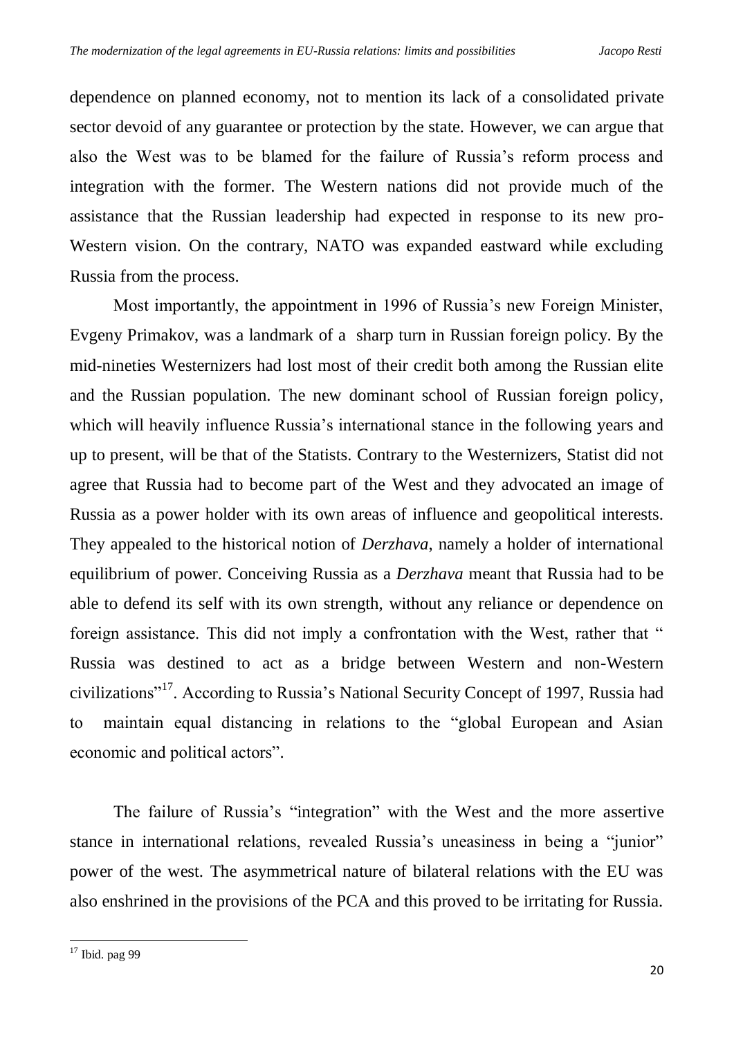dependence on planned economy, not to mention its lack of a consolidated private sector devoid of any guarantee or protection by the state. However, we can argue that also the West was to be blamed for the failure of Russia's reform process and integration with the former. The Western nations did not provide much of the assistance that the Russian leadership had expected in response to its new pro-Western vision. On the contrary, NATO was expanded eastward while excluding Russia from the process.

Most importantly, the appointment in 1996 of Russia's new Foreign Minister, Evgeny Primakov, was a landmark of a sharp turn in Russian foreign policy. By the mid-nineties Westernizers had lost most of their credit both among the Russian elite and the Russian population. The new dominant school of Russian foreign policy, which will heavily influence Russia's international stance in the following years and up to present, will be that of the Statists. Contrary to the Westernizers, Statist did not agree that Russia had to become part of the West and they advocated an image of Russia as a power holder with its own areas of influence and geopolitical interests. They appealed to the historical notion of *Derzhava*, namely a holder of international equilibrium of power. Conceiving Russia as a *Derzhava* meant that Russia had to be able to defend its self with its own strength, without any reliance or dependence on foreign assistance. This did not imply a confrontation with the West, rather that " Russia was destined to act as a bridge between Western and non-Western civilizations"[17]. According to Russia's National Security Concept of 1997, Russia had to maintain equal distancing in relations to the "global European and Asian economic and political actors".

The failure of Russia's "integration" with the West and the more assertive stance in international relations, revealed Russia's uneasiness in being a "junior" power of the west. The asymmetrical nature of bilateral relations with the EU was also enshrined in the provisions of the PCA and this proved to be irritating for Russia.

---

[17] Ibid. pag 99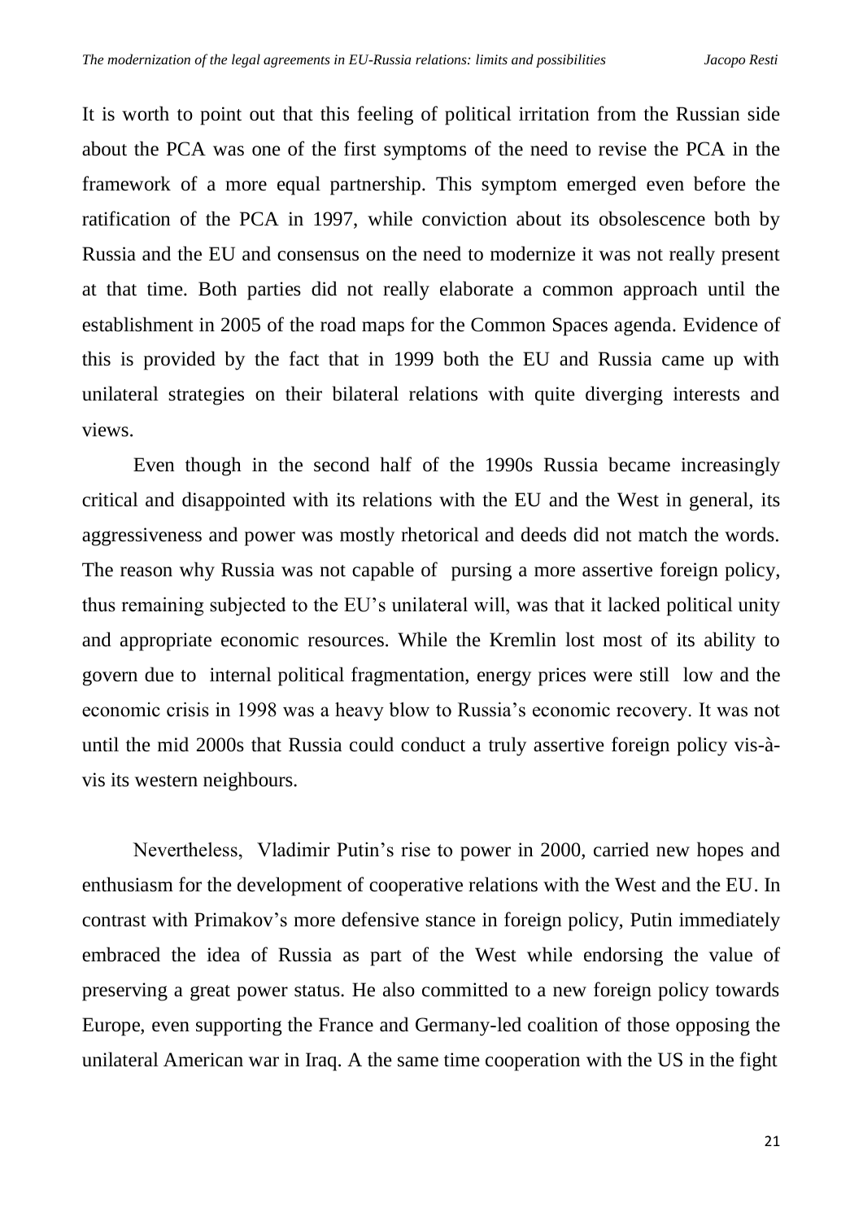It is worth to point out that this feeling of political irritation from the Russian side about the PCA was one of the first symptoms of the need to revise the PCA in the framework of a more equal partnership. This symptom emerged even before the ratification of the PCA in 1997, while conviction about its obsolescence both by Russia and the EU and consensus on the need to modernize it was not really present at that time. Both parties did not really elaborate a common approach until the establishment in 2005 of the road maps for the Common Spaces agenda. Evidence of this is provided by the fact that in 1999 both the EU and Russia came up with unilateral strategies on their bilateral relations with quite diverging interests and views.

Even though in the second half of the 1990s Russia became increasingly critical and disappointed with its relations with the EU and the West in general, its aggressiveness and power was mostly rhetorical and deeds did not match the words. The reason why Russia was not capable of pursing a more assertive foreign policy, thus remaining subjected to the EU's unilateral will, was that it lacked political unity and appropriate economic resources. While the Kremlin lost most of its ability to govern due to internal political fragmentation, energy prices were still low and the economic crisis in 1998 was a heavy blow to Russia's economic recovery. It was not until the mid 2000s that Russia could conduct a truly assertive foreign policy vis-à-vis its western neighbours.

Nevertheless, Vladimir Putin's rise to power in 2000, carried new hopes and enthusiasm for the development of cooperative relations with the West and the EU. In contrast with Primakov's more defensive stance in foreign policy, Putin immediately embraced the idea of Russia as part of the West while endorsing the value of preserving a great power status. He also committed to a new foreign policy towards Europe, even supporting the France and Germany-led coalition of those opposing the unilateral American war in Iraq. A the same time cooperation with the US in the fight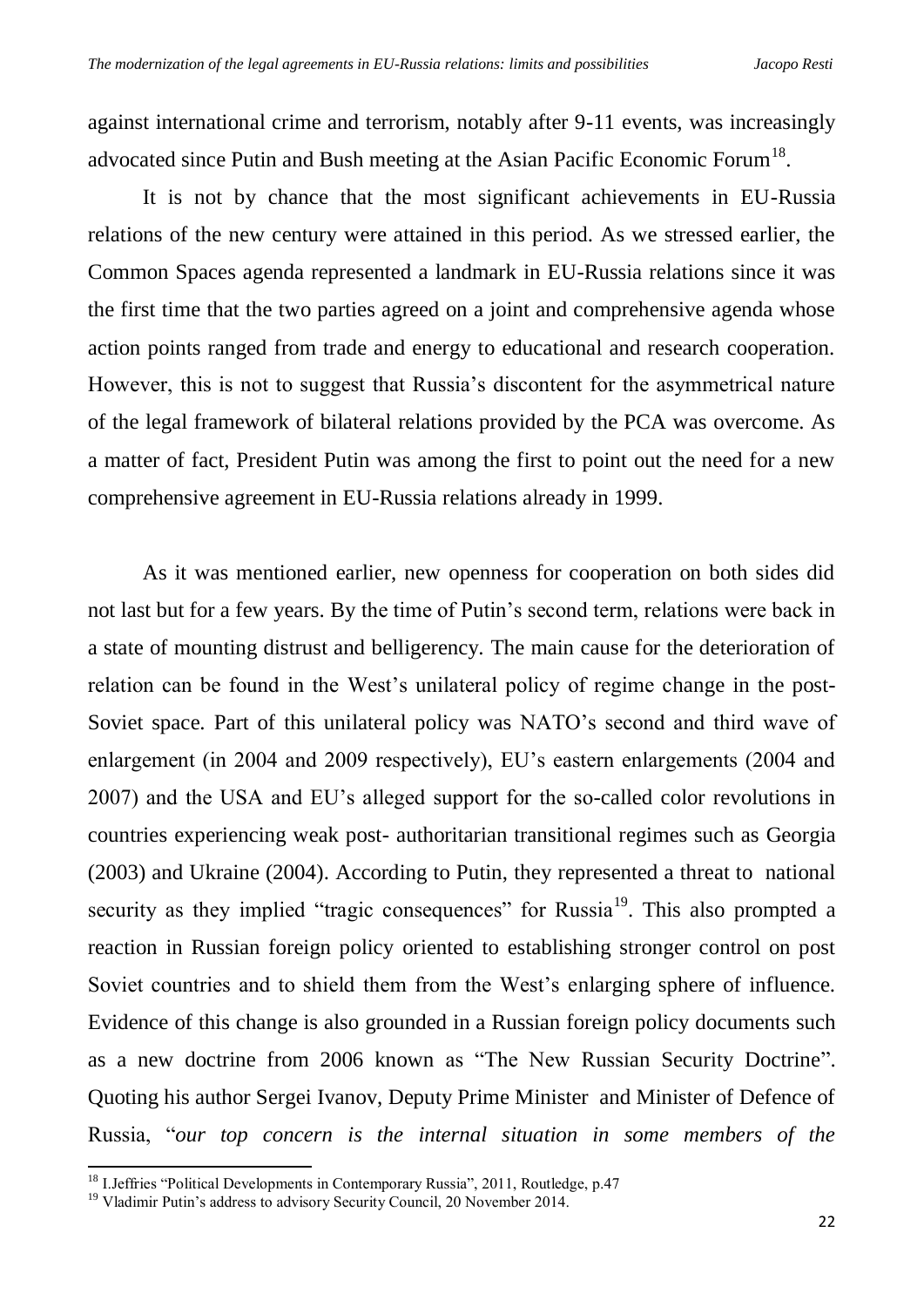against international crime and terrorism, notably after 9-11 events, was increasingly advocated since Putin and Bush meeting at the Asian Pacific Economic Forum[18].

It is not by chance that the most significant achievements in EU-Russia relations of the new century were attained in this period. As we stressed earlier, the Common Spaces agenda represented a landmark in EU-Russia relations since it was the first time that the two parties agreed on a joint and comprehensive agenda whose action points ranged from trade and energy to educational and research cooperation. However, this is not to suggest that Russia's discontent for the asymmetrical nature of the legal framework of bilateral relations provided by the PCA was overcome. As a matter of fact, President Putin was among the first to point out the need for a new comprehensive agreement in EU-Russia relations already in 1999.

As it was mentioned earlier, new openness for cooperation on both sides did not last but for a few years. By the time of Putin's second term, relations were back in a state of mounting distrust and belligerency. The main cause for the deterioration of relation can be found in the West's unilateral policy of regime change in the post-Soviet space. Part of this unilateral policy was NATO's second and third wave of enlargement (in 2004 and 2009 respectively), EU's eastern enlargements (2004 and 2007) and the USA and EU's alleged support for the so-called color revolutions in countries experiencing weak post- authoritarian transitional regimes such as Georgia (2003) and Ukraine (2004). According to Putin, they represented a threat to national security as they implied "tragic consequences" for Russia[19]. This also prompted a reaction in Russian foreign policy oriented to establishing stronger control on post Soviet countries and to shield them from the West's enlarging sphere of influence. Evidence of this change is also grounded in a Russian foreign policy documents such as a new doctrine from 2006 known as "The New Russian Security Doctrine". Quoting his author Sergei Ivanov, Deputy Prime Minister and Minister of Defence of Russia, "*our top concern is the internal situation in some members of the*

[18] I.Jeffries "Political Developments in Contemporary Russia", 2011, Routledge, p.47

[19] Vladimir Putin's address to advisory Security Council, 20 November 2014.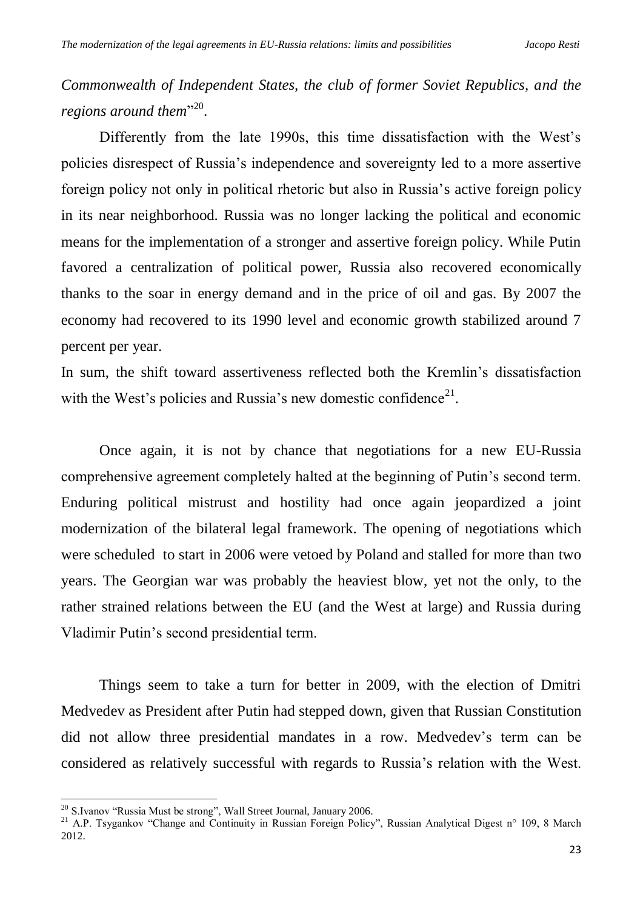*Commonwealth of Independent States, the club of former Soviet Republics, and the regions around them*"[20].

Differently from the late 1990s, this time dissatisfaction with the West's policies disrespect of Russia's independence and sovereignty led to a more assertive foreign policy not only in political rhetoric but also in Russia's active foreign policy in its near neighborhood. Russia was no longer lacking the political and economic means for the implementation of a stronger and assertive foreign policy. While Putin favored a centralization of political power, Russia also recovered economically thanks to the soar in energy demand and in the price of oil and gas. By 2007 the economy had recovered to its 1990 level and economic growth stabilized around 7 percent per year.

In sum, the shift toward assertiveness reflected both the Kremlin's dissatisfaction with the West's policies and Russia's new domestic confidence[21].

Once again, it is not by chance that negotiations for a new EU-Russia comprehensive agreement completely halted at the beginning of Putin's second term. Enduring political mistrust and hostility had once again jeopardized a joint modernization of the bilateral legal framework. The opening of negotiations which were scheduled to start in 2006 were vetoed by Poland and stalled for more than two years. The Georgian war was probably the heaviest blow, yet not the only, to the rather strained relations between the EU (and the West at large) and Russia during Vladimir Putin's second presidential term.

Things seem to take a turn for better in 2009, with the election of Dmitri Medvedev as President after Putin had stepped down, given that Russian Constitution did not allow three presidential mandates in a row. Medvedev's term can be considered as relatively successful with regards to Russia's relation with the West.

---

[20] S.Ivanov "Russia Must be strong", Wall Street Journal, January 2006.

[21] A.P. Tsygankov "Change and Continuity in Russian Foreign Policy", Russian Analytical Digest n° 109, 8 March 2012.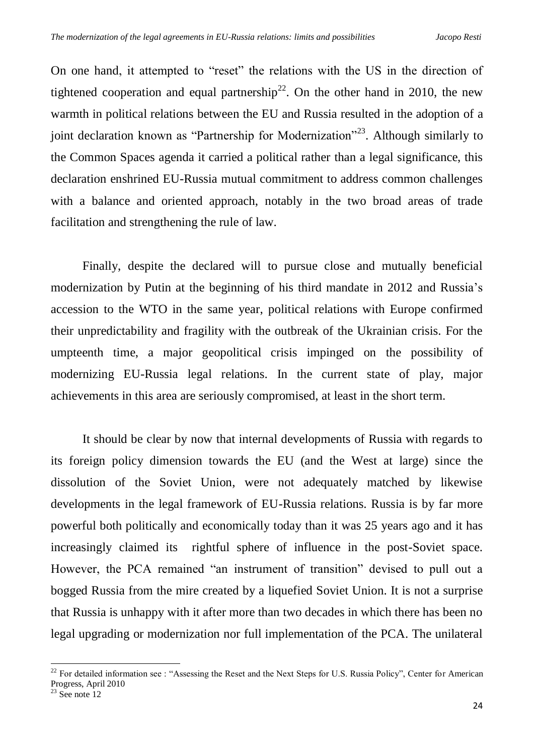On one hand, it attempted to "reset" the relations with the US in the direction of tightened cooperation and equal partnership[22]. On the other hand in 2010, the new warmth in political relations between the EU and Russia resulted in the adoption of a joint declaration known as "Partnership for Modernization"[23]. Although similarly to the Common Spaces agenda it carried a political rather than a legal significance, this declaration enshrined EU-Russia mutual commitment to address common challenges with a balance and oriented approach, notably in the two broad areas of trade facilitation and strengthening the rule of law.

Finally, despite the declared will to pursue close and mutually beneficial modernization by Putin at the beginning of his third mandate in 2012 and Russia's accession to the WTO in the same year, political relations with Europe confirmed their unpredictability and fragility with the outbreak of the Ukrainian crisis. For the umpteenth time, a major geopolitical crisis impinged on the possibility of modernizing EU-Russia legal relations. In the current state of play, major achievements in this area are seriously compromised, at least in the short term.

It should be clear by now that internal developments of Russia with regards to its foreign policy dimension towards the EU (and the West at large) since the dissolution of the Soviet Union, were not adequately matched by likewise developments in the legal framework of EU-Russia relations. Russia is by far more powerful both politically and economically today than it was 25 years ago and it has increasingly claimed its rightful sphere of influence in the post-Soviet space. However, the PCA remained "an instrument of transition" devised to pull out a bogged Russia from the mire created by a liquefied Soviet Union. It is not a surprise that Russia is unhappy with it after more than two decades in which there has been no legal upgrading or modernization nor full implementation of the PCA. The unilateral

[22] For detailed information see : "Assessing the Reset and the Next Steps for U.S. Russia Policy", Center for American Progress, April 2010

[23] See note 12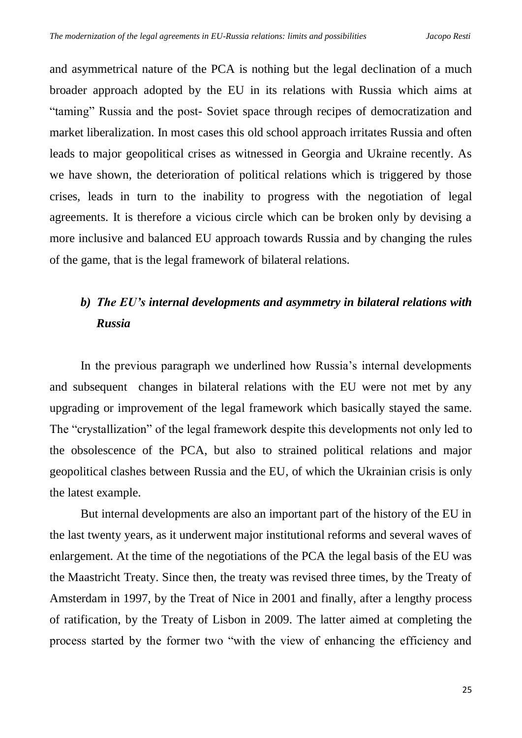and asymmetrical nature of the PCA is nothing but the legal declination of a much broader approach adopted by the EU in its relations with Russia which aims at "taming" Russia and the post- Soviet space through recipes of democratization and market liberalization. In most cases this old school approach irritates Russia and often leads to major geopolitical crises as witnessed in Georgia and Ukraine recently. As we have shown, the deterioration of political relations which is triggered by those crises, leads in turn to the inability to progress with the negotiation of legal agreements. It is therefore a vicious circle which can be broken only by devising a more inclusive and balanced EU approach towards Russia and by changing the rules of the game, that is the legal framework of bilateral relations.

### *b) The EU's internal developments and asymmetry in bilateral relations with Russia*

In the previous paragraph we underlined how Russia's internal developments and subsequent changes in bilateral relations with the EU were not met by any upgrading or improvement of the legal framework which basically stayed the same. The "crystallization" of the legal framework despite this developments not only led to the obsolescence of the PCA, but also to strained political relations and major geopolitical clashes between Russia and the EU, of which the Ukrainian crisis is only the latest example.

But internal developments are also an important part of the history of the EU in the last twenty years, as it underwent major institutional reforms and several waves of enlargement. At the time of the negotiations of the PCA the legal basis of the EU was the Maastricht Treaty. Since then, the treaty was revised three times, by the Treaty of Amsterdam in 1997, by the Treat of Nice in 2001 and finally, after a lengthy process of ratification, by the Treaty of Lisbon in 2009. The latter aimed at completing the process started by the former two "with the view of enhancing the efficiency and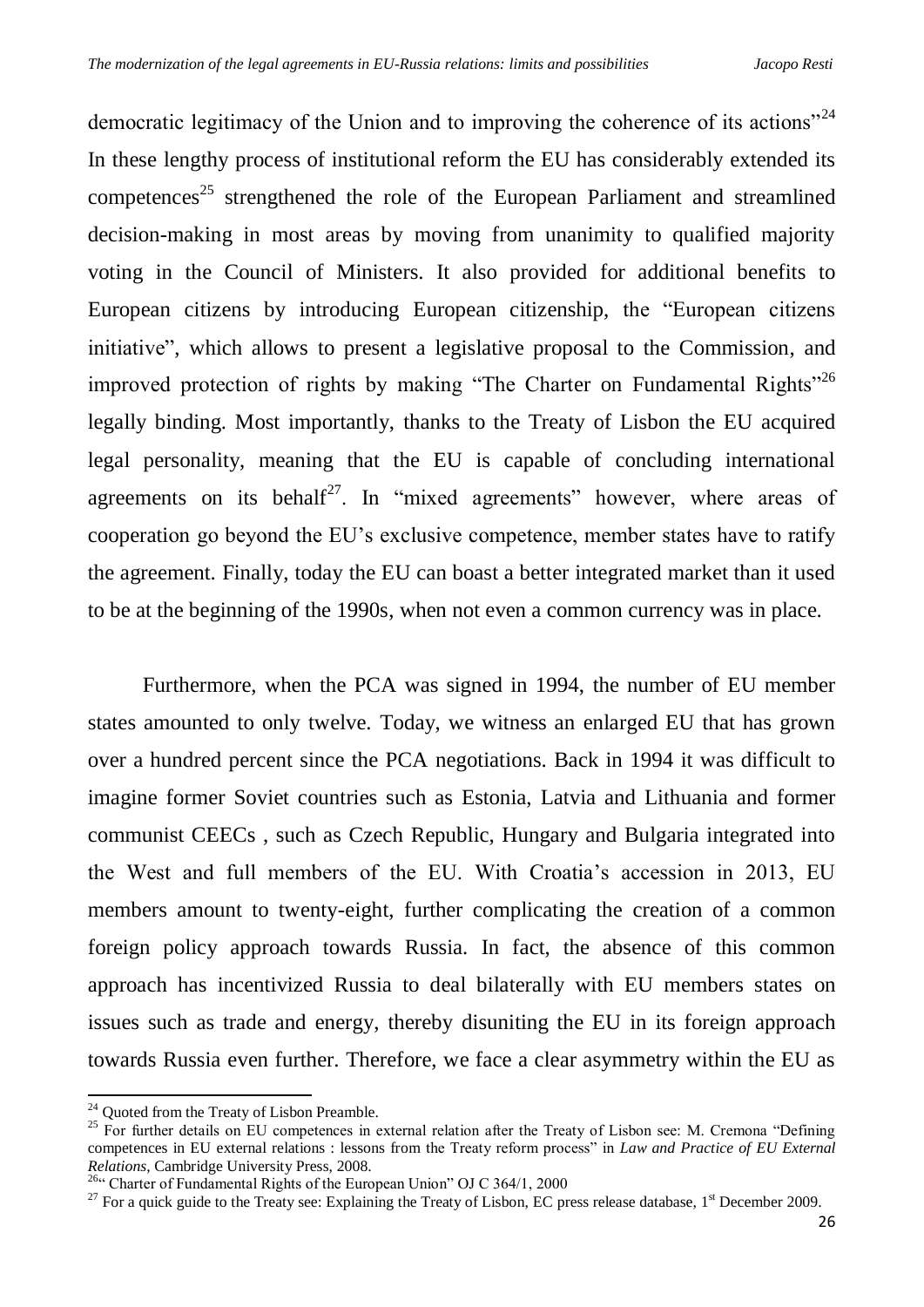democratic legitimacy of the Union and to improving the coherence of its actions"[24] In these lengthy process of institutional reform the EU has considerably extended its competences[25] strengthened the role of the European Parliament and streamlined decision-making in most areas by moving from unanimity to qualified majority voting in the Council of Ministers. It also provided for additional benefits to European citizens by introducing European citizenship, the "European citizens initiative", which allows to present a legislative proposal to the Commission, and improved protection of rights by making "The Charter on Fundamental Rights"[26] legally binding. Most importantly, thanks to the Treaty of Lisbon the EU acquired legal personality, meaning that the EU is capable of concluding international agreements on its behalf[27]. In "mixed agreements" however, where areas of cooperation go beyond the EU's exclusive competence, member states have to ratify the agreement. Finally, today the EU can boast a better integrated market than it used to be at the beginning of the 1990s, when not even a common currency was in place.

Furthermore, when the PCA was signed in 1994, the number of EU member states amounted to only twelve. Today, we witness an enlarged EU that has grown over a hundred percent since the PCA negotiations. Back in 1994 it was difficult to imagine former Soviet countries such as Estonia, Latvia and Lithuania and former communist CEECs , such as Czech Republic, Hungary and Bulgaria integrated into the West and full members of the EU. With Croatia's accession in 2013, EU members amount to twenty-eight, further complicating the creation of a common foreign policy approach towards Russia. In fact, the absence of this common approach has incentivized Russia to deal bilaterally with EU members states on issues such as trade and energy, thereby disuniting the EU in its foreign approach towards Russia even further. Therefore, we face a clear asymmetry within the EU as

---

[24] Quoted from the Treaty of Lisbon Preamble.

[25] For further details on EU competences in external relation after the Treaty of Lisbon see: M. Cremona "Defining competences in EU external relations : lessons from the Treaty reform process" in *Law and Practice of EU External Relations*, Cambridge University Press, 2008.

[26] " Charter of Fundamental Rights of the European Union" OJ C 364/1, 2000

[27] For a quick guide to the Treaty see: Explaining the Treaty of Lisbon, EC press release database, 1st December 2009.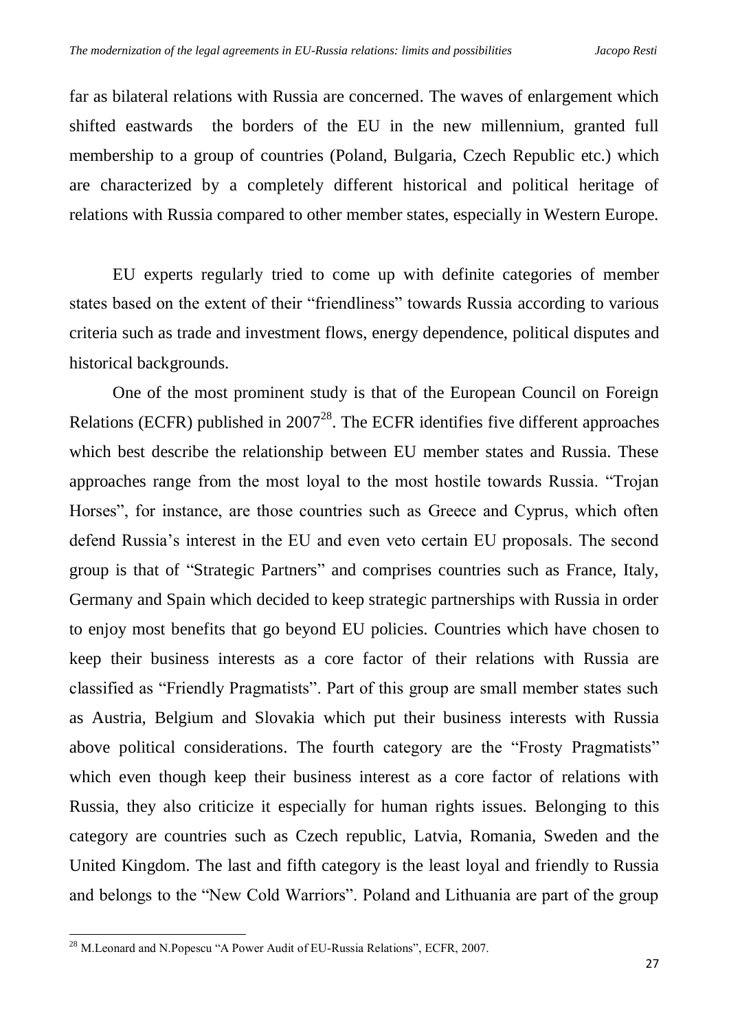far as bilateral relations with Russia are concerned. The waves of enlargement which shifted eastwards the borders of the EU in the new millennium, granted full membership to a group of countries (Poland, Bulgaria, Czech Republic etc.) which are characterized by a completely different historical and political heritage of relations with Russia compared to other member states, especially in Western Europe.

EU experts regularly tried to come up with definite categories of member states based on the extent of their "friendliness" towards Russia according to various criteria such as trade and investment flows, energy dependence, political disputes and historical backgrounds.

One of the most prominent study is that of the European Council on Foreign Relations (ECFR) published in 2007[28]. The ECFR identifies five different approaches which best describe the relationship between EU member states and Russia. These approaches range from the most loyal to the most hostile towards Russia. "Trojan Horses", for instance, are those countries such as Greece and Cyprus, which often defend Russia's interest in the EU and even veto certain EU proposals. The second group is that of "Strategic Partners" and comprises countries such as France, Italy, Germany and Spain which decided to keep strategic partnerships with Russia in order to enjoy most benefits that go beyond EU policies. Countries which have chosen to keep their business interests as a core factor of their relations with Russia are classified as "Friendly Pragmatists". Part of this group are small member states such as Austria, Belgium and Slovakia which put their business interests with Russia above political considerations. The fourth category are the "Frosty Pragmatists" which even though keep their business interest as a core factor of relations with Russia, they also criticize it especially for human rights issues. Belonging to this category are countries such as Czech republic, Latvia, Romania, Sweden and the United Kingdom. The last and fifth category is the least loyal and friendly to Russia and belongs to the "New Cold Warriors". Poland and Lithuania are part of the group

[28] M.Leonard and N.Popescu "A Power Audit of EU-Russia Relations", ECFR, 2007.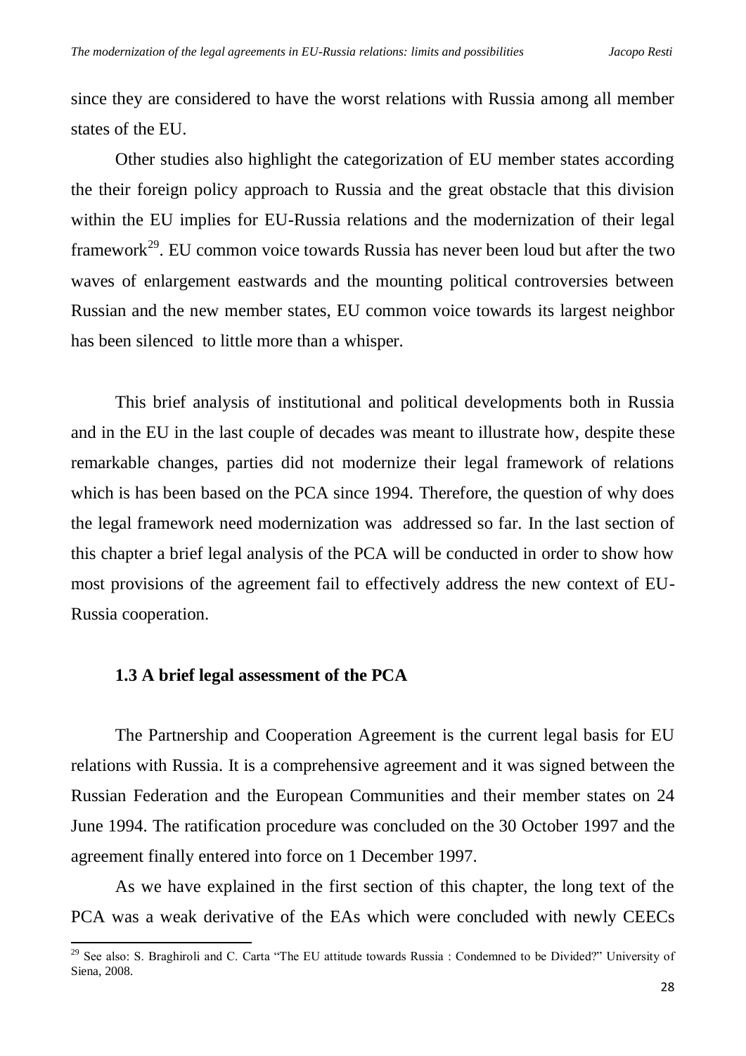since they are considered to have the worst relations with Russia among all member states of the EU.

Other studies also highlight the categorization of EU member states according the their foreign policy approach to Russia and the great obstacle that this division within the EU implies for EU-Russia relations and the modernization of their legal framework[29]. EU common voice towards Russia has never been loud but after the two waves of enlargement eastwards and the mounting political controversies between Russian and the new member states, EU common voice towards its largest neighbor has been silenced to little more than a whisper.

This brief analysis of institutional and political developments both in Russia and in the EU in the last couple of decades was meant to illustrate how, despite these remarkable changes, parties did not modernize their legal framework of relations which is has been based on the PCA since 1994. Therefore, the question of why does the legal framework need modernization was addressed so far. In the last section of this chapter a brief legal analysis of the PCA will be conducted in order to show how most provisions of the agreement fail to effectively address the new context of EU-Russia cooperation.

### 1.3 A brief legal assessment of the PCA

The Partnership and Cooperation Agreement is the current legal basis for EU relations with Russia. It is a comprehensive agreement and it was signed between the Russian Federation and the European Communities and their member states on 24 June 1994. The ratification procedure was concluded on the 30 October 1997 and the agreement finally entered into force on 1 December 1997.

As we have explained in the first section of this chapter, the long text of the PCA was a weak derivative of the EAs which were concluded with newly CEECs

[29] See also: S. Braghiroli and C. Carta "The EU attitude towards Russia : Condemned to be Divided?" University of Siena, 2008.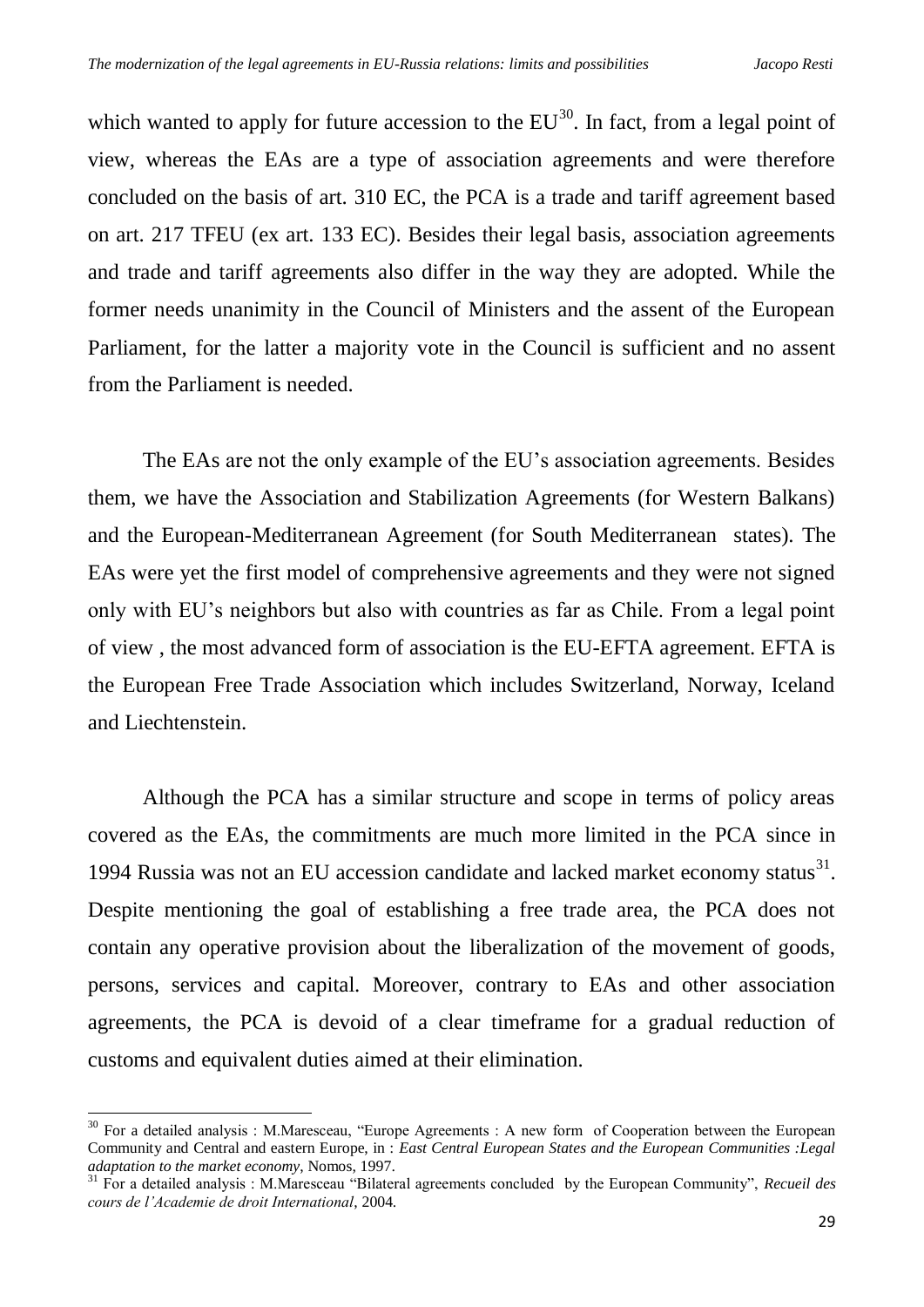which wanted to apply for future accession to the EU[30]. In fact, from a legal point of view, whereas the EAs are a type of association agreements and were therefore concluded on the basis of art. 310 EC, the PCA is a trade and tariff agreement based on art. 217 TFEU (ex art. 133 EC). Besides their legal basis, association agreements and trade and tariff agreements also differ in the way they are adopted. While the former needs unanimity in the Council of Ministers and the assent of the European Parliament, for the latter a majority vote in the Council is sufficient and no assent from the Parliament is needed.

The EAs are not the only example of the EU's association agreements. Besides them, we have the Association and Stabilization Agreements (for Western Balkans) and the European-Mediterranean Agreement (for South Mediterranean states). The EAs were yet the first model of comprehensive agreements and they were not signed only with EU's neighbors but also with countries as far as Chile. From a legal point of view , the most advanced form of association is the EU-EFTA agreement. EFTA is the European Free Trade Association which includes Switzerland, Norway, Iceland and Liechtenstein.

Although the PCA has a similar structure and scope in terms of policy areas covered as the EAs, the commitments are much more limited in the PCA since in 1994 Russia was not an EU accession candidate and lacked market economy status[31]. Despite mentioning the goal of establishing a free trade area, the PCA does not contain any operative provision about the liberalization of the movement of goods, persons, services and capital. Moreover, contrary to EAs and other association agreements, the PCA is devoid of a clear timeframe for a gradual reduction of customs and equivalent duties aimed at their elimination.

---

[30] For a detailed analysis : M.Marescеau, "Europe Agreements : A new form of Cooperation between the European Community and Central and eastern Europe, in : *East Central European States and the European Communities :Legal adaptation to the market economy*, Nomos, 1997.

[31] For a detailed analysis : M.Maresceau "Bilateral agreements concluded by the European Community", *Recueil des cours de l'Academie de droit International*, 2004.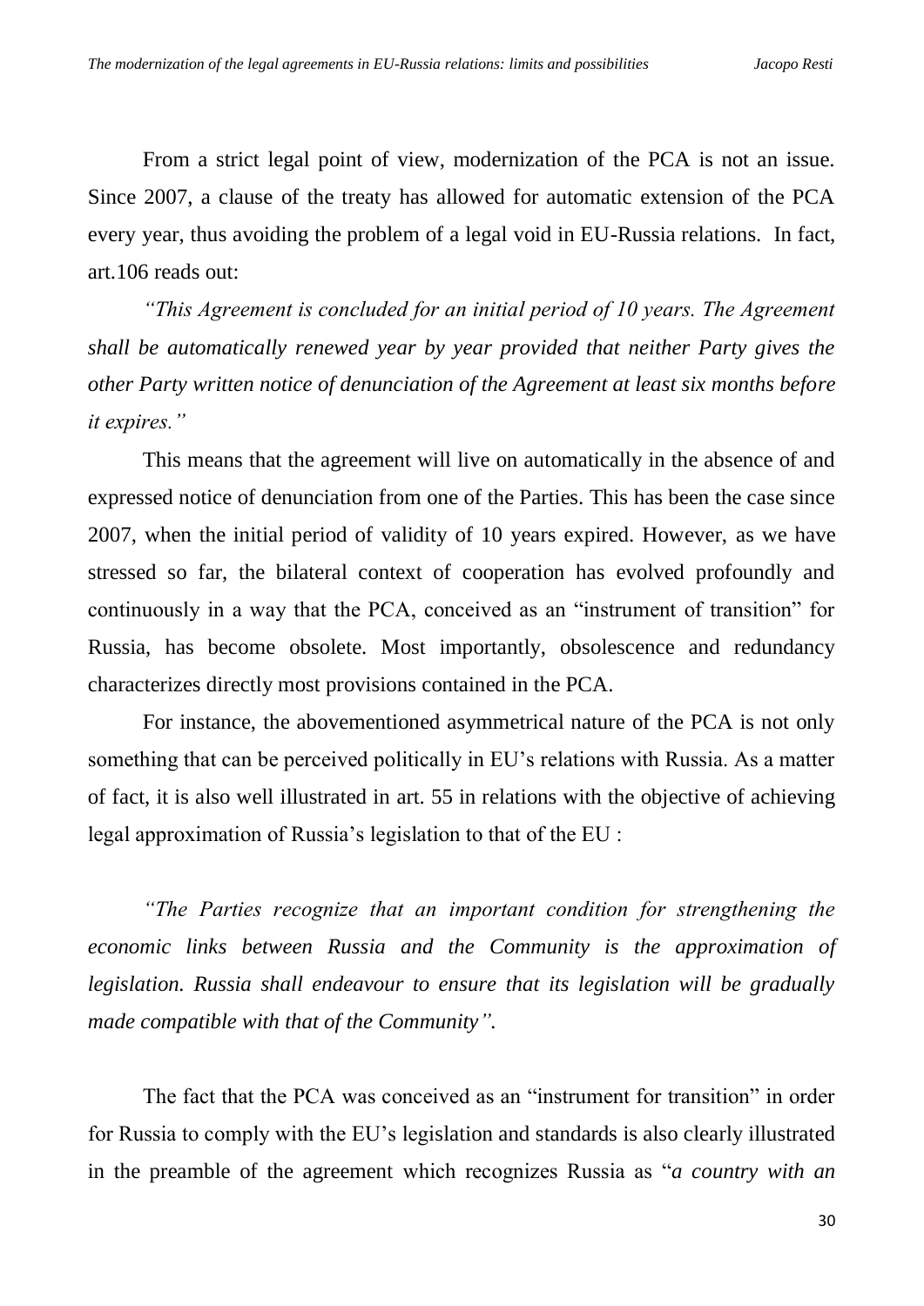From a strict legal point of view, modernization of the PCA is not an issue. Since 2007, a clause of the treaty has allowed for automatic extension of the PCA every year, thus avoiding the problem of a legal void in EU-Russia relations. In fact, art.106 reads out:

*"This Agreement is concluded for an initial period of 10 years. The Agreement shall be automatically renewed year by year provided that neither Party gives the other Party written notice of denunciation of the Agreement at least six months before it expires."*

This means that the agreement will live on automatically in the absence of and expressed notice of denunciation from one of the Parties. This has been the case since 2007, when the initial period of validity of 10 years expired. However, as we have stressed so far, the bilateral context of cooperation has evolved profoundly and continuously in a way that the PCA, conceived as an "instrument of transition" for Russia, has become obsolete. Most importantly, obsolescence and redundancy characterizes directly most provisions contained in the PCA.

For instance, the abovementioned asymmetrical nature of the PCA is not only something that can be perceived politically in EU's relations with Russia. As a matter of fact, it is also well illustrated in art. 55 in relations with the objective of achieving legal approximation of Russia's legislation to that of the EU :

*"The Parties recognize that an important condition for strengthening the economic links between Russia and the Community is the approximation of legislation. Russia shall endeavour to ensure that its legislation will be gradually made compatible with that of the Community".*

The fact that the PCA was conceived as an "instrument for transition" in order for Russia to comply with the EU's legislation and standards is also clearly illustrated in the preamble of the agreement which recognizes Russia as "*a country with an*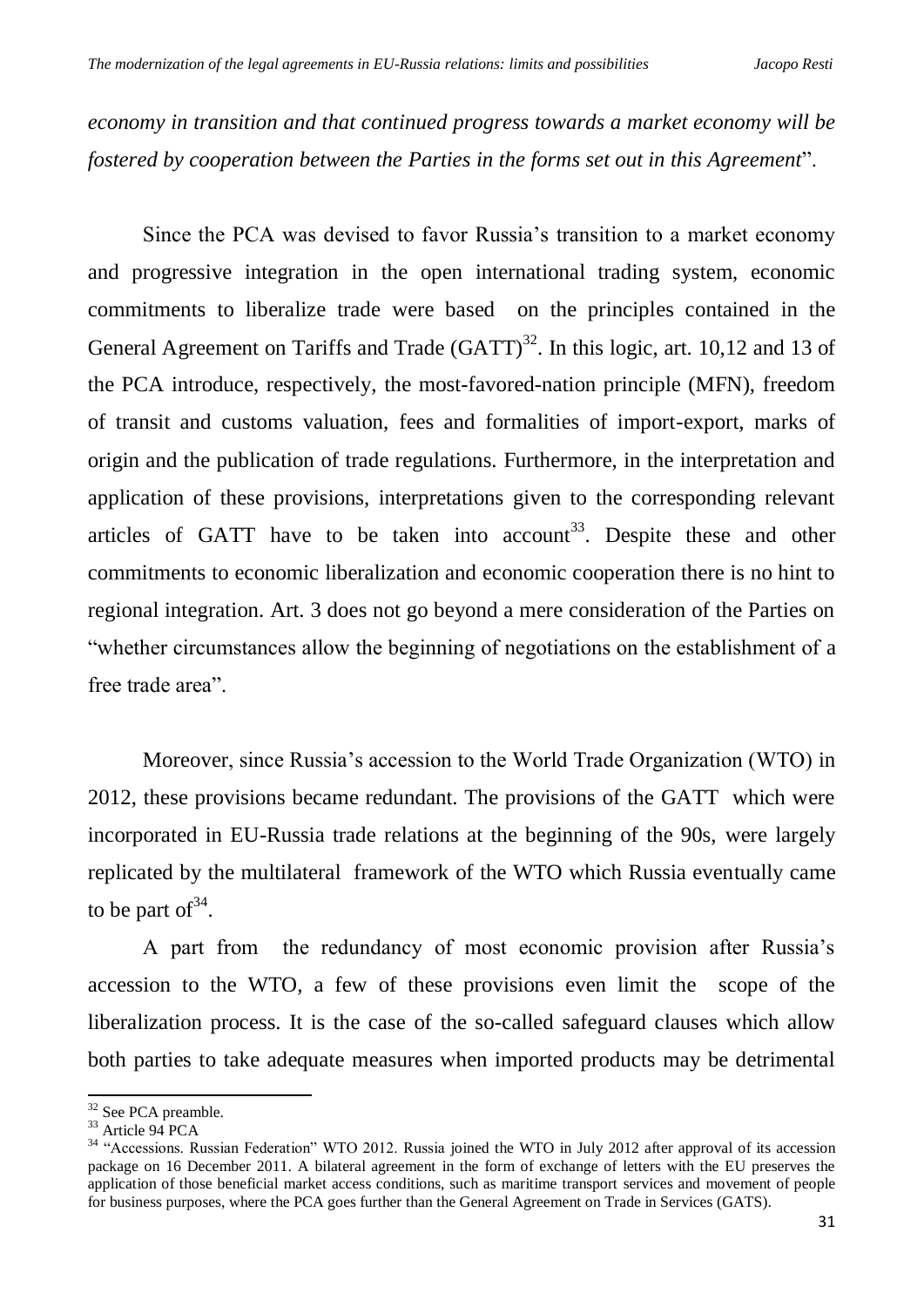*economy in transition and that continued progress towards a market economy will be fostered by cooperation between the Parties in the forms set out in this Agreement*".

Since the PCA was devised to favor Russia's transition to a market economy and progressive integration in the open international trading system, economic commitments to liberalize trade were based on the principles contained in the General Agreement on Tariffs and Trade (GATT)[32]. In this logic, art. 10,12 and 13 of the PCA introduce, respectively, the most-favored-nation principle (MFN), freedom of transit and customs valuation, fees and formalities of import-export, marks of origin and the publication of trade regulations. Furthermore, in the interpretation and application of these provisions, interpretations given to the corresponding relevant articles of GATT have to be taken into account[33]. Despite these and other commitments to economic liberalization and economic cooperation there is no hint to regional integration. Art. 3 does not go beyond a mere consideration of the Parties on "whether circumstances allow the beginning of negotiations on the establishment of a free trade area".

Moreover, since Russia's accession to the World Trade Organization (WTO) in 2012, these provisions became redundant. The provisions of the GATT which were incorporated in EU-Russia trade relations at the beginning of the 90s, were largely replicated by the multilateral framework of the WTO which Russia eventually came to be part of[34].

A part from the redundancy of most economic provision after Russia's accession to the WTO, a few of these provisions even limit the scope of the liberalization process. It is the case of the so-called safeguard clauses which allow both parties to take adequate measures when imported products may be detrimental

---

[32] See PCA preamble.

[33] Article 94 PCA

[34] "Accessions. Russian Federation" WTO 2012. Russia joined the WTO in July 2012 after approval of its accession package on 16 December 2011. A bilateral agreement in the form of exchange of letters with the EU preserves the application of those beneficial market access conditions, such as maritime transport services and movement of people for business purposes, where the PCA goes further than the General Agreement on Trade in Services (GATS).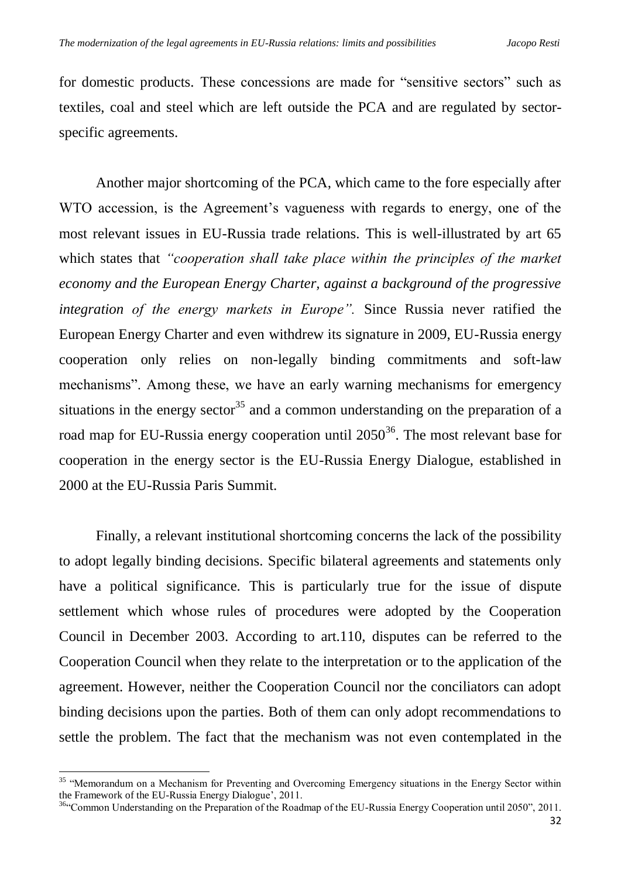for domestic products. These concessions are made for "sensitive sectors" such as textiles, coal and steel which are left outside the PCA and are regulated by sector-specific agreements.

Another major shortcoming of the PCA, which came to the fore especially after WTO accession, is the Agreement's vagueness with regards to energy, one of the most relevant issues in EU-Russia trade relations. This is well-illustrated by art 65 which states that *"cooperation shall take place within the principles of the market economy and the European Energy Charter, against a background of the progressive integration of the energy markets in Europe".* Since Russia never ratified the European Energy Charter and even withdrew its signature in 2009, EU-Russia energy cooperation only relies on non-legally binding commitments and soft-law mechanisms". Among these, we have an early warning mechanisms for emergency situations in the energy sector[35] and a common understanding on the preparation of a road map for EU-Russia energy cooperation until 2050[36]. The most relevant base for cooperation in the energy sector is the EU-Russia Energy Dialogue, established in 2000 at the EU-Russia Paris Summit.

Finally, a relevant institutional shortcoming concerns the lack of the possibility to adopt legally binding decisions. Specific bilateral agreements and statements only have a political significance. This is particularly true for the issue of dispute settlement which whose rules of procedures were adopted by the Cooperation Council in December 2003. According to art.110, disputes can be referred to the Cooperation Council when they relate to the interpretation or to the application of the agreement. However, neither the Cooperation Council nor the conciliators can adopt binding decisions upon the parties. Both of them can only adopt recommendations to settle the problem. The fact that the mechanism was not even contemplated in the

---

[35] "Memorandum on a Mechanism for Preventing and Overcoming Emergency situations in the Energy Sector within the Framework of the EU-Russia Energy Dialogue', 2011.

[36] "Common Understanding on the Preparation of the Roadmap of the EU-Russia Energy Cooperation until 2050", 2011.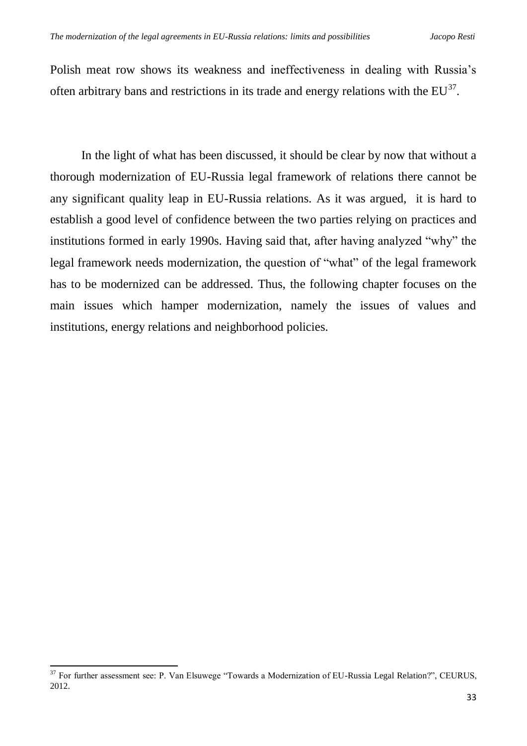Polish meat row shows its weakness and ineffectiveness in dealing with Russia's often arbitrary bans and restrictions in its trade and energy relations with the EU[37].

In the light of what has been discussed, it should be clear by now that without a thorough modernization of EU-Russia legal framework of relations there cannot be any significant quality leap in EU-Russia relations. As it was argued, it is hard to establish a good level of confidence between the two parties relying on practices and institutions formed in early 1990s. Having said that, after having analyzed "why" the legal framework needs modernization, the question of "what" of the legal framework has to be modernized can be addressed. Thus, the following chapter focuses on the main issues which hamper modernization, namely the issues of values and institutions, energy relations and neighborhood policies.

---

[37] For further assessment see: P. Van Elsuwege "Towards a Modernization of EU-Russia Legal Relation?", CEURUS, 2012.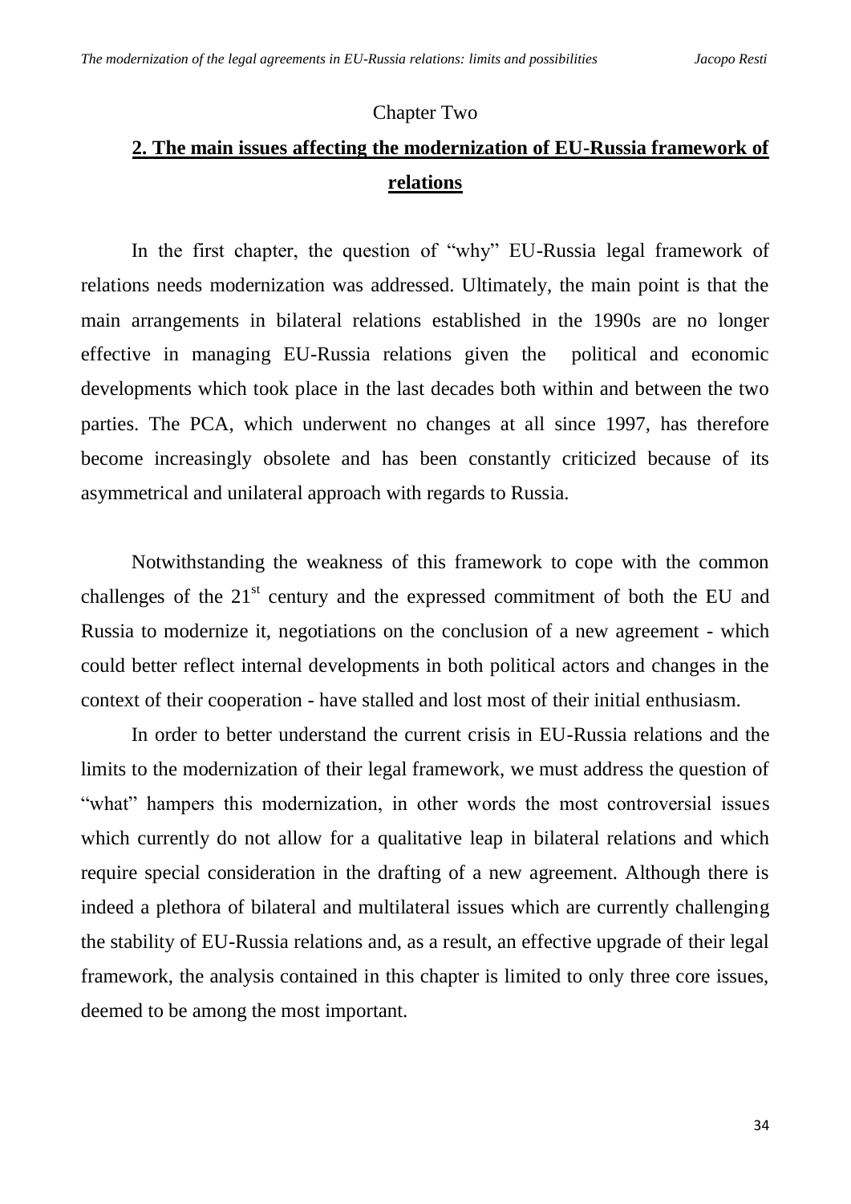Chapter Two

## 2. The main issues affecting the modernization of EU-Russia framework of relations

In the first chapter, the question of "why" EU-Russia legal framework of relations needs modernization was addressed. Ultimately, the main point is that the main arrangements in bilateral relations established in the 1990s are no longer effective in managing EU-Russia relations given the political and economic developments which took place in the last decades both within and between the two parties. The PCA, which underwent no changes at all since 1997, has therefore become increasingly obsolete and has been constantly criticized because of its asymmetrical and unilateral approach with regards to Russia.

Notwithstanding the weakness of this framework to cope with the common challenges of the 21st century and the expressed commitment of both the EU and Russia to modernize it, negotiations on the conclusion of a new agreement - which could better reflect internal developments in both political actors and changes in the context of their cooperation - have stalled and lost most of their initial enthusiasm.

In order to better understand the current crisis in EU-Russia relations and the limits to the modernization of their legal framework, we must address the question of "what" hampers this modernization, in other words the most controversial issues which currently do not allow for a qualitative leap in bilateral relations and which require special consideration in the drafting of a new agreement. Although there is indeed a plethora of bilateral and multilateral issues which are currently challenging the stability of EU-Russia relations and, as a result, an effective upgrade of their legal framework, the analysis contained in this chapter is limited to only three core issues, deemed to be among the most important.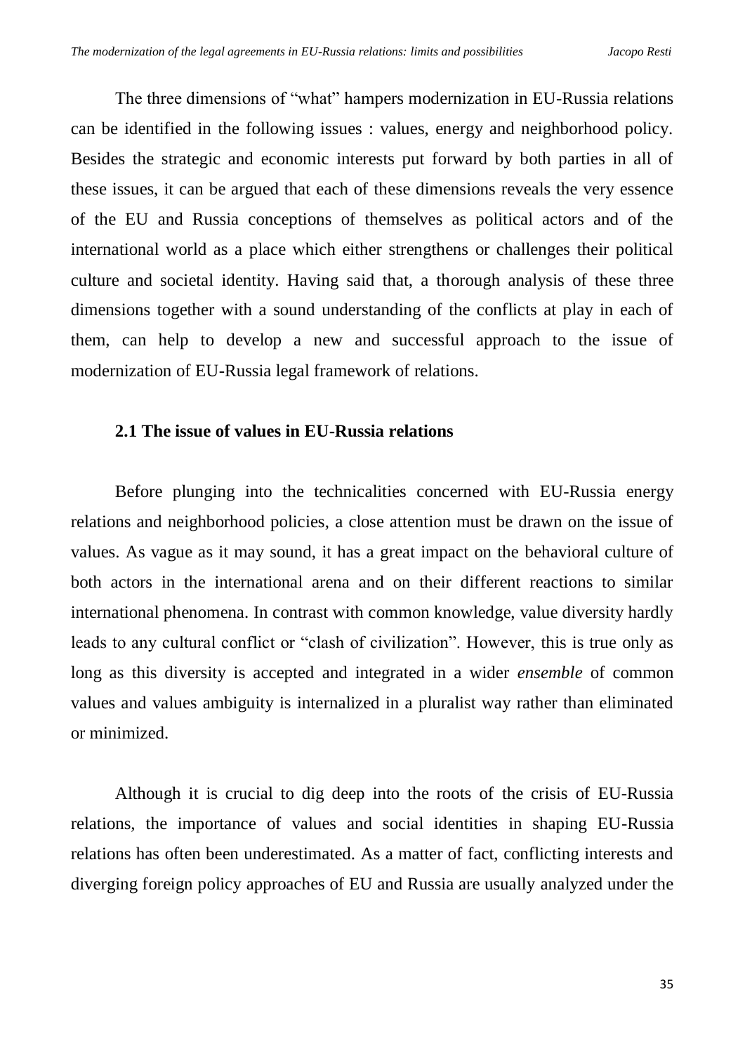The three dimensions of "what" hampers modernization in EU-Russia relations can be identified in the following issues : values, energy and neighborhood policy. Besides the strategic and economic interests put forward by both parties in all of these issues, it can be argued that each of these dimensions reveals the very essence of the EU and Russia conceptions of themselves as political actors and of the international world as a place which either strengthens or challenges their political culture and societal identity. Having said that, a thorough analysis of these three dimensions together with a sound understanding of the conflicts at play in each of them, can help to develop a new and successful approach to the issue of modernization of EU-Russia legal framework of relations.

### 2.1 The issue of values in EU-Russia relations

Before plunging into the technicalities concerned with EU-Russia energy relations and neighborhood policies, a close attention must be drawn on the issue of values. As vague as it may sound, it has a great impact on the behavioral culture of both actors in the international arena and on their different reactions to similar international phenomena. In contrast with common knowledge, value diversity hardly leads to any cultural conflict or "clash of civilization". However, this is true only as long as this diversity is accepted and integrated in a wider *ensemble* of common values and values ambiguity is internalized in a pluralist way rather than eliminated or minimized.

Although it is crucial to dig deep into the roots of the crisis of EU-Russia relations, the importance of values and social identities in shaping EU-Russia relations has often been underestimated. As a matter of fact, conflicting interests and diverging foreign policy approaches of EU and Russia are usually analyzed under the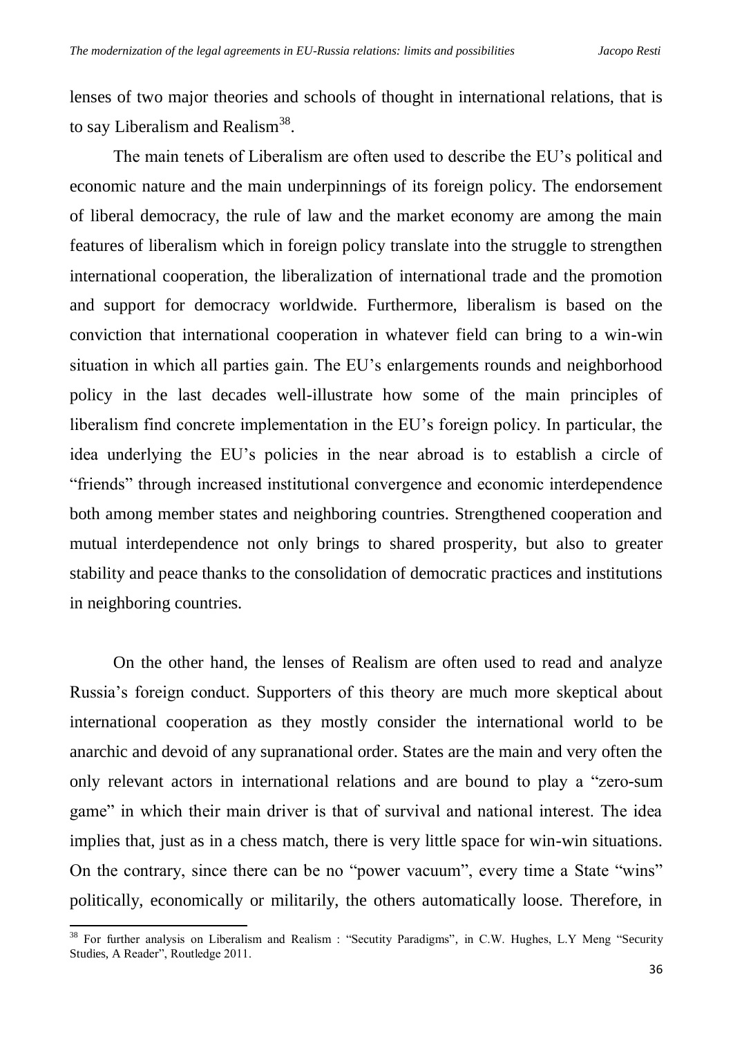lenses of two major theories and schools of thought in international relations, that is to say Liberalism and Realism[38].

The main tenets of Liberalism are often used to describe the EU's political and economic nature and the main underpinnings of its foreign policy. The endorsement of liberal democracy, the rule of law and the market economy are among the main features of liberalism which in foreign policy translate into the struggle to strengthen international cooperation, the liberalization of international trade and the promotion and support for democracy worldwide. Furthermore, liberalism is based on the conviction that international cooperation in whatever field can bring to a win-win situation in which all parties gain. The EU's enlargements rounds and neighborhood policy in the last decades well-illustrate how some of the main principles of liberalism find concrete implementation in the EU's foreign policy. In particular, the idea underlying the EU's policies in the near abroad is to establish a circle of "friends" through increased institutional convergence and economic interdependence both among member states and neighboring countries. Strengthened cooperation and mutual interdependence not only brings to shared prosperity, but also to greater stability and peace thanks to the consolidation of democratic practices and institutions in neighboring countries.

On the other hand, the lenses of Realism are often used to read and analyze Russia's foreign conduct. Supporters of this theory are much more skeptical about international cooperation as they mostly consider the international world to be anarchic and devoid of any supranational order. States are the main and very often the only relevant actors in international relations and are bound to play a "zero-sum game" in which their main driver is that of survival and national interest. The idea implies that, just as in a chess match, there is very little space for win-win situations. On the contrary, since there can be no "power vacuum", every time a State "wins" politically, economically or militarily, the others automatically loose. Therefore, in

[38] For further analysis on Liberalism and Realism : "Secutity Paradigms", in C.W. Hughes, L.Y Meng "Security Studies, A Reader", Routledge 2011.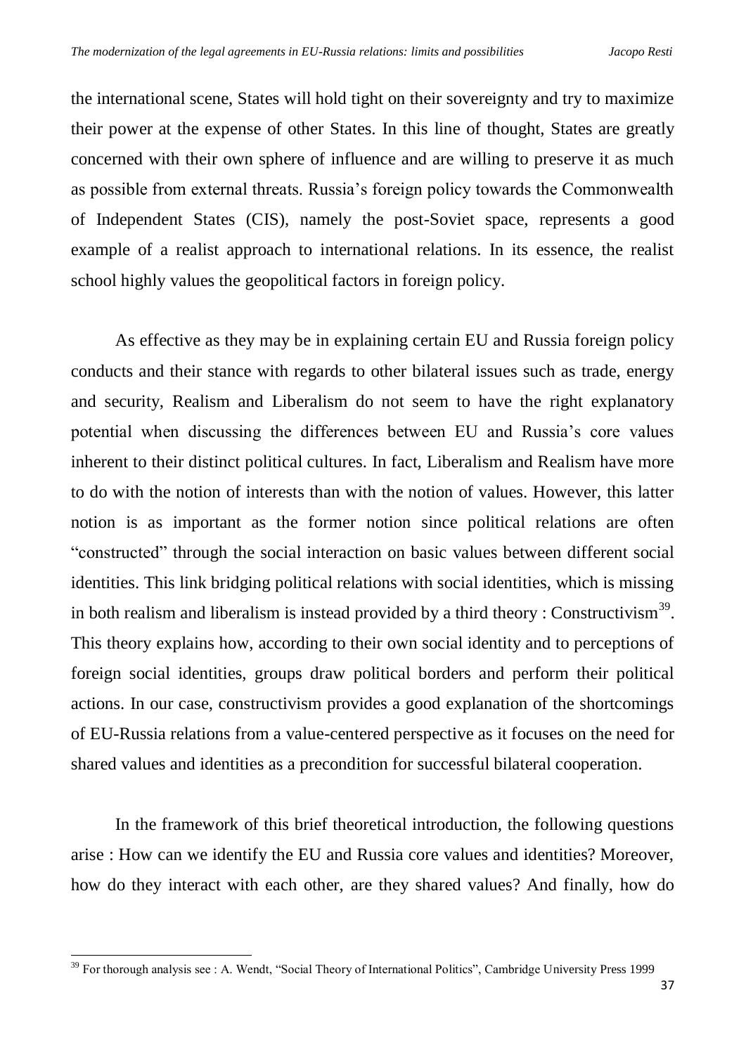the international scene, States will hold tight on their sovereignty and try to maximize their power at the expense of other States. In this line of thought, States are greatly concerned with their own sphere of influence and are willing to preserve it as much as possible from external threats. Russia's foreign policy towards the Commonwealth of Independent States (CIS), namely the post-Soviet space, represents a good example of a realist approach to international relations. In its essence, the realist school highly values the geopolitical factors in foreign policy.

As effective as they may be in explaining certain EU and Russia foreign policy conducts and their stance with regards to other bilateral issues such as trade, energy and security, Realism and Liberalism do not seem to have the right explanatory potential when discussing the differences between EU and Russia's core values inherent to their distinct political cultures. In fact, Liberalism and Realism have more to do with the notion of interests than with the notion of values. However, this latter notion is as important as the former notion since political relations are often "constructed" through the social interaction on basic values between different social identities. This link bridging political relations with social identities, which is missing in both realism and liberalism is instead provided by a third theory : Constructivism[39]. This theory explains how, according to their own social identity and to perceptions of foreign social identities, groups draw political borders and perform their political actions. In our case, constructivism provides a good explanation of the shortcomings of EU-Russia relations from a value-centered perspective as it focuses on the need for shared values and identities as a precondition for successful bilateral cooperation.

In the framework of this brief theoretical introduction, the following questions arise : How can we identify the EU and Russia core values and identities? Moreover, how do they interact with each other, are they shared values? And finally, how do

---

[39] For thorough analysis see : A. Wendt, "Social Theory of International Politics", Cambridge University Press 1999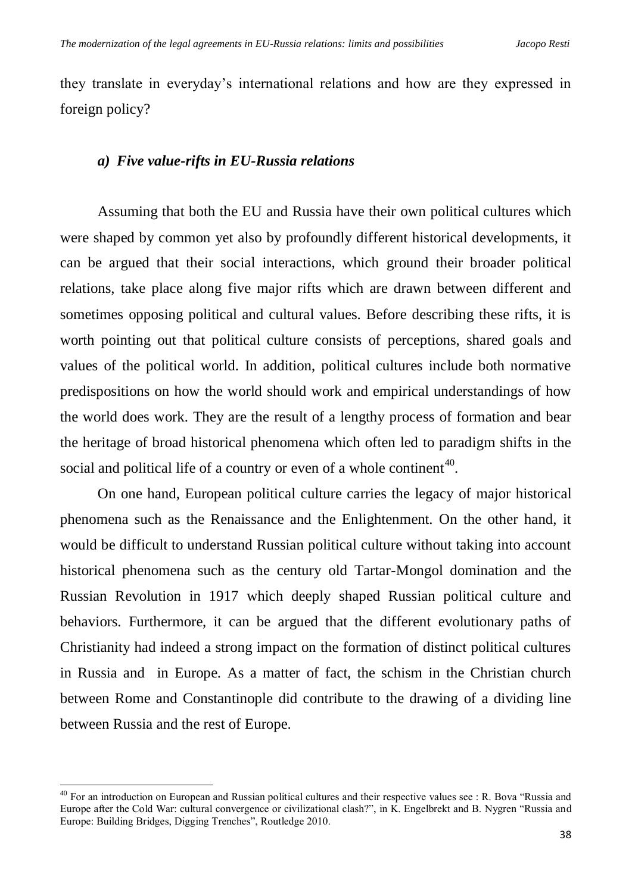they translate in everyday's international relations and how are they expressed in foreign policy?

### *a) Five value-rifts in EU-Russia relations*

Assuming that both the EU and Russia have their own political cultures which were shaped by common yet also by profoundly different historical developments, it can be argued that their social interactions, which ground their broader political relations, take place along five major rifts which are drawn between different and sometimes opposing political and cultural values. Before describing these rifts, it is worth pointing out that political culture consists of perceptions, shared goals and values of the political world. In addition, political cultures include both normative predispositions on how the world should work and empirical understandings of how the world does work. They are the result of a lengthy process of formation and bear the heritage of broad historical phenomena which often led to paradigm shifts in the social and political life of a country or even of a whole continent[40].

On one hand, European political culture carries the legacy of major historical phenomena such as the Renaissance and the Enlightenment. On the other hand, it would be difficult to understand Russian political culture without taking into account historical phenomena such as the century old Tartar-Mongol domination and the Russian Revolution in 1917 which deeply shaped Russian political culture and behaviors. Furthermore, it can be argued that the different evolutionary paths of Christianity had indeed a strong impact on the formation of distinct political cultures in Russia and in Europe. As a matter of fact, the schism in the Christian church between Rome and Constantinople did contribute to the drawing of a dividing line between Russia and the rest of Europe.

---

[40] For an introduction on European and Russian political cultures and their respective values see : R. Bova "Russia and Europe after the Cold War: cultural convergence or civilizational clash?", in K. Engelbrekt and B. Nygren "Russia and Europe: Building Bridges, Digging Trenches", Routledge 2010.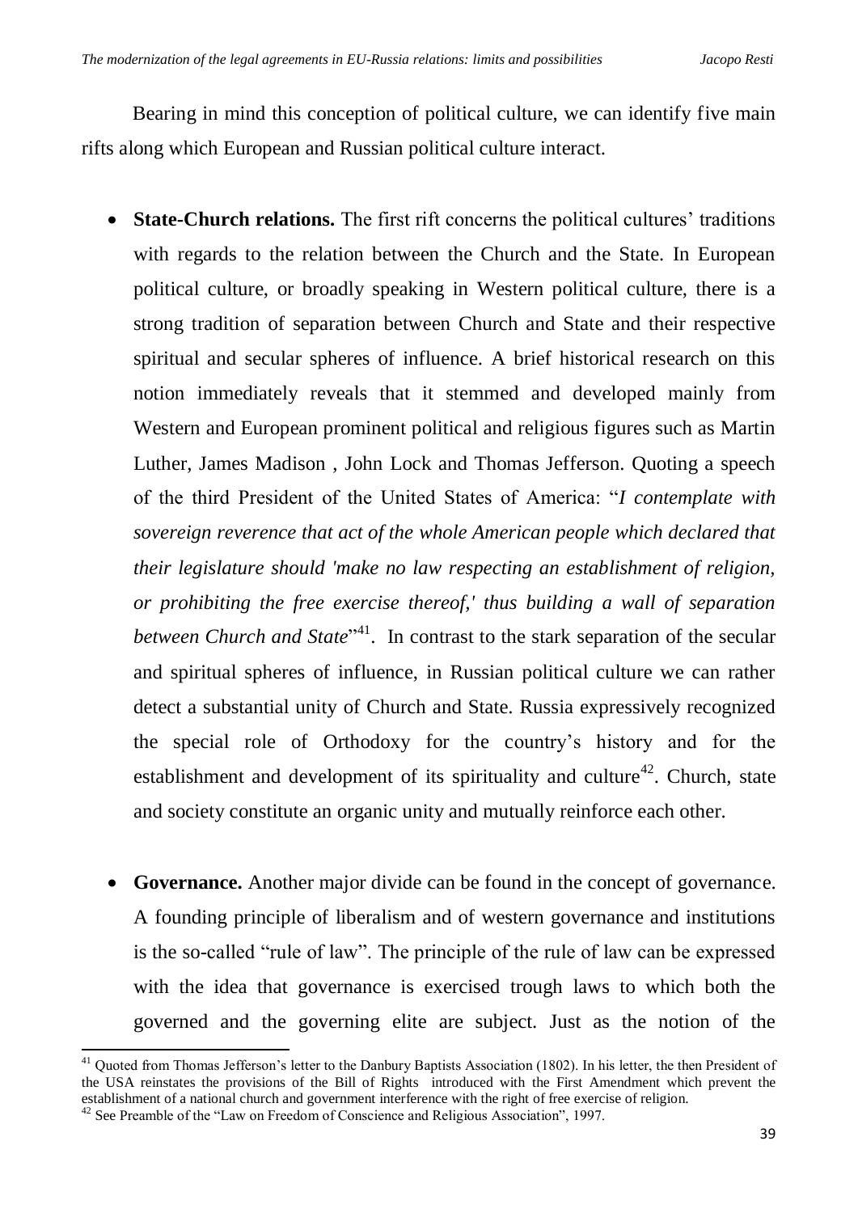Bearing in mind this conception of political culture, we can identify five main rifts along which European and Russian political culture interact.

- **State-Church relations.** The first rift concerns the political cultures' traditions with regards to the relation between the Church and the State. In European political culture, or broadly speaking in Western political culture, there is a strong tradition of separation between Church and State and their respective spiritual and secular spheres of influence. A brief historical research on this notion immediately reveals that it stemmed and developed mainly from Western and European prominent political and religious figures such as Martin Luther, James Madison , John Lock and Thomas Jefferson. Quoting a speech of the third President of the United States of America: "*I contemplate with sovereign reverence that act of the whole American people which declared that their legislature should 'make no law respecting an establishment of religion, or prohibiting the free exercise thereof,' thus building a wall of separation between Church and State*"[41]. In contrast to the stark separation of the secular and spiritual spheres of influence, in Russian political culture we can rather detect a substantial unity of Church and State. Russia expressively recognized the special role of Orthodoxy for the country's history and for the establishment and development of its spirituality and culture[42]. Church, state and society constitute an organic unity and mutually reinforce each other.

- **Governance.** Another major divide can be found in the concept of governance. A founding principle of liberalism and of western governance and institutions is the so-called "rule of law". The principle of the rule of law can be expressed with the idea that governance is exercised trough laws to which both the governed and the governing elite are subject. Just as the notion of the

[41] Quoted from Thomas Jefferson's letter to the Danbury Baptists Association (1802). In his letter, the then President of the USA reinstates the provisions of the Bill of Rights introduced with the First Amendment which prevent the establishment of a national church and government interference with the right of free exercise of religion.

[42] See Preamble of the "Law on Freedom of Conscience and Religious Association", 1997.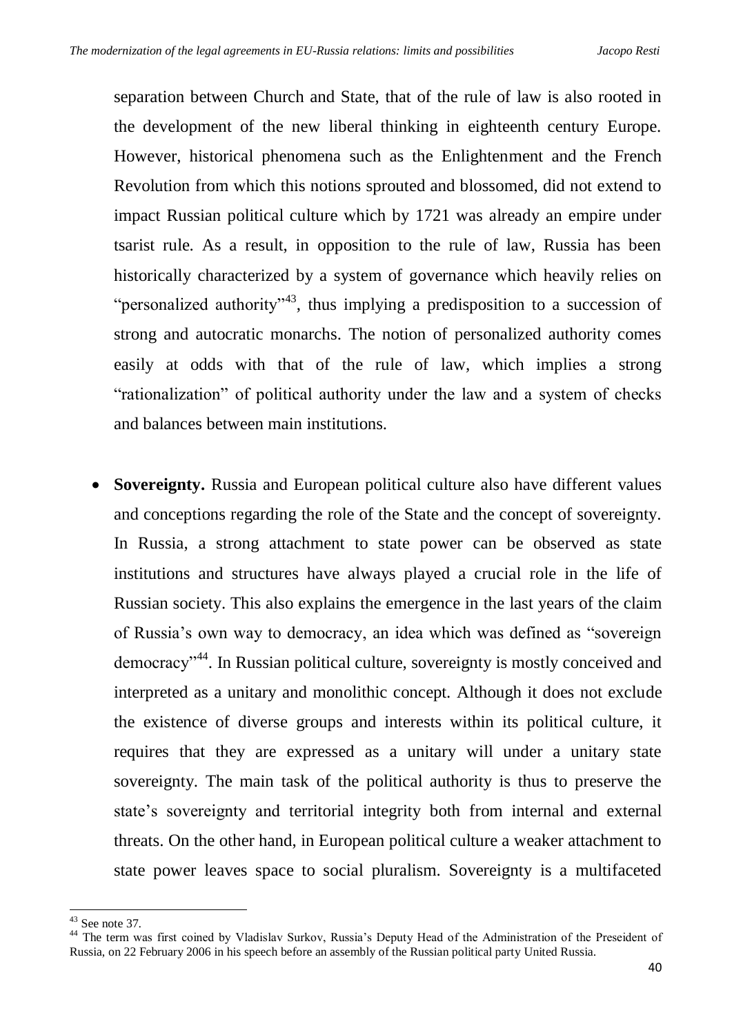separation between Church and State, that of the rule of law is also rooted in the development of the new liberal thinking in eighteenth century Europe. However, historical phenomena such as the Enlightenment and the French Revolution from which this notions sprouted and blossomed, did not extend to impact Russian political culture which by 1721 was already an empire under tsarist rule. As a result, in opposition to the rule of law, Russia has been historically characterized by a system of governance which heavily relies on "personalized authority"[43], thus implying a predisposition to a succession of strong and autocratic monarchs. The notion of personalized authority comes easily at odds with that of the rule of law, which implies a strong "rationalization" of political authority under the law and a system of checks and balances between main institutions.

- **Sovereignty.** Russia and European political culture also have different values and conceptions regarding the role of the State and the concept of sovereignty. In Russia, a strong attachment to state power can be observed as state institutions and structures have always played a crucial role in the life of Russian society. This also explains the emergence in the last years of the claim of Russia's own way to democracy, an idea which was defined as "sovereign democracy"[44]. In Russian political culture, sovereignty is mostly conceived and interpreted as a unitary and monolithic concept. Although it does not exclude the existence of diverse groups and interests within its political culture, it requires that they are expressed as a unitary will under a unitary state sovereignty. The main task of the political authority is thus to preserve the state's sovereignty and territorial integrity both from internal and external threats. On the other hand, in European political culture a weaker attachment to state power leaves space to social pluralism. Sovereignty is a multifaceted

---

[43] See note 37.

[44] The term was first coined by Vladislav Surkov, Russia's Deputy Head of the Administration of the Preseident of Russia, on 22 February 2006 in his speech before an assembly of the Russian political party United Russia.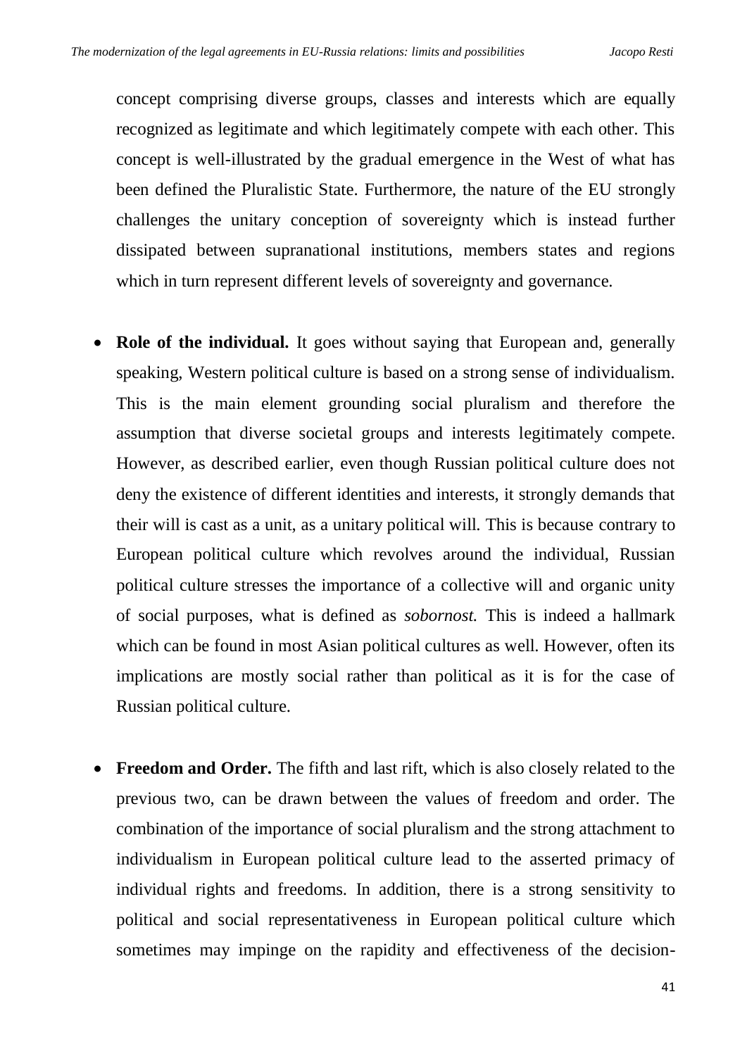concept comprising diverse groups, classes and interests which are equally recognized as legitimate and which legitimately compete with each other. This concept is well-illustrated by the gradual emergence in the West of what has been defined the Pluralistic State. Furthermore, the nature of the EU strongly challenges the unitary conception of sovereignty which is instead further dissipated between supranational institutions, members states and regions which in turn represent different levels of sovereignty and governance.

- **Role of the individual.** It goes without saying that European and, generally speaking, Western political culture is based on a strong sense of individualism. This is the main element grounding social pluralism and therefore the assumption that diverse societal groups and interests legitimately compete. However, as described earlier, even though Russian political culture does not deny the existence of different identities and interests, it strongly demands that their will is cast as a unit, as a unitary political will. This is because contrary to European political culture which revolves around the individual, Russian political culture stresses the importance of a collective will and organic unity of social purposes, what is defined as *sobornost.* This is indeed a hallmark which can be found in most Asian political cultures as well. However, often its implications are mostly social rather than political as it is for the case of Russian political culture.

- **Freedom and Order.** The fifth and last rift, which is also closely related to the previous two, can be drawn between the values of freedom and order. The combination of the importance of social pluralism and the strong attachment to individualism in European political culture lead to the asserted primacy of individual rights and freedoms. In addition, there is a strong sensitivity to political and social representativeness in European political culture which sometimes may impinge on the rapidity and effectiveness of the decision-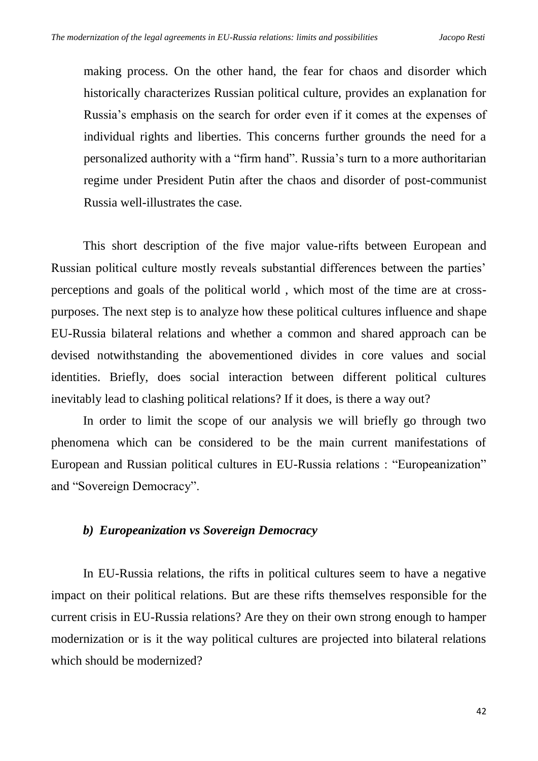making process. On the other hand, the fear for chaos and disorder which historically characterizes Russian political culture, provides an explanation for Russia's emphasis on the search for order even if it comes at the expenses of individual rights and liberties. This concerns further grounds the need for a personalized authority with a "firm hand". Russia's turn to a more authoritarian regime under President Putin after the chaos and disorder of post-communist Russia well-illustrates the case.

This short description of the five major value-rifts between European and Russian political culture mostly reveals substantial differences between the parties' perceptions and goals of the political world , which most of the time are at cross-purposes. The next step is to analyze how these political cultures influence and shape EU-Russia bilateral relations and whether a common and shared approach can be devised notwithstanding the abovementioned divides in core values and social identities. Briefly, does social interaction between different political cultures inevitably lead to clashing political relations? If it does, is there a way out?

In order to limit the scope of our analysis we will briefly go through two phenomena which can be considered to be the main current manifestations of European and Russian political cultures in EU-Russia relations : "Europeanization" and "Sovereign Democracy".

### *b) Europeanization vs Sovereign Democracy*

In EU-Russia relations, the rifts in political cultures seem to have a negative impact on their political relations. But are these rifts themselves responsible for the current crisis in EU-Russia relations? Are they on their own strong enough to hamper modernization or is it the way political cultures are projected into bilateral relations which should be modernized?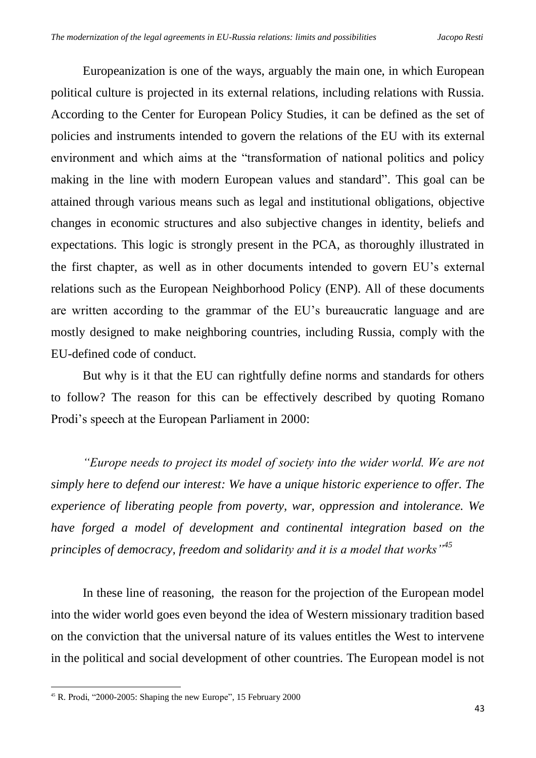Europeanization is one of the ways, arguably the main one, in which European political culture is projected in its external relations, including relations with Russia. According to the Center for European Policy Studies, it can be defined as the set of policies and instruments intended to govern the relations of the EU with its external environment and which aims at the "transformation of national politics and policy making in the line with modern European values and standard". This goal can be attained through various means such as legal and institutional obligations, objective changes in economic structures and also subjective changes in identity, beliefs and expectations. This logic is strongly present in the PCA, as thoroughly illustrated in the first chapter, as well as in other documents intended to govern EU's external relations such as the European Neighborhood Policy (ENP). All of these documents are written according to the grammar of the EU's bureaucratic language and are mostly designed to make neighboring countries, including Russia, comply with the EU-defined code of conduct.

But why is it that the EU can rightfully define norms and standards for others to follow? The reason for this can be effectively described by quoting Romano Prodi's speech at the European Parliament in 2000:

*"Europe needs to project its model of society into the wider world. We are not simply here to defend our interest: We have a unique historic experience to offer. The experience of liberating people from poverty, war, oppression and intolerance. We have forged a model of development and continental integration based on the principles of democracy, freedom and solidarity and it is a model that works"*[45]

In these line of reasoning, the reason for the projection of the European model into the wider world goes even beyond the idea of Western missionary tradition based on the conviction that the universal nature of its values entitles the West to intervene in the political and social development of other countries. The European model is not

[45] R. Prodi, "2000-2005: Shaping the new Europe", 15 February 2000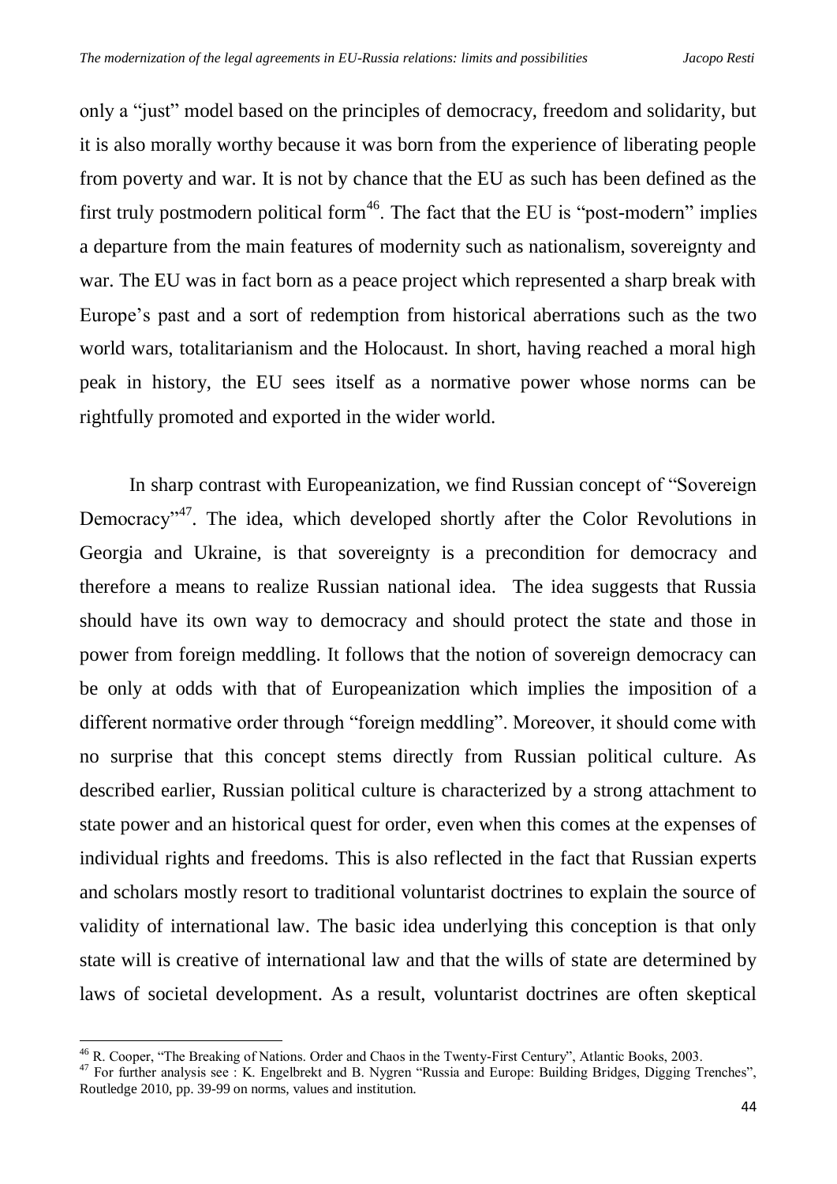only a "just" model based on the principles of democracy, freedom and solidarity, but it is also morally worthy because it was born from the experience of liberating people from poverty and war. It is not by chance that the EU as such has been defined as the first truly postmodern political form[46]. The fact that the EU is "post-modern" implies a departure from the main features of modernity such as nationalism, sovereignty and war. The EU was in fact born as a peace project which represented a sharp break with Europe's past and a sort of redemption from historical aberrations such as the two world wars, totalitarianism and the Holocaust. In short, having reached a moral high peak in history, the EU sees itself as a normative power whose norms can be rightfully promoted and exported in the wider world.

In sharp contrast with Europeanization, we find Russian concept of "Sovereign Democracy"[47]. The idea, which developed shortly after the Color Revolutions in Georgia and Ukraine, is that sovereignty is a precondition for democracy and therefore a means to realize Russian national idea. The idea suggests that Russia should have its own way to democracy and should protect the state and those in power from foreign meddling. It follows that the notion of sovereign democracy can be only at odds with that of Europeanization which implies the imposition of a different normative order through "foreign meddling". Moreover, it should come with no surprise that this concept stems directly from Russian political culture. As described earlier, Russian political culture is characterized by a strong attachment to state power and an historical quest for order, even when this comes at the expenses of individual rights and freedoms. This is also reflected in the fact that Russian experts and scholars mostly resort to traditional voluntarist doctrines to explain the source of validity of international law. The basic idea underlying this conception is that only state will is creative of international law and that the wills of state are determined by laws of societal development. As a result, voluntarist doctrines are often skeptical

---

[46] R. Cooper, "The Breaking of Nations. Order and Chaos in the Twenty-First Century", Atlantic Books, 2003.

[47] For further analysis see : K. Engelbrekt and B. Nygren "Russia and Europe: Building Bridges, Digging Trenches", Routledge 2010, pp. 39-99 on norms, values and institution.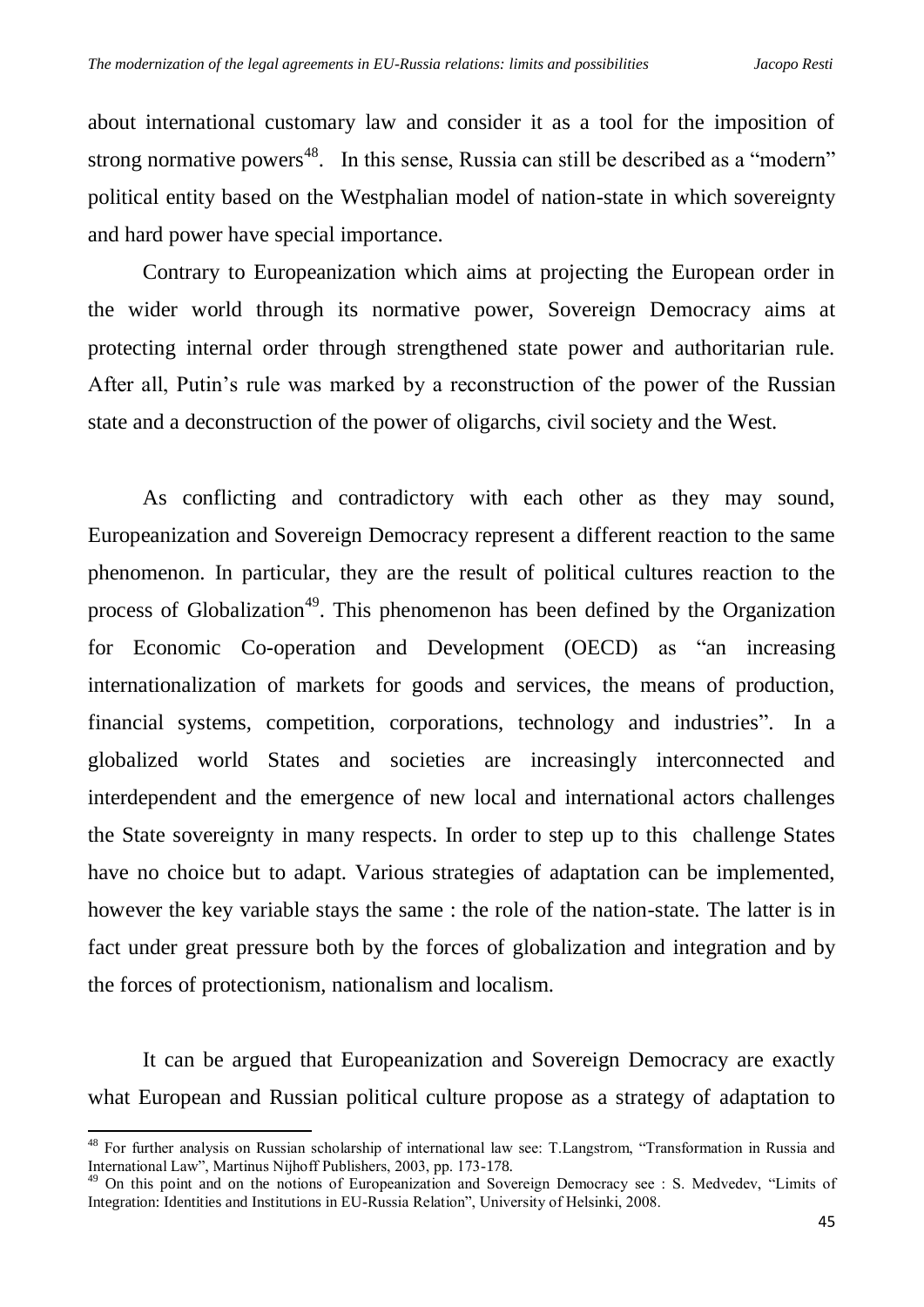about international customary law and consider it as a tool for the imposition of strong normative powers[48]. In this sense, Russia can still be described as a "modern" political entity based on the Westphalian model of nation-state in which sovereignty and hard power have special importance.

Contrary to Europeanization which aims at projecting the European order in the wider world through its normative power, Sovereign Democracy aims at protecting internal order through strengthened state power and authoritarian rule. After all, Putin's rule was marked by a reconstruction of the power of the Russian state and a deconstruction of the power of oligarchs, civil society and the West.

As conflicting and contradictory with each other as they may sound, Europeanization and Sovereign Democracy represent a different reaction to the same phenomenon. In particular, they are the result of political cultures reaction to the process of Globalization[49]. This phenomenon has been defined by the Organization for Economic Co-operation and Development (OECD) as "an increasing internationalization of markets for goods and services, the means of production, financial systems, competition, corporations, technology and industries". In a globalized world States and societies are increasingly interconnected and interdependent and the emergence of new local and international actors challenges the State sovereignty in many respects. In order to step up to this challenge States have no choice but to adapt. Various strategies of adaptation can be implemented, however the key variable stays the same : the role of the nation-state. The latter is in fact under great pressure both by the forces of globalization and integration and by the forces of protectionism, nationalism and localism.

It can be argued that Europeanization and Sovereign Democracy are exactly what European and Russian political culture propose as a strategy of adaptation to

---

[48] For further analysis on Russian scholarship of international law see: T.Langstrom, "Transformation in Russia and International Law", Martinus Nijhoff Publishers, 2003, pp. 173-178.

[49] On this point and on the notions of Europeanization and Sovereign Democracy see : S. Medvedev, "Limits of Integration: Identities and Institutions in EU-Russia Relation", University of Helsinki, 2008.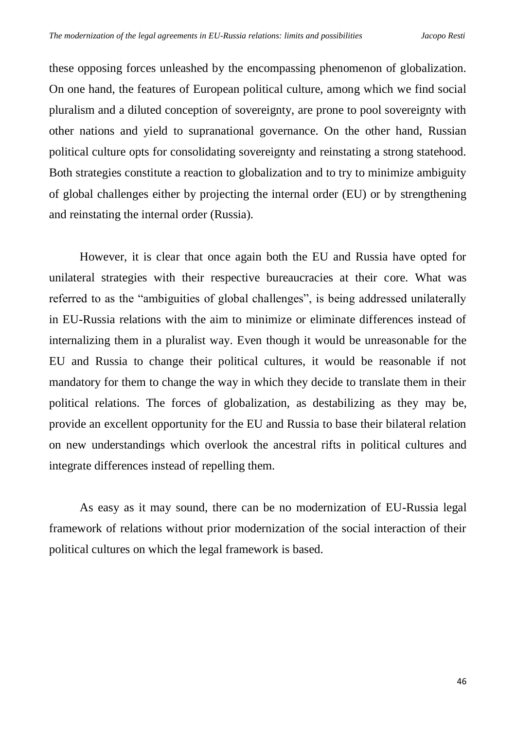these opposing forces unleashed by the encompassing phenomenon of globalization. On one hand, the features of European political culture, among which we find social pluralism and a diluted conception of sovereignty, are prone to pool sovereignty with other nations and yield to supranational governance. On the other hand, Russian political culture opts for consolidating sovereignty and reinstating a strong statehood. Both strategies constitute a reaction to globalization and to try to minimize ambiguity of global challenges either by projecting the internal order (EU) or by strengthening and reinstating the internal order (Russia).

However, it is clear that once again both the EU and Russia have opted for unilateral strategies with their respective bureaucracies at their core. What was referred to as the "ambiguities of global challenges", is being addressed unilaterally in EU-Russia relations with the aim to minimize or eliminate differences instead of internalizing them in a pluralist way. Even though it would be unreasonable for the EU and Russia to change their political cultures, it would be reasonable if not mandatory for them to change the way in which they decide to translate them in their political relations. The forces of globalization, as destabilizing as they may be, provide an excellent opportunity for the EU and Russia to base their bilateral relation on new understandings which overlook the ancestral rifts in political cultures and integrate differences instead of repelling them.

As easy as it may sound, there can be no modernization of EU-Russia legal framework of relations without prior modernization of the social interaction of their political cultures on which the legal framework is based.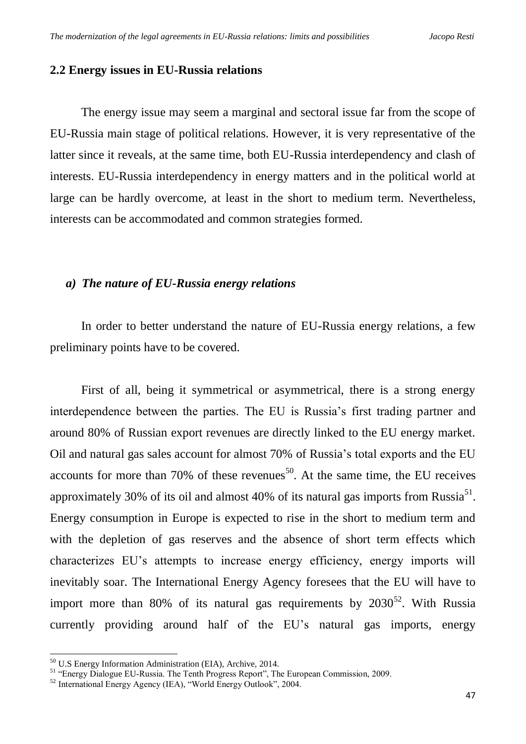## 2.2 Energy issues in EU-Russia relations

The energy issue may seem a marginal and sectoral issue far from the scope of EU-Russia main stage of political relations. However, it is very representative of the latter since it reveals, at the same time, both EU-Russia interdependency and clash of interests. EU-Russia interdependency in energy matters and in the political world at large can be hardly overcome, at least in the short to medium term. Nevertheless, interests can be accommodated and common strategies formed.

### *a) The nature of EU-Russia energy relations*

In order to better understand the nature of EU-Russia energy relations, a few preliminary points have to be covered.

First of all, being it symmetrical or asymmetrical, there is a strong energy interdependence between the parties. The EU is Russia's first trading partner and around 80% of Russian export revenues are directly linked to the EU energy market. Oil and natural gas sales account for almost 70% of Russia's total exports and the EU accounts for more than 70% of these revenues[50]. At the same time, the EU receives approximately 30% of its oil and almost 40% of its natural gas imports from Russia[51]. Energy consumption in Europe is expected to rise in the short to medium term and with the depletion of gas reserves and the absence of short term effects which characterizes EU's attempts to increase energy efficiency, energy imports will inevitably soar. The International Energy Agency foresees that the EU will have to import more than 80% of its natural gas requirements by 2030[52]. With Russia currently providing around half of the EU's natural gas imports, energy

[50] U.S Energy Information Administration (EIA), Archive, 2014.

[51] "Energy Dialogue EU-Russia. The Tenth Progress Report", The European Commission, 2009.

[52] International Energy Agency (IEA), "World Energy Outlook", 2004.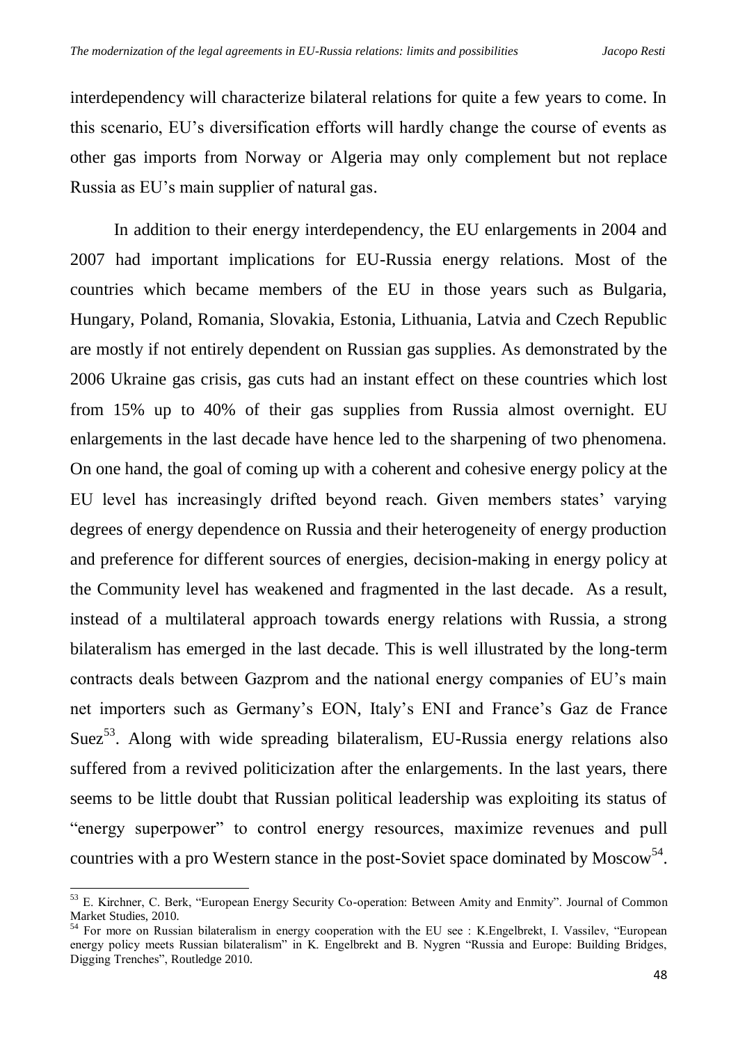interdependency will characterize bilateral relations for quite a few years to come. In this scenario, EU's diversification efforts will hardly change the course of events as other gas imports from Norway or Algeria may only complement but not replace Russia as EU's main supplier of natural gas.

In addition to their energy interdependency, the EU enlargements in 2004 and 2007 had important implications for EU-Russia energy relations. Most of the countries which became members of the EU in those years such as Bulgaria, Hungary, Poland, Romania, Slovakia, Estonia, Lithuania, Latvia and Czech Republic are mostly if not entirely dependent on Russian gas supplies. As demonstrated by the 2006 Ukraine gas crisis, gas cuts had an instant effect on these countries which lost from 15% up to 40% of their gas supplies from Russia almost overnight. EU enlargements in the last decade have hence led to the sharpening of two phenomena. On one hand, the goal of coming up with a coherent and cohesive energy policy at the EU level has increasingly drifted beyond reach. Given members states' varying degrees of energy dependence on Russia and their heterogeneity of energy production and preference for different sources of energies, decision-making in energy policy at the Community level has weakened and fragmented in the last decade. As a result, instead of a multilateral approach towards energy relations with Russia, a strong bilateralism has emerged in the last decade. This is well illustrated by the long-term contracts deals between Gazprom and the national energy companies of EU's main net importers such as Germany's EON, Italy's ENI and France's Gaz de France Suez[53]. Along with wide spreading bilateralism, EU-Russia energy relations also suffered from a revived politicization after the enlargements. In the last years, there seems to be little doubt that Russian political leadership was exploiting its status of "energy superpower" to control energy resources, maximize revenues and pull countries with a pro Western stance in the post-Soviet space dominated by Moscow[54].

[53] E. Kirchner, C. Berk, "European Energy Security Co-operation: Between Amity and Enmity". Journal of Common Market Studies, 2010.

[54] For more on Russian bilateralism in energy cooperation with the EU see : K.Engelbrekt, I. Vassilev, "European energy policy meets Russian bilateralism" in K. Engelbrekt and B. Nygren "Russia and Europe: Building Bridges, Digging Trenches", Routledge 2010.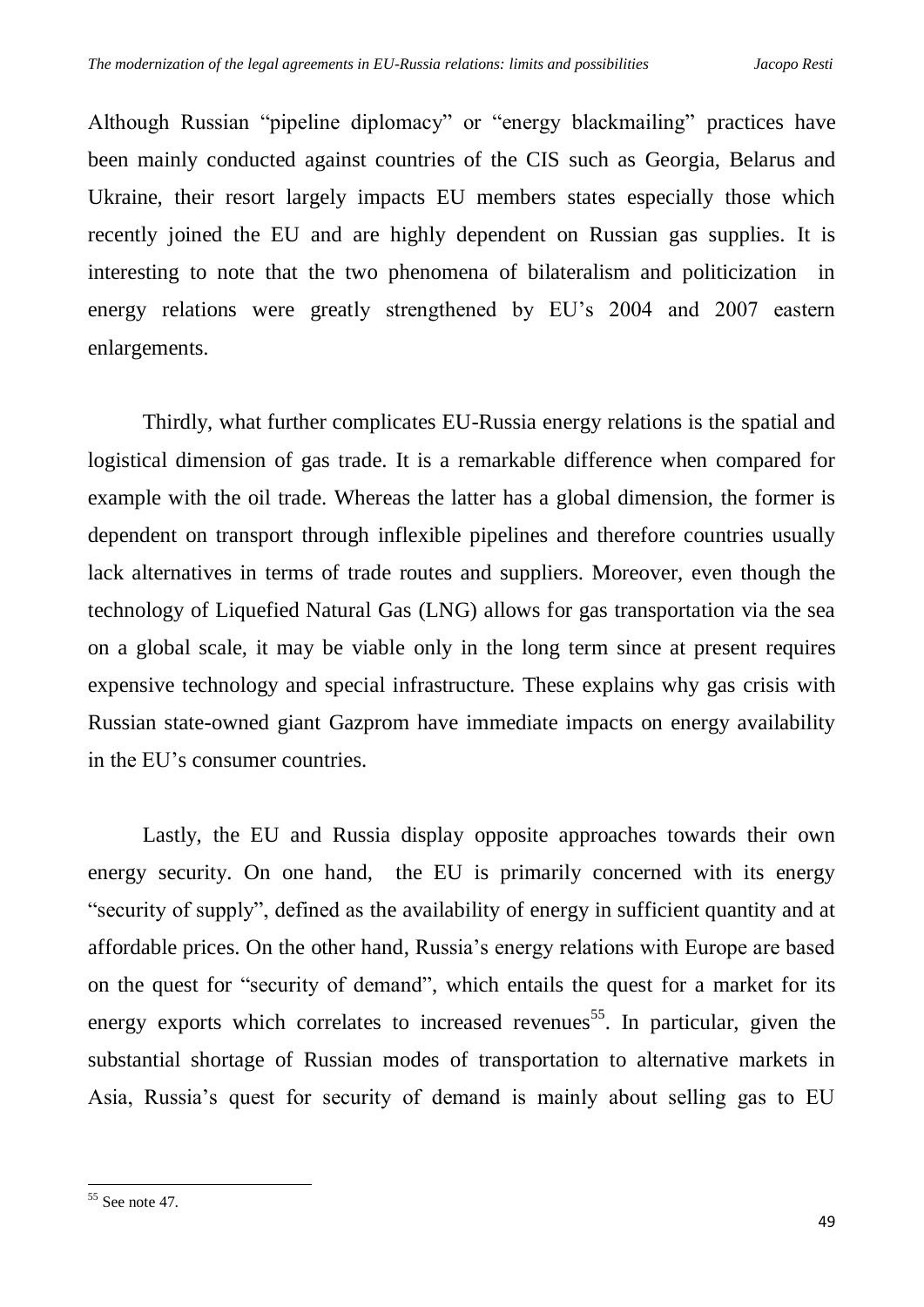Although Russian "pipeline diplomacy" or "energy blackmailing" practices have been mainly conducted against countries of the CIS such as Georgia, Belarus and Ukraine, their resort largely impacts EU members states especially those which recently joined the EU and are highly dependent on Russian gas supplies. It is interesting to note that the two phenomena of bilateralism and politicization in energy relations were greatly strengthened by EU's 2004 and 2007 eastern enlargements.

Thirdly, what further complicates EU-Russia energy relations is the spatial and logistical dimension of gas trade. It is a remarkable difference when compared for example with the oil trade. Whereas the latter has a global dimension, the former is dependent on transport through inflexible pipelines and therefore countries usually lack alternatives in terms of trade routes and suppliers. Moreover, even though the technology of Liquefied Natural Gas (LNG) allows for gas transportation via the sea on a global scale, it may be viable only in the long term since at present requires expensive technology and special infrastructure. These explains why gas crisis with Russian state-owned giant Gazprom have immediate impacts on energy availability in the EU's consumer countries.

Lastly, the EU and Russia display opposite approaches towards their own energy security. On one hand, the EU is primarily concerned with its energy "security of supply", defined as the availability of energy in sufficient quantity and at affordable prices. On the other hand, Russia's energy relations with Europe are based on the quest for "security of demand", which entails the quest for a market for its energy exports which correlates to increased revenues[55]. In particular, given the substantial shortage of Russian modes of transportation to alternative markets in Asia, Russia's quest for security of demand is mainly about selling gas to EU

[55] See note 47.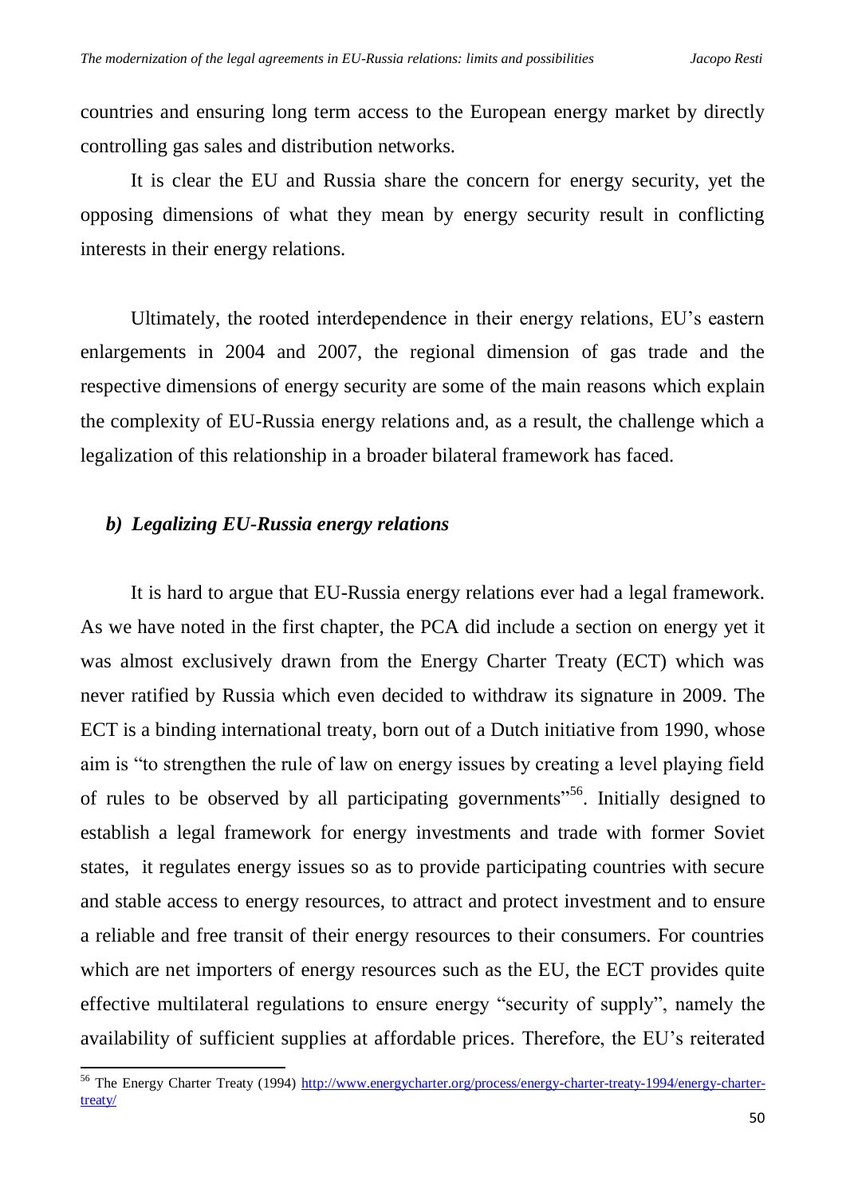countries and ensuring long term access to the European energy market by directly controlling gas sales and distribution networks.

It is clear the EU and Russia share the concern for energy security, yet the opposing dimensions of what they mean by energy security result in conflicting interests in their energy relations.

Ultimately, the rooted interdependence in their energy relations, EU's eastern enlargements in 2004 and 2007, the regional dimension of gas trade and the respective dimensions of energy security are some of the main reasons which explain the complexity of EU-Russia energy relations and, as a result, the challenge which a legalization of this relationship in a broader bilateral framework has faced.

### *b) Legalizing EU-Russia energy relations*

It is hard to argue that EU-Russia energy relations ever had a legal framework. As we have noted in the first chapter, the PCA did include a section on energy yet it was almost exclusively drawn from the Energy Charter Treaty (ECT) which was never ratified by Russia which even decided to withdraw its signature in 2009. The ECT is a binding international treaty, born out of a Dutch initiative from 1990, whose aim is "to strengthen the rule of law on energy issues by creating a level playing field of rules to be observed by all participating governments"[56]. Initially designed to establish a legal framework for energy investments and trade with former Soviet states, it regulates energy issues so as to provide participating countries with secure and stable access to energy resources, to attract and protect investment and to ensure a reliable and free transit of their energy resources to their consumers. For countries which are net importers of energy resources such as the EU, the ECT provides quite effective multilateral regulations to ensure energy "security of supply", namely the availability of sufficient supplies at affordable prices. Therefore, the EU's reiterated

[56] The Energy Charter Treaty (1994) http://www.energycharter.org/process/energy-charter-treaty-1994/energy-charter-treaty/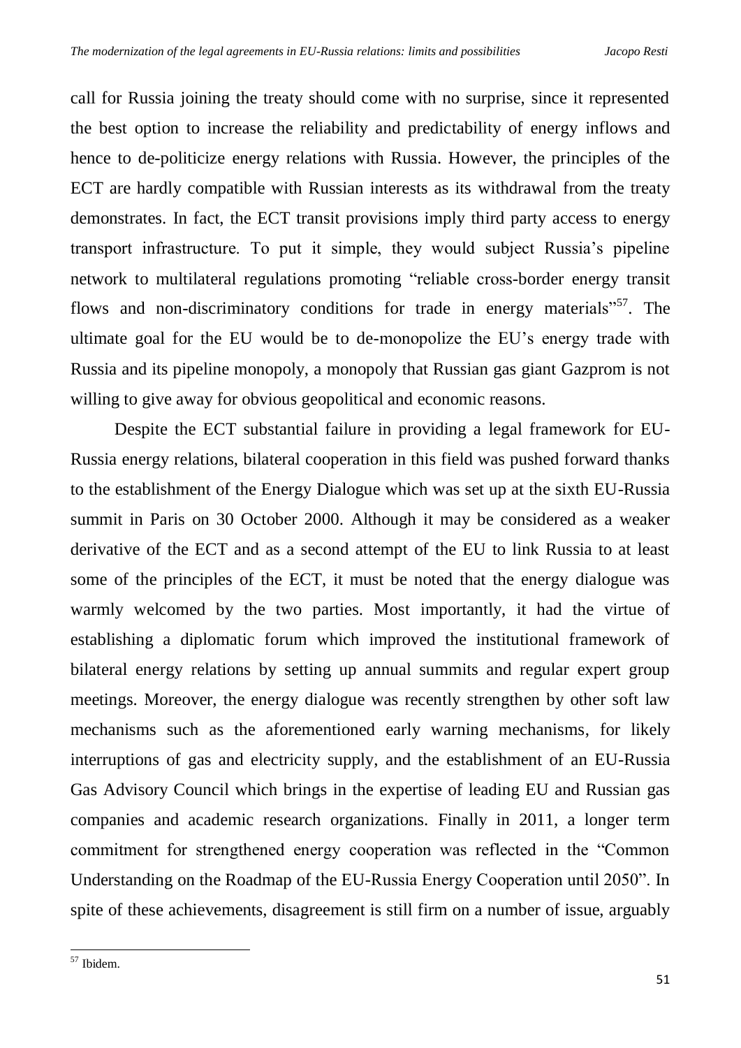call for Russia joining the treaty should come with no surprise, since it represented the best option to increase the reliability and predictability of energy inflows and hence to de-politicize energy relations with Russia. However, the principles of the ECT are hardly compatible with Russian interests as its withdrawal from the treaty demonstrates. In fact, the ECT transit provisions imply third party access to energy transport infrastructure. To put it simple, they would subject Russia's pipeline network to multilateral regulations promoting "reliable cross-border energy transit flows and non-discriminatory conditions for trade in energy materials"[57]. The ultimate goal for the EU would be to de-monopolize the EU's energy trade with Russia and its pipeline monopoly, a monopoly that Russian gas giant Gazprom is not willing to give away for obvious geopolitical and economic reasons.

Despite the ECT substantial failure in providing a legal framework for EU-Russia energy relations, bilateral cooperation in this field was pushed forward thanks to the establishment of the Energy Dialogue which was set up at the sixth EU-Russia summit in Paris on 30 October 2000. Although it may be considered as a weaker derivative of the ECT and as a second attempt of the EU to link Russia to at least some of the principles of the ECT, it must be noted that the energy dialogue was warmly welcomed by the two parties. Most importantly, it had the virtue of establishing a diplomatic forum which improved the institutional framework of bilateral energy relations by setting up annual summits and regular expert group meetings. Moreover, the energy dialogue was recently strengthen by other soft law mechanisms such as the aforementioned early warning mechanisms, for likely interruptions of gas and electricity supply, and the establishment of an EU-Russia Gas Advisory Council which brings in the expertise of leading EU and Russian gas companies and academic research organizations. Finally in 2011, a longer term commitment for strengthened energy cooperation was reflected in the "Common Understanding on the Roadmap of the EU-Russia Energy Cooperation until 2050". In spite of these achievements, disagreement is still firm on a number of issue, arguably

[57] Ibidem.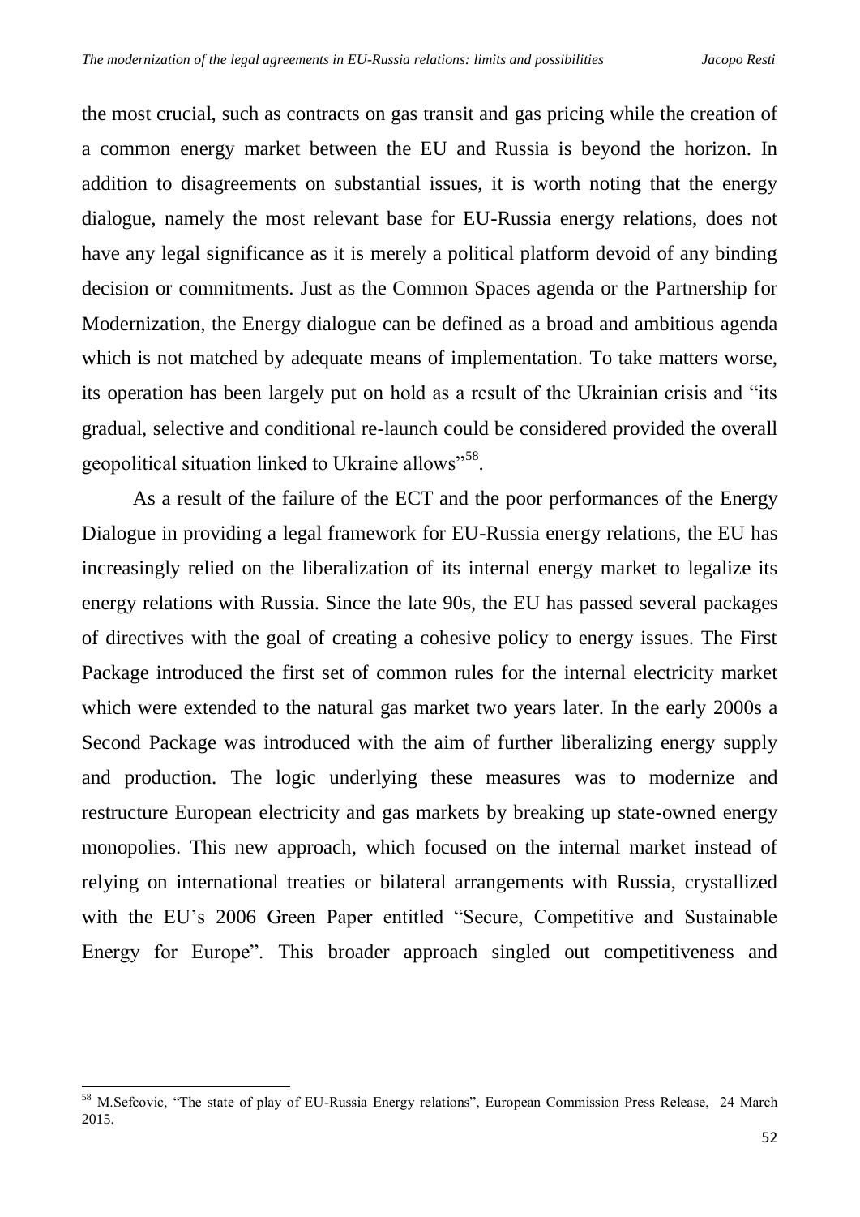the most crucial, such as contracts on gas transit and gas pricing while the creation of a common energy market between the EU and Russia is beyond the horizon. In addition to disagreements on substantial issues, it is worth noting that the energy dialogue, namely the most relevant base for EU-Russia energy relations, does not have any legal significance as it is merely a political platform devoid of any binding decision or commitments. Just as the Common Spaces agenda or the Partnership for Modernization, the Energy dialogue can be defined as a broad and ambitious agenda which is not matched by adequate means of implementation. To take matters worse, its operation has been largely put on hold as a result of the Ukrainian crisis and "its gradual, selective and conditional re-launch could be considered provided the overall geopolitical situation linked to Ukraine allows"[58].

As a result of the failure of the ECT and the poor performances of the Energy Dialogue in providing a legal framework for EU-Russia energy relations, the EU has increasingly relied on the liberalization of its internal energy market to legalize its energy relations with Russia. Since the late 90s, the EU has passed several packages of directives with the goal of creating a cohesive policy to energy issues. The First Package introduced the first set of common rules for the internal electricity market which were extended to the natural gas market two years later. In the early 2000s a Second Package was introduced with the aim of further liberalizing energy supply and production. The logic underlying these measures was to modernize and restructure European electricity and gas markets by breaking up state-owned energy monopolies. This new approach, which focused on the internal market instead of relying on international treaties or bilateral arrangements with Russia, crystallized with the EU's 2006 Green Paper entitled "Secure, Competitive and Sustainable Energy for Europe". This broader approach singled out competitiveness and

[58] M.Sefcovic, "The state of play of EU-Russia Energy relations", European Commission Press Release, 24 March 2015.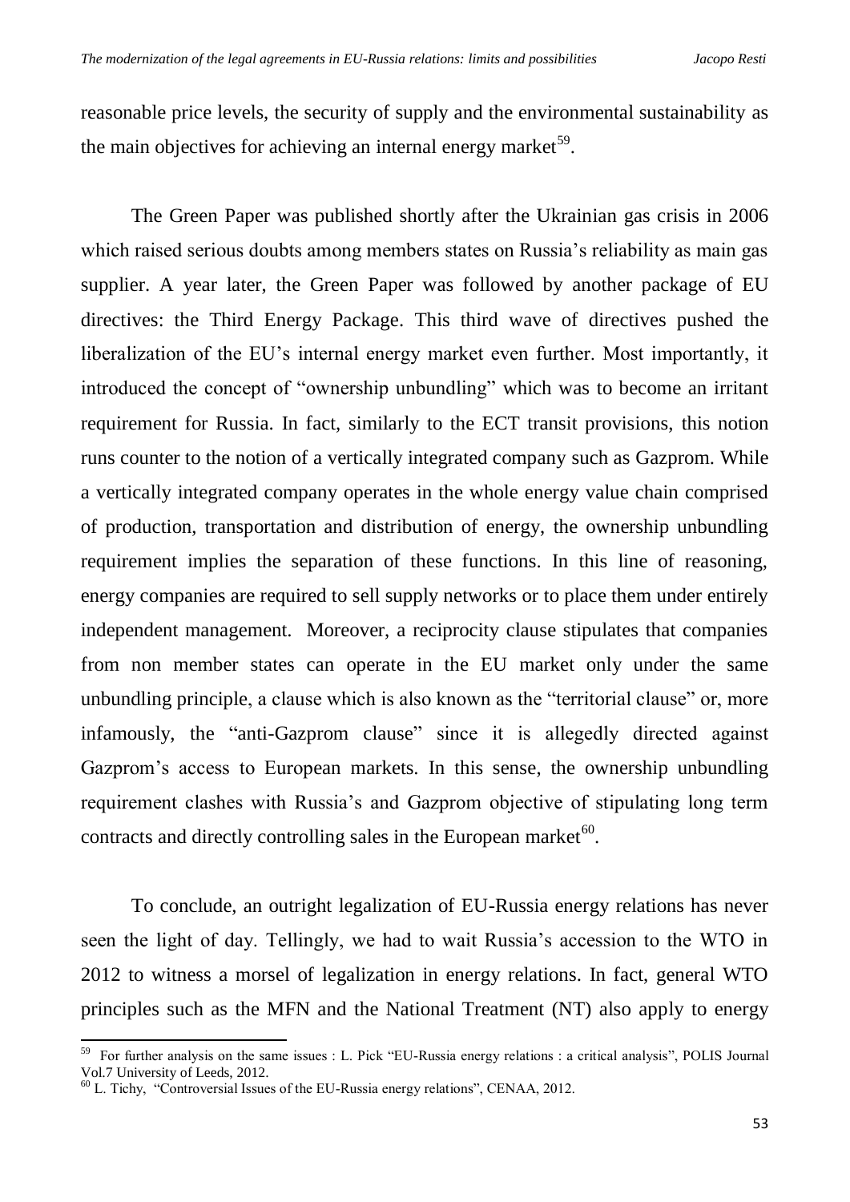reasonable price levels, the security of supply and the environmental sustainability as the main objectives for achieving an internal energy market[59].

The Green Paper was published shortly after the Ukrainian gas crisis in 2006 which raised serious doubts among members states on Russia's reliability as main gas supplier. A year later, the Green Paper was followed by another package of EU directives: the Third Energy Package. This third wave of directives pushed the liberalization of the EU's internal energy market even further. Most importantly, it introduced the concept of "ownership unbundling" which was to become an irritant requirement for Russia. In fact, similarly to the ECT transit provisions, this notion runs counter to the notion of a vertically integrated company such as Gazprom. While a vertically integrated company operates in the whole energy value chain comprised of production, transportation and distribution of energy, the ownership unbundling requirement implies the separation of these functions. In this line of reasoning, energy companies are required to sell supply networks or to place them under entirely independent management. Moreover, a reciprocity clause stipulates that companies from non member states can operate in the EU market only under the same unbundling principle, a clause which is also known as the "territorial clause" or, more infamously, the "anti-Gazprom clause" since it is allegedly directed against Gazprom's access to European markets. In this sense, the ownership unbundling requirement clashes with Russia's and Gazprom objective of stipulating long term contracts and directly controlling sales in the European market[60].

To conclude, an outright legalization of EU-Russia energy relations has never seen the light of day. Tellingly, we had to wait Russia's accession to the WTO in 2012 to witness a morsel of legalization in energy relations. In fact, general WTO principles such as the MFN and the National Treatment (NT) also apply to energy

---

[59] For further analysis on the same issues : L. Pick "EU-Russia energy relations : a critical analysis", POLIS Journal Vol.7 University of Leeds, 2012.

[60] L. Tichy, "Controversial Issues of the EU-Russia energy relations", CENAA, 2012.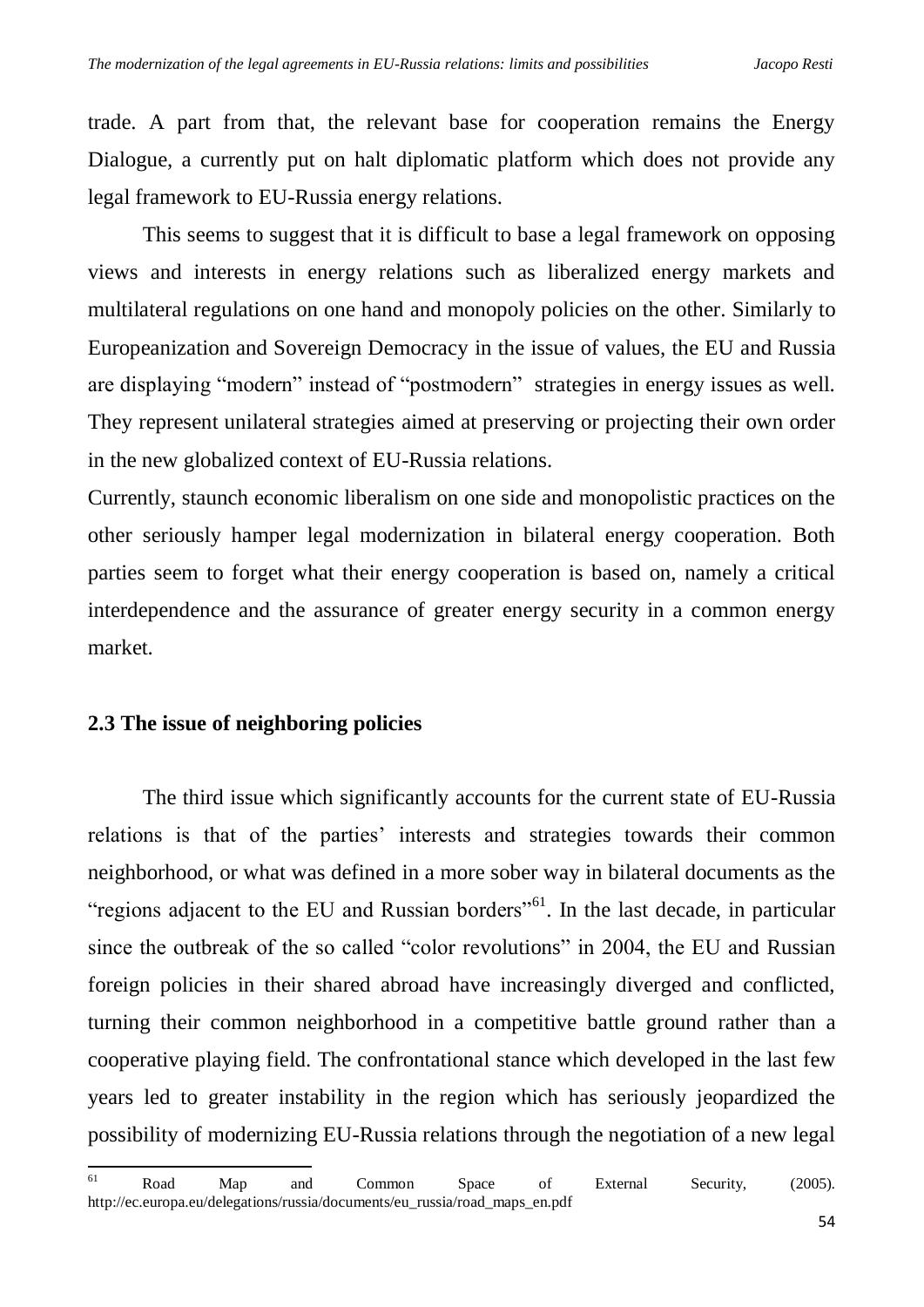trade. A part from that, the relevant base for cooperation remains the Energy Dialogue, a currently put on halt diplomatic platform which does not provide any legal framework to EU-Russia energy relations.

This seems to suggest that it is difficult to base a legal framework on opposing views and interests in energy relations such as liberalized energy markets and multilateral regulations on one hand and monopoly policies on the other. Similarly to Europeanization and Sovereign Democracy in the issue of values, the EU and Russia are displaying "modern" instead of "postmodern" strategies in energy issues as well. They represent unilateral strategies aimed at preserving or projecting their own order in the new globalized context of EU-Russia relations.

Currently, staunch economic liberalism on one side and monopolistic practices on the other seriously hamper legal modernization in bilateral energy cooperation. Both parties seem to forget what their energy cooperation is based on, namely a critical interdependence and the assurance of greater energy security in a common energy market.

### 2.3 The issue of neighboring policies

The third issue which significantly accounts for the current state of EU-Russia relations is that of the parties' interests and strategies towards their common neighborhood, or what was defined in a more sober way in bilateral documents as the "regions adjacent to the EU and Russian borders"[61]. In the last decade, in particular since the outbreak of the so called "color revolutions" in 2004, the EU and Russian foreign policies in their shared abroad have increasingly diverged and conflicted, turning their common neighborhood in a competitive battle ground rather than a cooperative playing field. The confrontational stance which developed in the last few years led to greater instability in the region which has seriously jeopardized the possibility of modernizing EU-Russia relations through the negotiation of a new legal

---

[61] Road Map and Common Space of External Security, (2005). http://ec.europa.eu/delegations/russia/documents/eu_russia/road_maps_en.pdf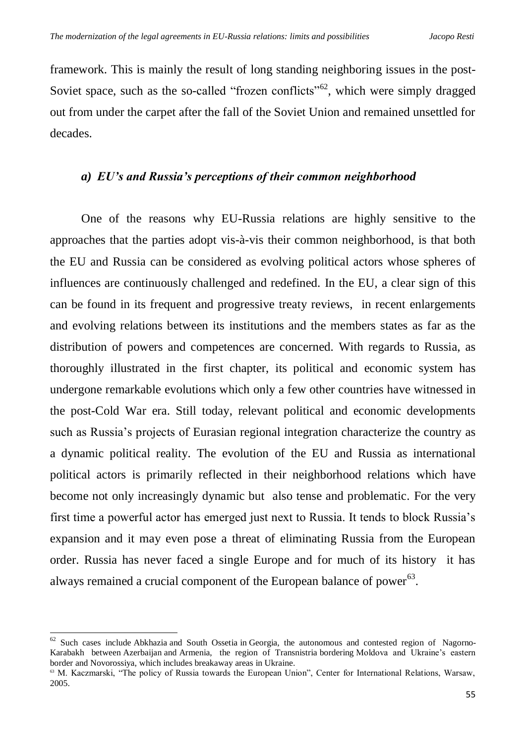framework. This is mainly the result of long standing neighboring issues in the post-Soviet space, such as the so-called "frozen conflicts"[62], which were simply dragged out from under the carpet after the fall of the Soviet Union and remained unsettled for decades.

### *a) EU's and Russia's perceptions of their common neighborhood*

One of the reasons why EU-Russia relations are highly sensitive to the approaches that the parties adopt vis-à-vis their common neighborhood, is that both the EU and Russia can be considered as evolving political actors whose spheres of influences are continuously challenged and redefined. In the EU, a clear sign of this can be found in its frequent and progressive treaty reviews, in recent enlargements and evolving relations between its institutions and the members states as far as the distribution of powers and competences are concerned. With regards to Russia, as thoroughly illustrated in the first chapter, its political and economic system has undergone remarkable evolutions which only a few other countries have witnessed in the post-Cold War era. Still today, relevant political and economic developments such as Russia's projects of Eurasian regional integration characterize the country as a dynamic political reality. The evolution of the EU and Russia as international political actors is primarily reflected in their neighborhood relations which have become not only increasingly dynamic but also tense and problematic. For the very first time a powerful actor has emerged just next to Russia. It tends to block Russia's expansion and it may even pose a threat of eliminating Russia from the European order. Russia has never faced a single Europe and for much of its history it has always remained a crucial component of the European balance of power[63].

---

[62] Such cases include Abkhazia and South Ossetia in Georgia, the autonomous and contested region of Nagorno-Karabakh between Azerbaijan and Armenia, the region of Transnistria bordering Moldova and Ukraine's eastern border and Novorossiya, which includes breakaway areas in Ukraine.

[63] M. Kaczmarski, "The policy of Russia towards the European Union", Center for International Relations, Warsaw, 2005.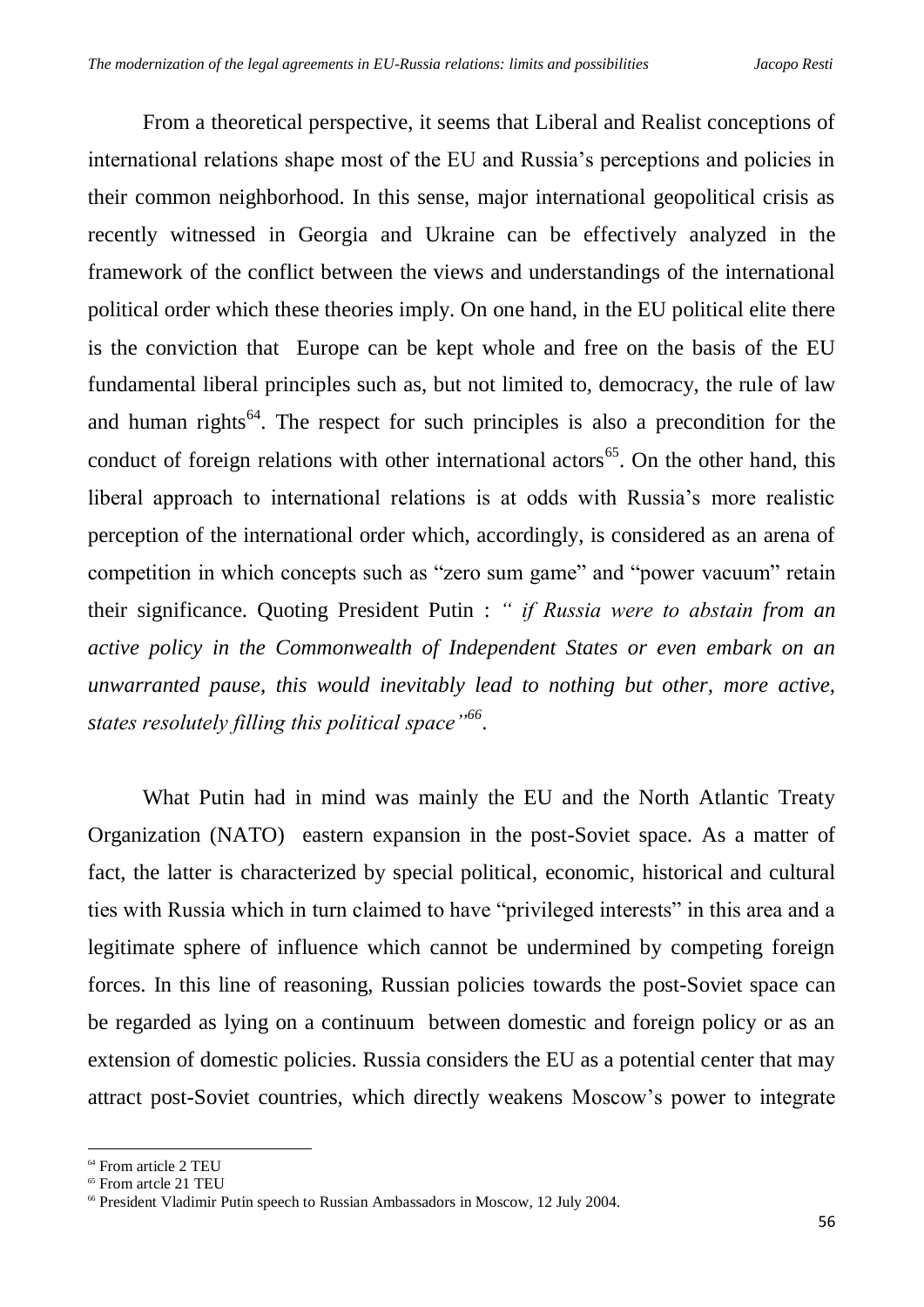From a theoretical perspective, it seems that Liberal and Realist conceptions of international relations shape most of the EU and Russia's perceptions and policies in their common neighborhood. In this sense, major international geopolitical crisis as recently witnessed in Georgia and Ukraine can be effectively analyzed in the framework of the conflict between the views and understandings of the international political order which these theories imply. On one hand, in the EU political elite there is the conviction that Europe can be kept whole and free on the basis of the EU fundamental liberal principles such as, but not limited to, democracy, the rule of law and human rights[64]. The respect for such principles is also a precondition for the conduct of foreign relations with other international actors[65]. On the other hand, this liberal approach to international relations is at odds with Russia's more realistic perception of the international order which, accordingly, is considered as an arena of competition in which concepts such as "zero sum game" and "power vacuum" retain their significance. Quoting President Putin : *" if Russia were to abstain from an active policy in the Commonwealth of Independent States or even embark on an unwarranted pause, this would inevitably lead to nothing but other, more active, states resolutely filling this political space"*[66].

What Putin had in mind was mainly the EU and the North Atlantic Treaty Organization (NATO) eastern expansion in the post-Soviet space. As a matter of fact, the latter is characterized by special political, economic, historical and cultural ties with Russia which in turn claimed to have "privileged interests" in this area and a legitimate sphere of influence which cannot be undermined by competing foreign forces. In this line of reasoning, Russian policies towards the post-Soviet space can be regarded as lying on a continuum between domestic and foreign policy or as an extension of domestic policies. Russia considers the EU as a potential center that may attract post-Soviet countries, which directly weakens Moscow's power to integrate

---

[64] From article 2 TEU

[65] From artcle 21 TEU

[66] President Vladimir Putin speech to Russian Ambassadors in Moscow, 12 July 2004.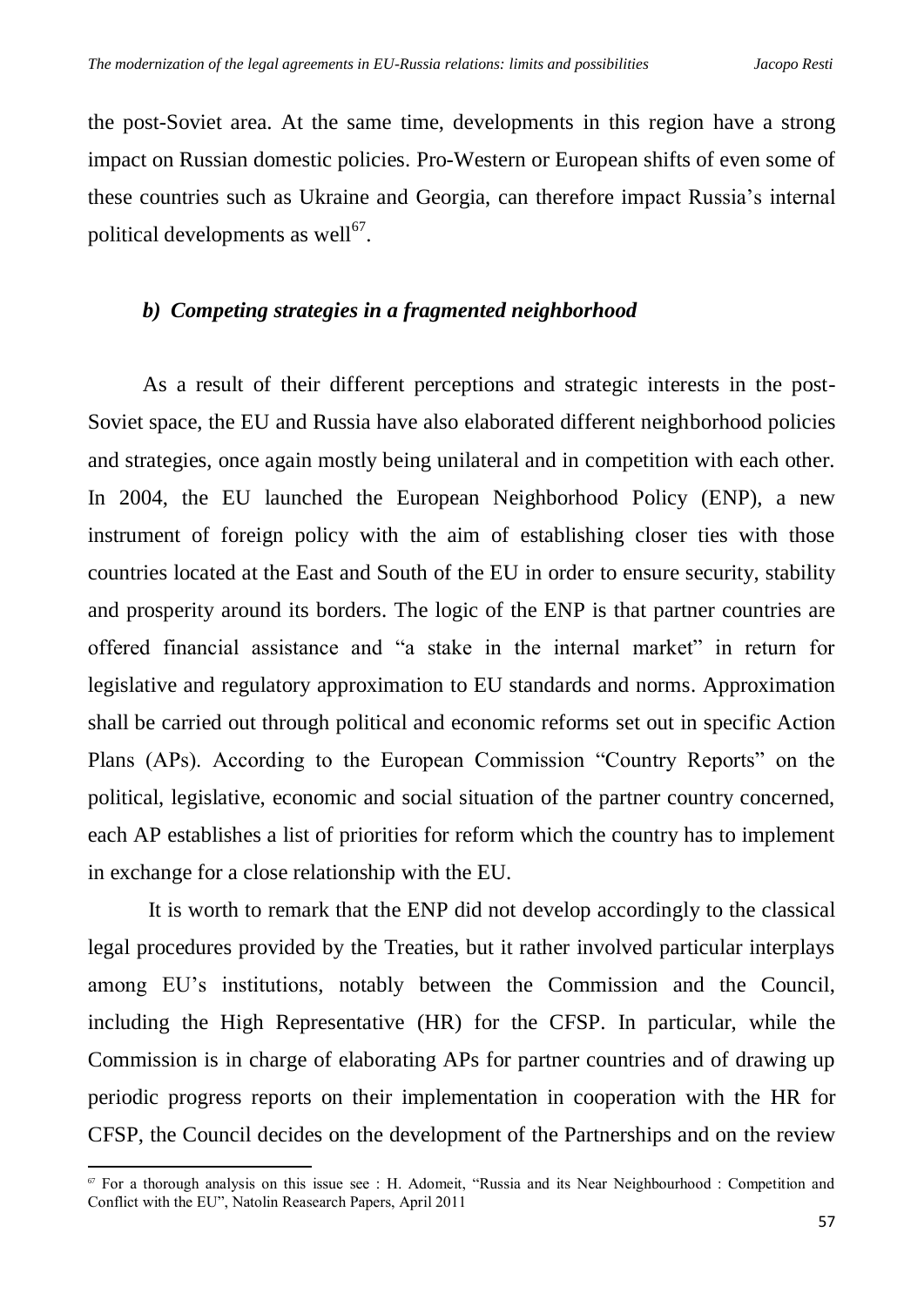the post-Soviet area. At the same time, developments in this region have a strong impact on Russian domestic policies. Pro-Western or European shifts of even some of these countries such as Ukraine and Georgia, can therefore impact Russia's internal political developments as well[67].

### *b) Competing strategies in a fragmented neighborhood*

As a result of their different perceptions and strategic interests in the post-Soviet space, the EU and Russia have also elaborated different neighborhood policies and strategies, once again mostly being unilateral and in competition with each other. In 2004, the EU launched the European Neighborhood Policy (ENP), a new instrument of foreign policy with the aim of establishing closer ties with those countries located at the East and South of the EU in order to ensure security, stability and prosperity around its borders. The logic of the ENP is that partner countries are offered financial assistance and "a stake in the internal market" in return for legislative and regulatory approximation to EU standards and norms. Approximation shall be carried out through political and economic reforms set out in specific Action Plans (APs). According to the European Commission "Country Reports" on the political, legislative, economic and social situation of the partner country concerned, each AP establishes a list of priorities for reform which the country has to implement in exchange for a close relationship with the EU.

It is worth to remark that the ENP did not develop accordingly to the classical legal procedures provided by the Treaties, but it rather involved particular interplays among EU's institutions, notably between the Commission and the Council, including the High Representative (HR) for the CFSP. In particular, while the Commission is in charge of elaborating APs for partner countries and of drawing up periodic progress reports on their implementation in cooperation with the HR for CFSP, the Council decides on the development of the Partnerships and on the review

---

[67] For a thorough analysis on this issue see : H. Adomeit, "Russia and its Near Neighbourhood : Competition and Conflict with the EU", Natolin Reasearch Papers, April 2011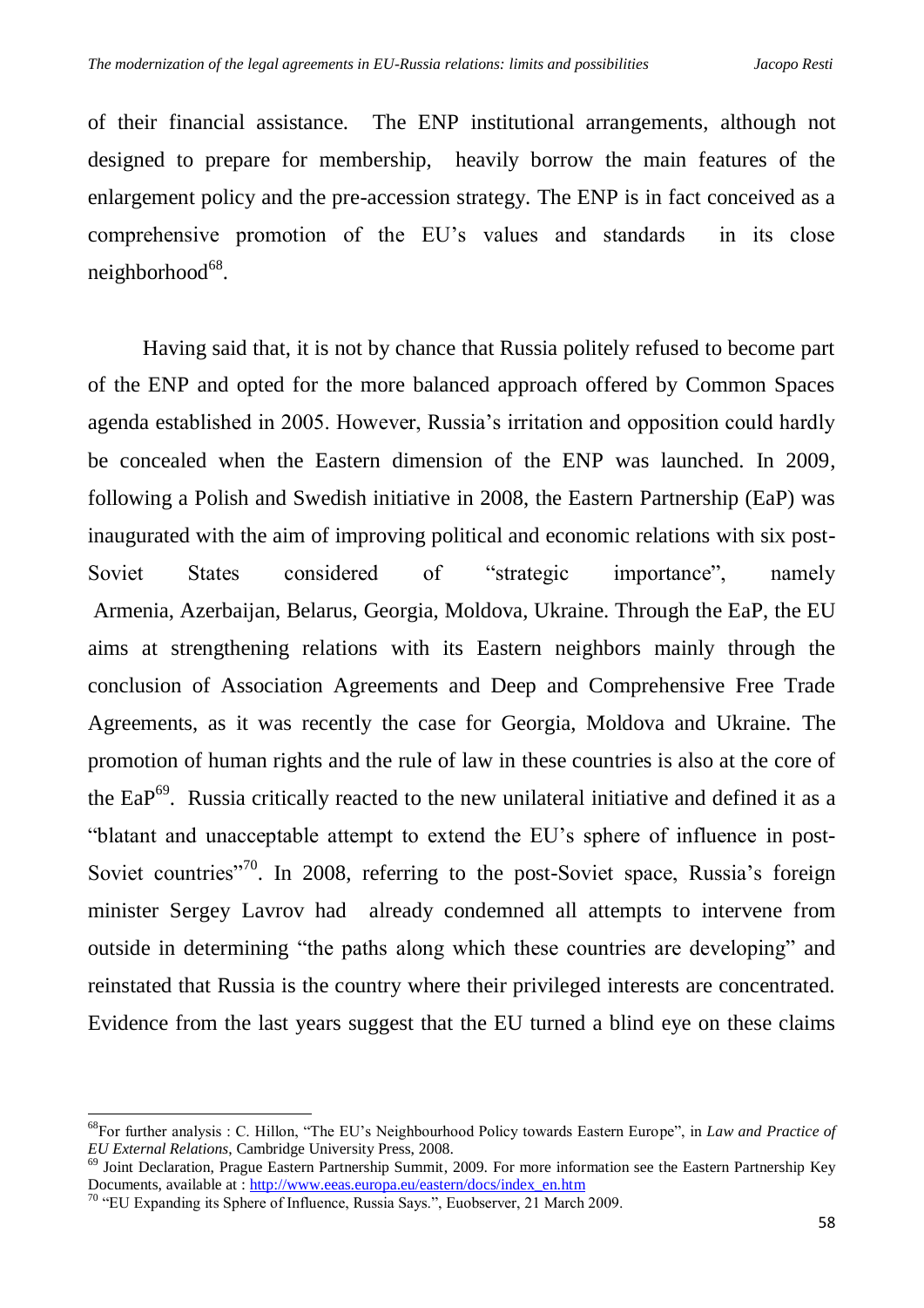of their financial assistance. The ENP institutional arrangements, although not designed to prepare for membership, heavily borrow the main features of the enlargement policy and the pre-accession strategy. The ENP is in fact conceived as a comprehensive promotion of the EU's values and standards in its close neighborhood[68].

Having said that, it is not by chance that Russia politely refused to become part of the ENP and opted for the more balanced approach offered by Common Spaces agenda established in 2005. However, Russia's irritation and opposition could hardly be concealed when the Eastern dimension of the ENP was launched. In 2009, following a Polish and Swedish initiative in 2008, the Eastern Partnership (EaP) was inaugurated with the aim of improving political and economic relations with six post-Soviet States considered of "strategic importance", namely Armenia, Azerbaijan, Belarus, Georgia, Moldova, Ukraine. Through the EaP, the EU aims at strengthening relations with its Eastern neighbors mainly through the conclusion of Association Agreements and Deep and Comprehensive Free Trade Agreements, as it was recently the case for Georgia, Moldova and Ukraine. The promotion of human rights and the rule of law in these countries is also at the core of the EaP[69]. Russia critically reacted to the new unilateral initiative and defined it as a "blatant and unacceptable attempt to extend the EU's sphere of influence in post-Soviet countries"[70]. In 2008, referring to the post-Soviet space, Russia's foreign minister Sergey Lavrov had already condemned all attempts to intervene from outside in determining "the paths along which these countries are developing" and reinstated that Russia is the country where their privileged interests are concentrated. Evidence from the last years suggest that the EU turned a blind eye on these claims

---

[68] For further analysis : C. Hillon, "The EU's Neighbourhood Policy towards Eastern Europe", in *Law and Practice of EU External Relations*, Cambridge University Press, 2008.

[69] Joint Declaration, Prague Eastern Partnership Summit, 2009. For more information see the Eastern Partnership Key Documents, available at : http://www.eeas.europa.eu/eastern/docs/index_en.htm

[70] "EU Expanding its Sphere of Influence, Russia Says.", Euobserver, 21 March 2009.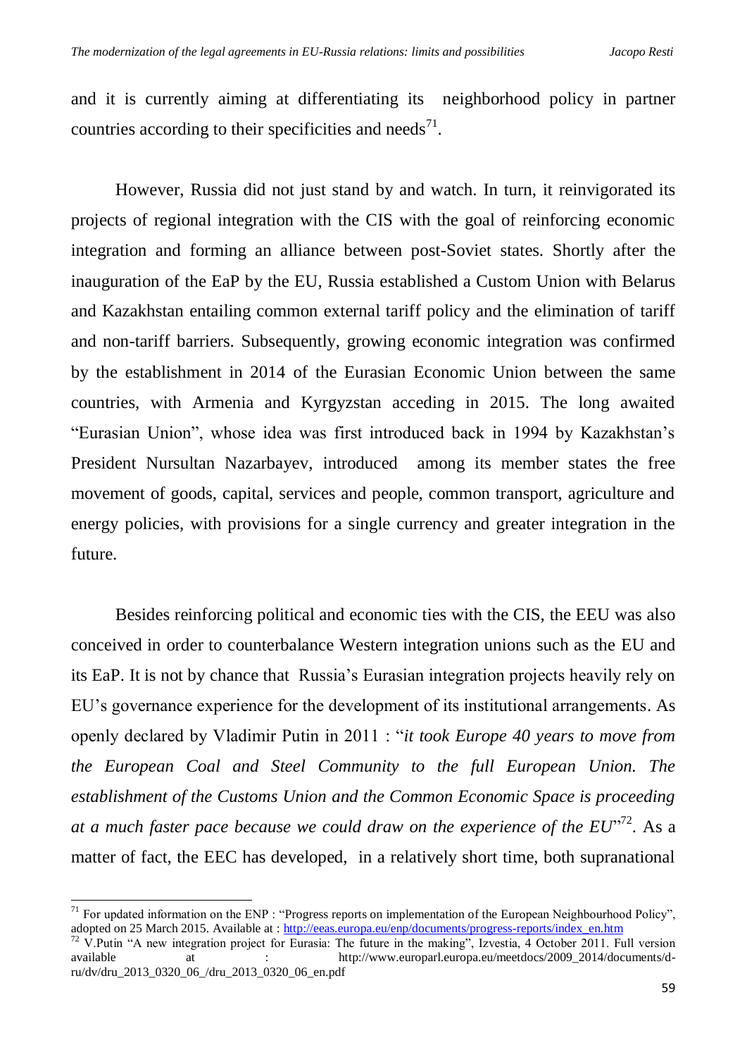and it is currently aiming at differentiating its neighborhood policy in partner countries according to their specificities and needs[71].

However, Russia did not just stand by and watch. In turn, it reinvigorated its projects of regional integration with the CIS with the goal of reinforcing economic integration and forming an alliance between post-Soviet states. Shortly after the inauguration of the EaP by the EU, Russia established a Custom Union with Belarus and Kazakhstan entailing common external tariff policy and the elimination of tariff and non-tariff barriers. Subsequently, growing economic integration was confirmed by the establishment in 2014 of the Eurasian Economic Union between the same countries, with Armenia and Kyrgyzstan acceding in 2015. The long awaited "Eurasian Union", whose idea was first introduced back in 1994 by Kazakhstan's President Nursultan Nazarbayev, introduced among its member states the free movement of goods, capital, services and people, common transport, agriculture and energy policies, with provisions for a single currency and greater integration in the future.

Besides reinforcing political and economic ties with the CIS, the EEU was also conceived in order to counterbalance Western integration unions such as the EU and its EaP. It is not by chance that Russia's Eurasian integration projects heavily rely on EU's governance experience for the development of its institutional arrangements. As openly declared by Vladimir Putin in 2011 : "*it took Europe 40 years to move from the European Coal and Steel Community to the full European Union. The establishment of the Customs Union and the Common Economic Space is proceeding at a much faster pace because we could draw on the experience of the EU*"[72]. As a matter of fact, the EEC has developed, in a relatively short time, both supranational

---

[71] For updated information on the ENP : "Progress reports on implementation of the European Neighbourhood Policy", adopted on 25 March 2015. Available at : http://eeas.europa.eu/enp/documents/progress-reports/index_en.htm

[72] V.Putin "A new integration project for Eurasia: The future in the making", Izvestia, 4 October 2011. Full version available at : http://www.europarl.europa.eu/meetdocs/2009_2014/documents/d-ru/dv/dru_2013_0320_06_/dru_2013_0320_06_en.pdf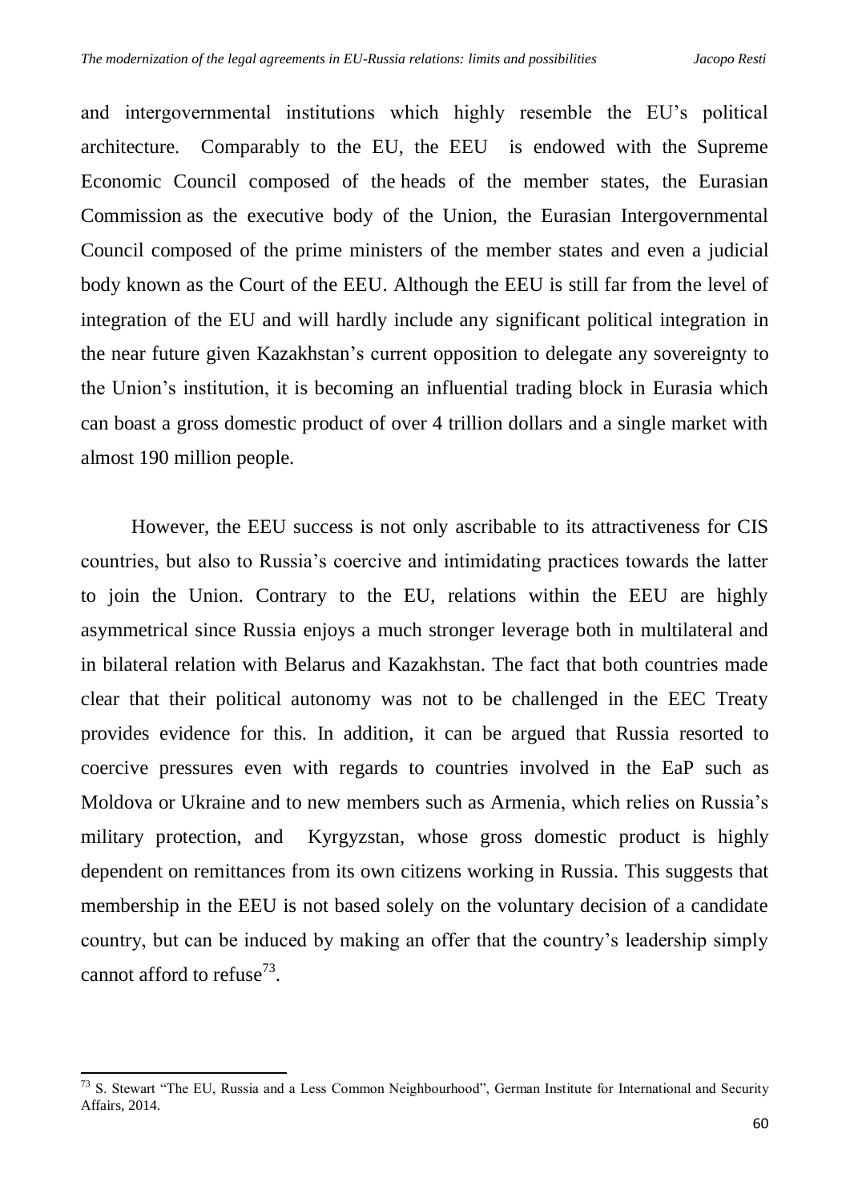and intergovernmental institutions which highly resemble the EU's political architecture. Comparably to the EU, the EEU is endowed with the Supreme Economic Council composed of the heads of the member states, the Eurasian Commission as the executive body of the Union, the Eurasian Intergovernmental Council composed of the prime ministers of the member states and even a judicial body known as the Court of the EEU. Although the EEU is still far from the level of integration of the EU and will hardly include any significant political integration in the near future given Kazakhstan's current opposition to delegate any sovereignty to the Union's institution, it is becoming an influential trading block in Eurasia which can boast a gross domestic product of over 4 trillion dollars and a single market with almost 190 million people.

However, the EEU success is not only ascribable to its attractiveness for CIS countries, but also to Russia's coercive and intimidating practices towards the latter to join the Union. Contrary to the EU, relations within the EEU are highly asymmetrical since Russia enjoys a much stronger leverage both in multilateral and in bilateral relation with Belarus and Kazakhstan. The fact that both countries made clear that their political autonomy was not to be challenged in the EEC Treaty provides evidence for this. In addition, it can be argued that Russia resorted to coercive pressures even with regards to countries involved in the EaP such as Moldova or Ukraine and to new members such as Armenia, which relies on Russia's military protection, and Kyrgyzstan, whose gross domestic product is highly dependent on remittances from its own citizens working in Russia. This suggests that membership in the EEU is not based solely on the voluntary decision of a candidate country, but can be induced by making an offer that the country's leadership simply cannot afford to refuse[73].

[73] S. Stewart "The EU, Russia and a Less Common Neighbourhood", German Institute for International and Security Affairs, 2014.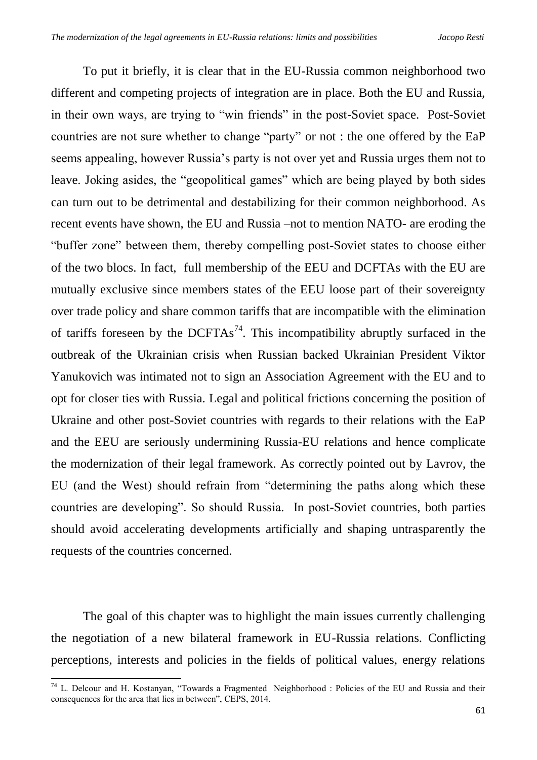To put it briefly, it is clear that in the EU-Russia common neighborhood two different and competing projects of integration are in place. Both the EU and Russia, in their own ways, are trying to "win friends" in the post-Soviet space. Post-Soviet countries are not sure whether to change "party" or not : the one offered by the EaP seems appealing, however Russia's party is not over yet and Russia urges them not to leave. Joking asides, the "geopolitical games" which are being played by both sides can turn out to be detrimental and destabilizing for their common neighborhood. As recent events have shown, the EU and Russia –not to mention NATO- are eroding the "buffer zone" between them, thereby compelling post-Soviet states to choose either of the two blocs. In fact, full membership of the EEU and DCFTAs with the EU are mutually exclusive since members states of the EEU loose part of their sovereignty over trade policy and share common tariffs that are incompatible with the elimination of tariffs foreseen by the DCFTAs[74]. This incompatibility abruptly surfaced in the outbreak of the Ukrainian crisis when Russian backed Ukrainian President Viktor Yanukovich was intimated not to sign an Association Agreement with the EU and to opt for closer ties with Russia. Legal and political frictions concerning the position of Ukraine and other post-Soviet countries with regards to their relations with the EaP and the EEU are seriously undermining Russia-EU relations and hence complicate the modernization of their legal framework. As correctly pointed out by Lavrov, the EU (and the West) should refrain from "determining the paths along which these countries are developing". So should Russia. In post-Soviet countries, both parties should avoid accelerating developments artificially and shaping untrasparently the requests of the countries concerned.

The goal of this chapter was to highlight the main issues currently challenging the negotiation of a new bilateral framework in EU-Russia relations. Conflicting perceptions, interests and policies in the fields of political values, energy relations

---

[74] L. Delcour and H. Kostanyan, "Towards a Fragmented Neighborhood : Policies of the EU and Russia and their consequences for the area that lies in between", CEPS, 2014.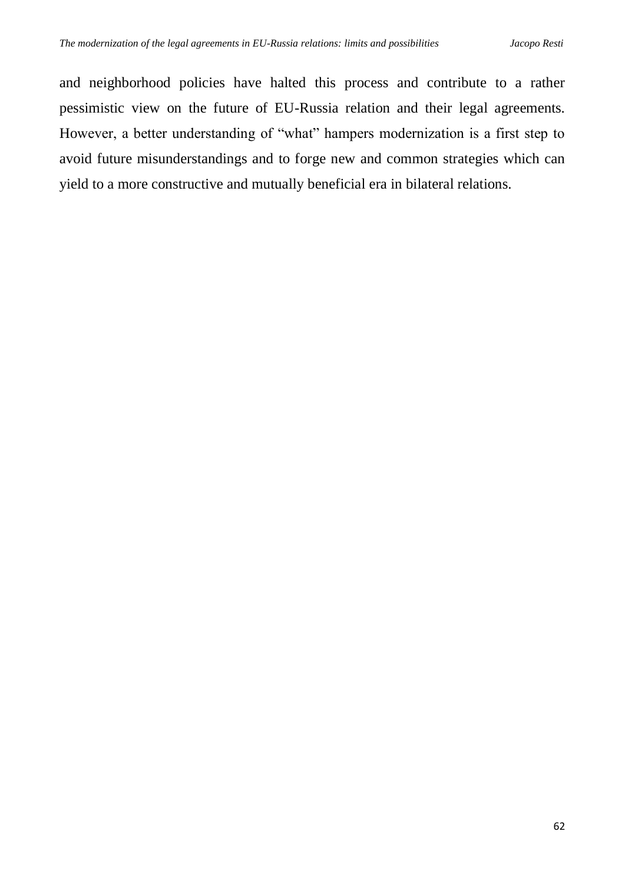and neighborhood policies have halted this process and contribute to a rather pessimistic view on the future of EU-Russia relation and their legal agreements. However, a better understanding of "what" hampers modernization is a first step to avoid future misunderstandings and to forge new and common strategies which can yield to a more constructive and mutually beneficial era in bilateral relations.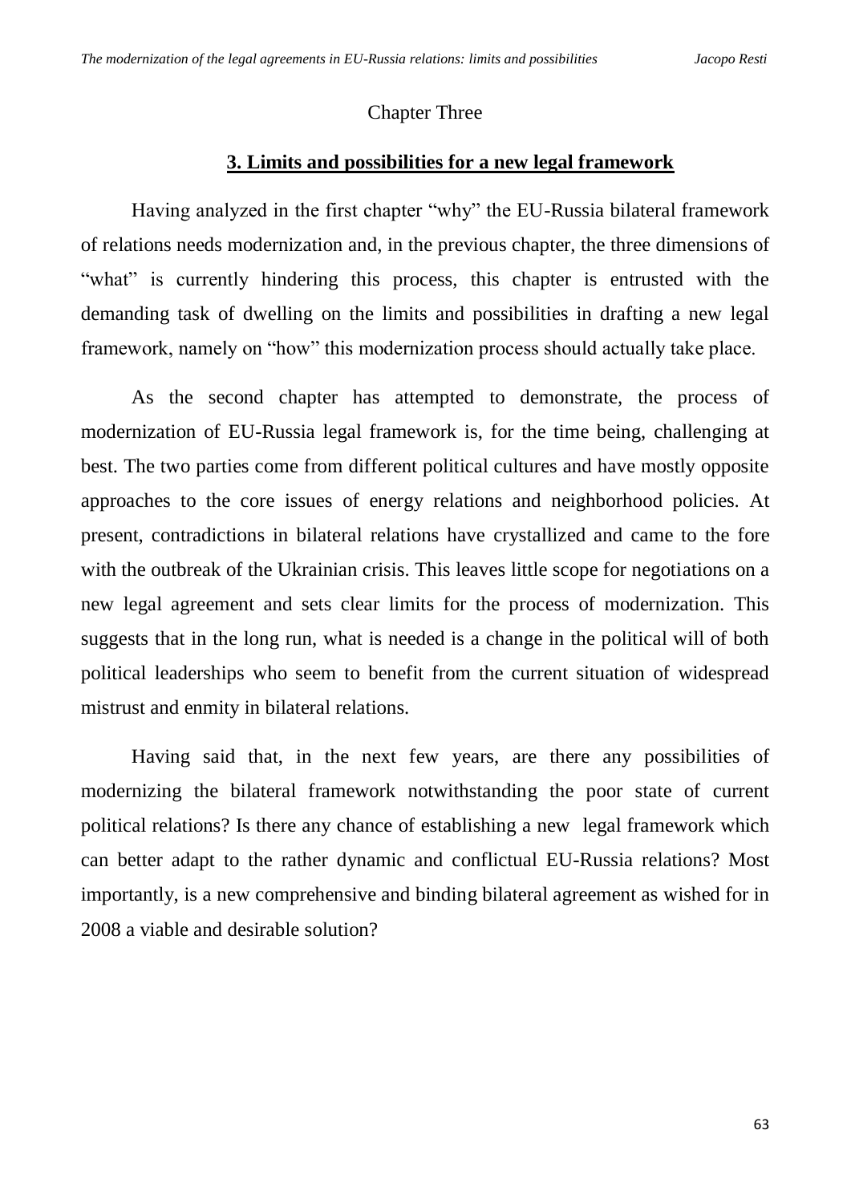Chapter Three

## 3. Limits and possibilities for a new legal framework

Having analyzed in the first chapter "why" the EU-Russia bilateral framework of relations needs modernization and, in the previous chapter, the three dimensions of "what" is currently hindering this process, this chapter is entrusted with the demanding task of dwelling on the limits and possibilities in drafting a new legal framework, namely on "how" this modernization process should actually take place.

As the second chapter has attempted to demonstrate, the process of modernization of EU-Russia legal framework is, for the time being, challenging at best. The two parties come from different political cultures and have mostly opposite approaches to the core issues of energy relations and neighborhood policies. At present, contradictions in bilateral relations have crystallized and came to the fore with the outbreak of the Ukrainian crisis. This leaves little scope for negotiations on a new legal agreement and sets clear limits for the process of modernization. This suggests that in the long run, what is needed is a change in the political will of both political leaderships who seem to benefit from the current situation of widespread mistrust and enmity in bilateral relations.

Having said that, in the next few years, are there any possibilities of modernizing the bilateral framework notwithstanding the poor state of current political relations? Is there any chance of establishing a new legal framework which can better adapt to the rather dynamic and conflictual EU-Russia relations? Most importantly, is a new comprehensive and binding bilateral agreement as wished for in 2008 a viable and desirable solution?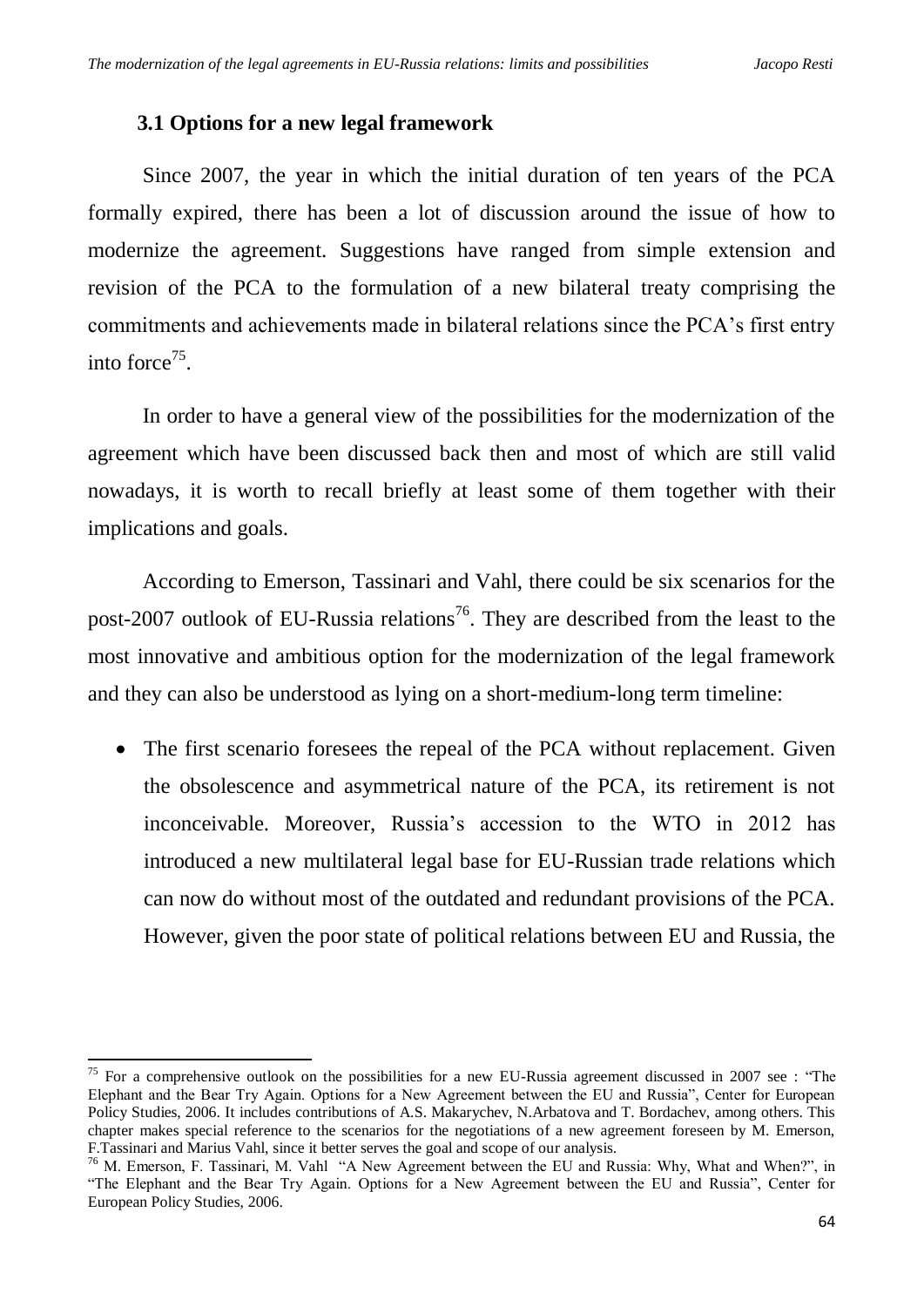### 3.1 Options for a new legal framework

Since 2007, the year in which the initial duration of ten years of the PCA formally expired, there has been a lot of discussion around the issue of how to modernize the agreement. Suggestions have ranged from simple extension and revision of the PCA to the formulation of a new bilateral treaty comprising the commitments and achievements made in bilateral relations since the PCA's first entry into force[75].

In order to have a general view of the possibilities for the modernization of the agreement which have been discussed back then and most of which are still valid nowadays, it is worth to recall briefly at least some of them together with their implications and goals.

According to Emerson, Tassinari and Vahl, there could be six scenarios for the post-2007 outlook of EU-Russia relations[76]. They are described from the least to the most innovative and ambitious option for the modernization of the legal framework and they can also be understood as lying on a short-medium-long term timeline:

- The first scenario foresees the repeal of the PCA without replacement. Given the obsolescence and asymmetrical nature of the PCA, its retirement is not inconceivable. Moreover, Russia's accession to the WTO in 2012 has introduced a new multilateral legal base for EU-Russian trade relations which can now do without most of the outdated and redundant provisions of the PCA. However, given the poor state of political relations between EU and Russia, the

---

[75] For a comprehensive outlook on the possibilities for a new EU-Russia agreement discussed in 2007 see : "The Elephant and the Bear Try Again. Options for a New Agreement between the EU and Russia", Center for European Policy Studies, 2006. It includes contributions of A.S. Makarychev, N.Arbatova and T. Bordachev, among others. This chapter makes special reference to the scenarios for the negotiations of a new agreement foreseen by M. Emerson, F.Tassinari and Marius Vahl, since it better serves the goal and scope of our analysis.

[76] M. Emerson, F. Tassinari, M. Vahl "A New Agreement between the EU and Russia: Why, What and When?", in "The Elephant and the Bear Try Again. Options for a New Agreement between the EU and Russia", Center for European Policy Studies, 2006.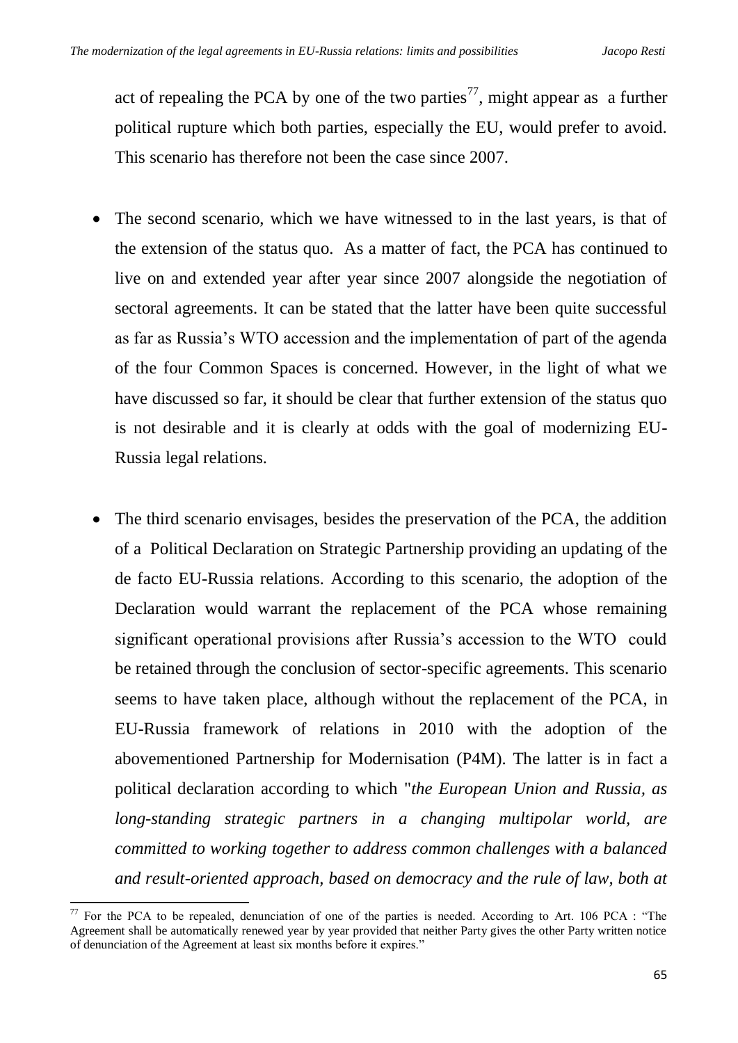act of repealing the PCA by one of the two parties[77], might appear as a further political rupture which both parties, especially the EU, would prefer to avoid. This scenario has therefore not been the case since 2007.

- The second scenario, which we have witnessed to in the last years, is that of the extension of the status quo. As a matter of fact, the PCA has continued to live on and extended year after year since 2007 alongside the negotiation of sectoral agreements. It can be stated that the latter have been quite successful as far as Russia's WTO accession and the implementation of part of the agenda of the four Common Spaces is concerned. However, in the light of what we have discussed so far, it should be clear that further extension of the status quo is not desirable and it is clearly at odds with the goal of modernizing EU-Russia legal relations.

- The third scenario envisages, besides the preservation of the PCA, the addition of a Political Declaration on Strategic Partnership providing an updating of the de facto EU-Russia relations. According to this scenario, the adoption of the Declaration would warrant the replacement of the PCA whose remaining significant operational provisions after Russia's accession to the WTO could be retained through the conclusion of sector-specific agreements. This scenario seems to have taken place, although without the replacement of the PCA, in EU-Russia framework of relations in 2010 with the adoption of the abovementioned Partnership for Modernisation (P4M). The latter is in fact a political declaration according to which "*the European Union and Russia, as long-standing strategic partners in a changing multipolar world, are committed to working together to address common challenges with a balanced and result-oriented approach, based on democracy and the rule of law, both at*

---

[77] For the PCA to be repealed, denunciation of one of the parties is needed. According to Art. 106 PCA : "The Agreement shall be automatically renewed year by year provided that neither Party gives the other Party written notice of denunciation of the Agreement at least six months before it expires."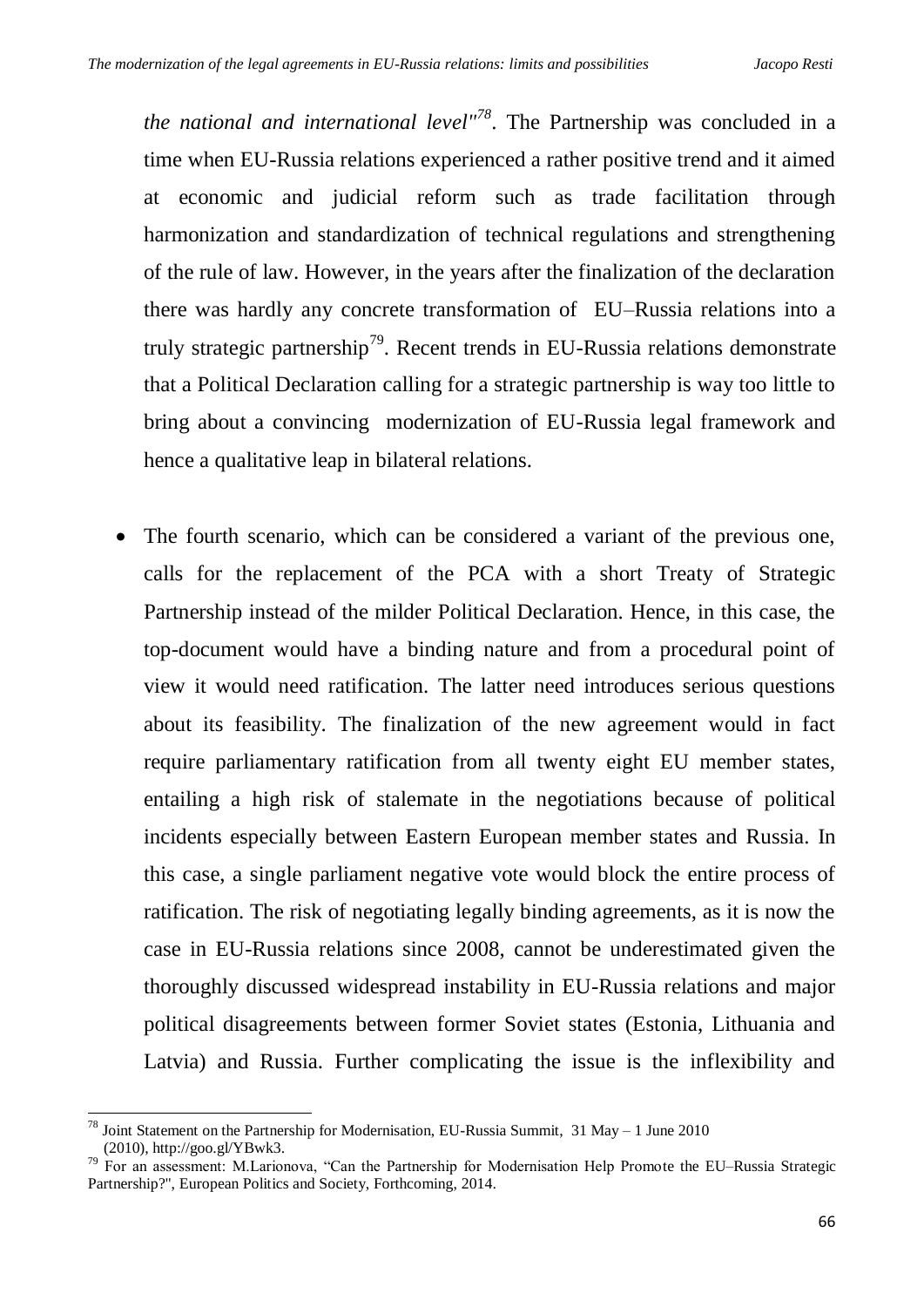*the national and international level"*[78]. The Partnership was concluded in a time when EU-Russia relations experienced a rather positive trend and it aimed at economic and judicial reform such as trade facilitation through harmonization and standardization of technical regulations and strengthening of the rule of law. However, in the years after the finalization of the declaration there was hardly any concrete transformation of EU–Russia relations into a truly strategic partnership[79]. Recent trends in EU-Russia relations demonstrate that a Political Declaration calling for a strategic partnership is way too little to bring about a convincing modernization of EU-Russia legal framework and hence a qualitative leap in bilateral relations.

- The fourth scenario, which can be considered a variant of the previous one, calls for the replacement of the PCA with a short Treaty of Strategic Partnership instead of the milder Political Declaration. Hence, in this case, the top-document would have a binding nature and from a procedural point of view it would need ratification. The latter need introduces serious questions about its feasibility. The finalization of the new agreement would in fact require parliamentary ratification from all twenty eight EU member states, entailing a high risk of stalemate in the negotiations because of political incidents especially between Eastern European member states and Russia. In this case, a single parliament negative vote would block the entire process of ratification. The risk of negotiating legally binding agreements, as it is now the case in EU-Russia relations since 2008, cannot be underestimated given the thoroughly discussed widespread instability in EU-Russia relations and major political disagreements between former Soviet states (Estonia, Lithuania and Latvia) and Russia. Further complicating the issue is the inflexibility and

---

[78] Joint Statement on the Partnership for Modernisation, EU-Russia Summit, 31 May – 1 June 2010 (2010), http://goo.gl/YBwk3.

[79] For an assessment: M.Larionova, "Can the Partnership for Modernisation Help Promote the EU–Russia Strategic Partnership?", European Politics and Society, Forthcoming, 2014.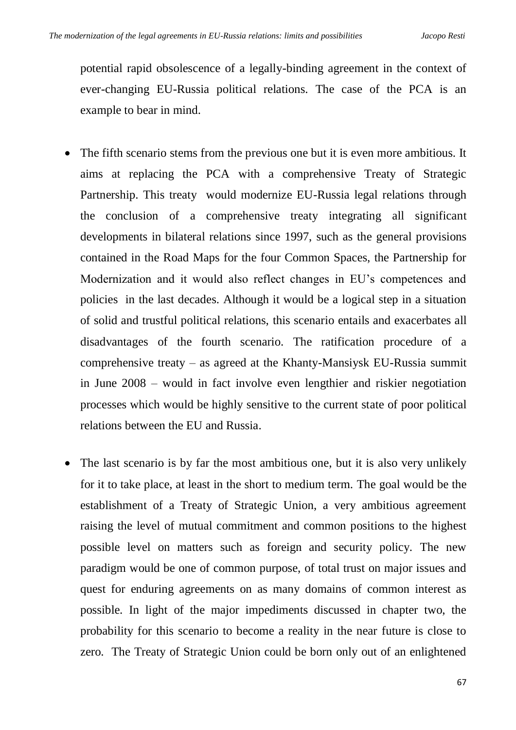potential rapid obsolescence of a legally-binding agreement in the context of ever-changing EU-Russia political relations. The case of the PCA is an example to bear in mind.

- The fifth scenario stems from the previous one but it is even more ambitious. It aims at replacing the PCA with a comprehensive Treaty of Strategic Partnership. This treaty would modernize EU-Russia legal relations through the conclusion of a comprehensive treaty integrating all significant developments in bilateral relations since 1997, such as the general provisions contained in the Road Maps for the four Common Spaces, the Partnership for Modernization and it would also reflect changes in EU's competences and policies in the last decades. Although it would be a logical step in a situation of solid and trustful political relations, this scenario entails and exacerbates all disadvantages of the fourth scenario. The ratification procedure of a comprehensive treaty – as agreed at the Khanty-Mansiysk EU-Russia summit in June 2008 – would in fact involve even lengthier and riskier negotiation processes which would be highly sensitive to the current state of poor political relations between the EU and Russia.

- The last scenario is by far the most ambitious one, but it is also very unlikely for it to take place, at least in the short to medium term. The goal would be the establishment of a Treaty of Strategic Union, a very ambitious agreement raising the level of mutual commitment and common positions to the highest possible level on matters such as foreign and security policy. The new paradigm would be one of common purpose, of total trust on major issues and quest for enduring agreements on as many domains of common interest as possible. In light of the major impediments discussed in chapter two, the probability for this scenario to become a reality in the near future is close to zero. The Treaty of Strategic Union could be born only out of an enlightened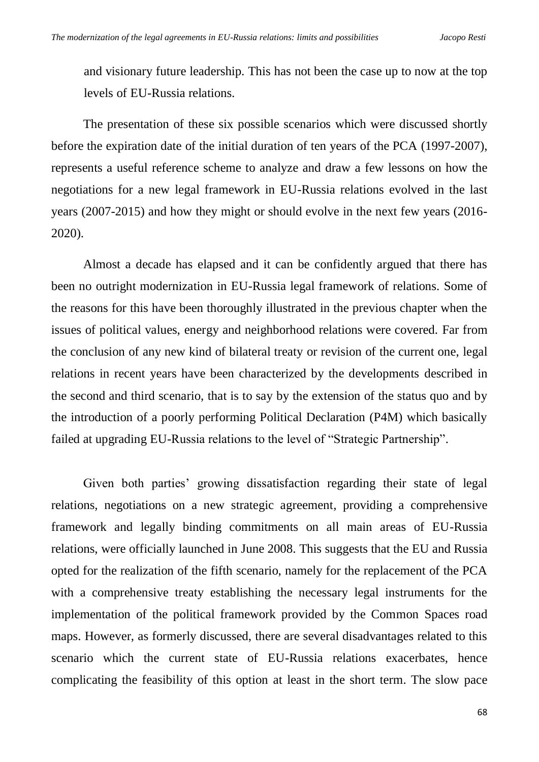and visionary future leadership. This has not been the case up to now at the top levels of EU-Russia relations.

The presentation of these six possible scenarios which were discussed shortly before the expiration date of the initial duration of ten years of the PCA (1997-2007), represents a useful reference scheme to analyze and draw a few lessons on how the negotiations for a new legal framework in EU-Russia relations evolved in the last years (2007-2015) and how they might or should evolve in the next few years (2016-2020).

Almost a decade has elapsed and it can be confidently argued that there has been no outright modernization in EU-Russia legal framework of relations. Some of the reasons for this have been thoroughly illustrated in the previous chapter when the issues of political values, energy and neighborhood relations were covered. Far from the conclusion of any new kind of bilateral treaty or revision of the current one, legal relations in recent years have been characterized by the developments described in the second and third scenario, that is to say by the extension of the status quo and by the introduction of a poorly performing Political Declaration (P4M) which basically failed at upgrading EU-Russia relations to the level of "Strategic Partnership".

Given both parties' growing dissatisfaction regarding their state of legal relations, negotiations on a new strategic agreement, providing a comprehensive framework and legally binding commitments on all main areas of EU-Russia relations, were officially launched in June 2008. This suggests that the EU and Russia opted for the realization of the fifth scenario, namely for the replacement of the PCA with a comprehensive treaty establishing the necessary legal instruments for the implementation of the political framework provided by the Common Spaces road maps. However, as formerly discussed, there are several disadvantages related to this scenario which the current state of EU-Russia relations exacerbates, hence complicating the feasibility of this option at least in the short term. The slow pace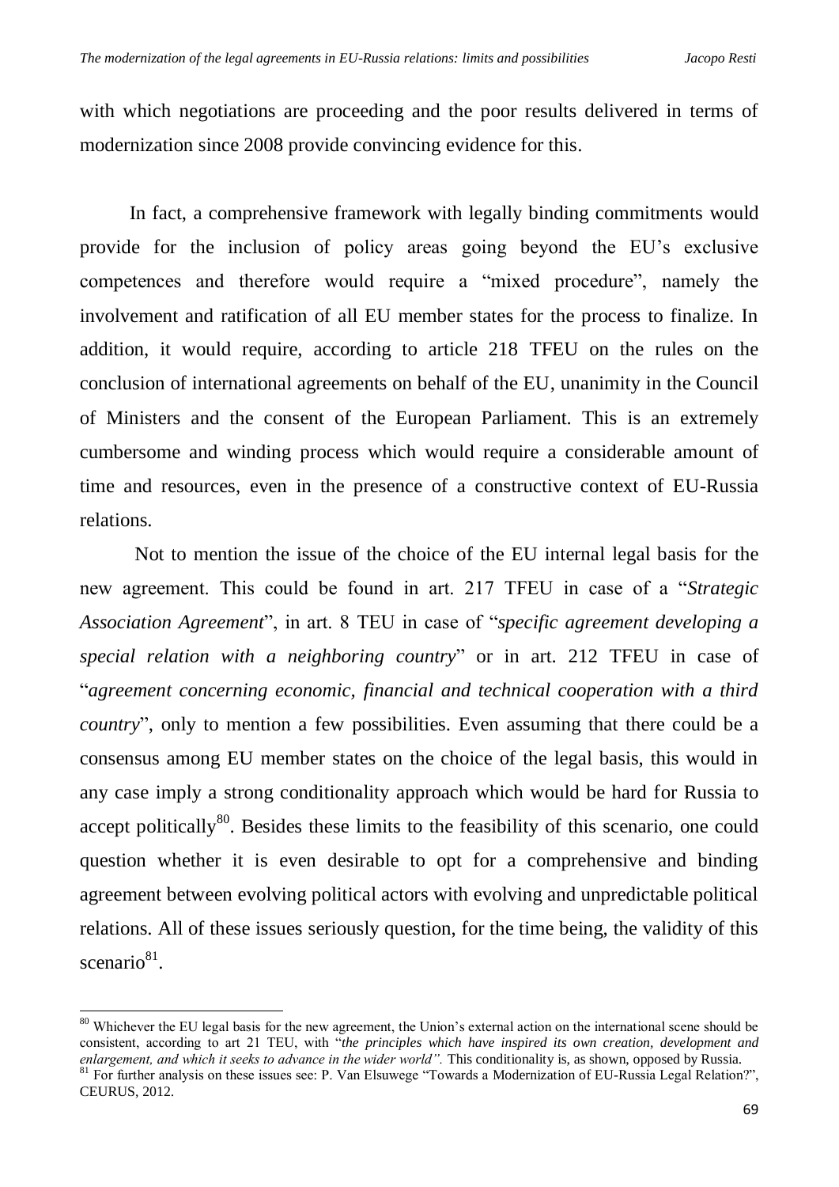with which negotiations are proceeding and the poor results delivered in terms of modernization since 2008 provide convincing evidence for this.

In fact, a comprehensive framework with legally binding commitments would provide for the inclusion of policy areas going beyond the EU's exclusive competences and therefore would require a "mixed procedure", namely the involvement and ratification of all EU member states for the process to finalize. In addition, it would require, according to article 218 TFEU on the rules on the conclusion of international agreements on behalf of the EU, unanimity in the Council of Ministers and the consent of the European Parliament. This is an extremely cumbersome and winding process which would require a considerable amount of time and resources, even in the presence of a constructive context of EU-Russia relations.

Not to mention the issue of the choice of the EU internal legal basis for the new agreement. This could be found in art. 217 TFEU in case of a "*Strategic Association Agreement*", in art. 8 TEU in case of "*specific agreement developing a special relation with a neighboring country*" or in art. 212 TFEU in case of "*agreement concerning economic, financial and technical cooperation with a third country*", only to mention a few possibilities. Even assuming that there could be a consensus among EU member states on the choice of the legal basis, this would in any case imply a strong conditionality approach which would be hard for Russia to accept politically[80]. Besides these limits to the feasibility of this scenario, one could question whether it is even desirable to opt for a comprehensive and binding agreement between evolving political actors with evolving and unpredictable political relations. All of these issues seriously question, for the time being, the validity of this scenario[81].

---

[80] Whichever the EU legal basis for the new agreement, the Union's external action on the international scene should be consistent, according to art 21 TEU, with "*the principles which have inspired its own creation, development and enlargement, and which it seeks to advance in the wider world".* This conditionality is, as shown, opposed by Russia.

[81] For further analysis on these issues see: P. Van Elsuwege "Towards a Modernization of EU-Russia Legal Relation?", CEURUS, 2012.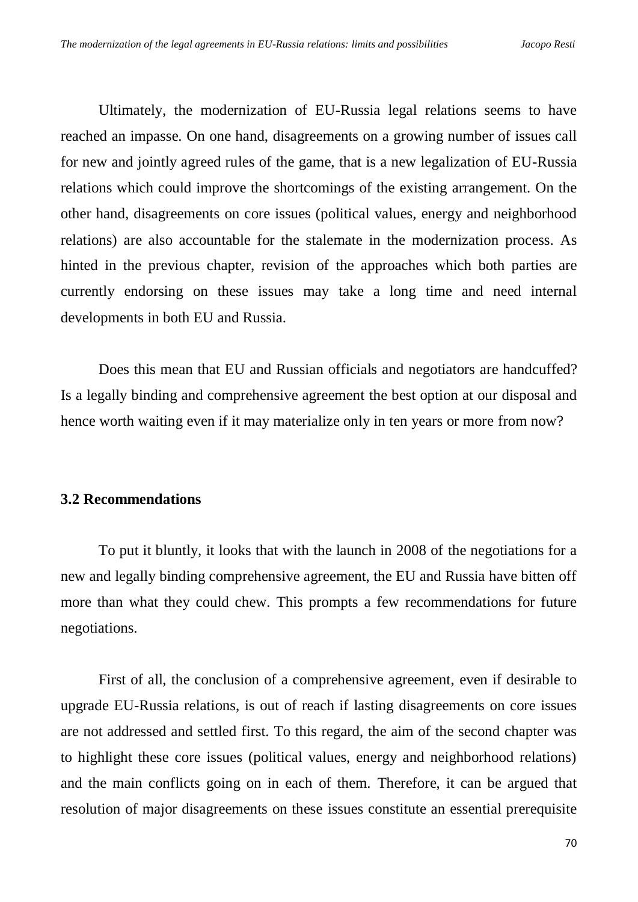Ultimately, the modernization of EU-Russia legal relations seems to have reached an impasse. On one hand, disagreements on a growing number of issues call for new and jointly agreed rules of the game, that is a new legalization of EU-Russia relations which could improve the shortcomings of the existing arrangement. On the other hand, disagreements on core issues (political values, energy and neighborhood relations) are also accountable for the stalemate in the modernization process. As hinted in the previous chapter, revision of the approaches which both parties are currently endorsing on these issues may take a long time and need internal developments in both EU and Russia.

Does this mean that EU and Russian officials and negotiators are handcuffed? Is a legally binding and comprehensive agreement the best option at our disposal and hence worth waiting even if it may materialize only in ten years or more from now?

### 3.2 Recommendations

To put it bluntly, it looks that with the launch in 2008 of the negotiations for a new and legally binding comprehensive agreement, the EU and Russia have bitten off more than what they could chew. This prompts a few recommendations for future negotiations.

First of all, the conclusion of a comprehensive agreement, even if desirable to upgrade EU-Russia relations, is out of reach if lasting disagreements on core issues are not addressed and settled first. To this regard, the aim of the second chapter was to highlight these core issues (political values, energy and neighborhood relations) and the main conflicts going on in each of them. Therefore, it can be argued that resolution of major disagreements on these issues constitute an essential prerequisite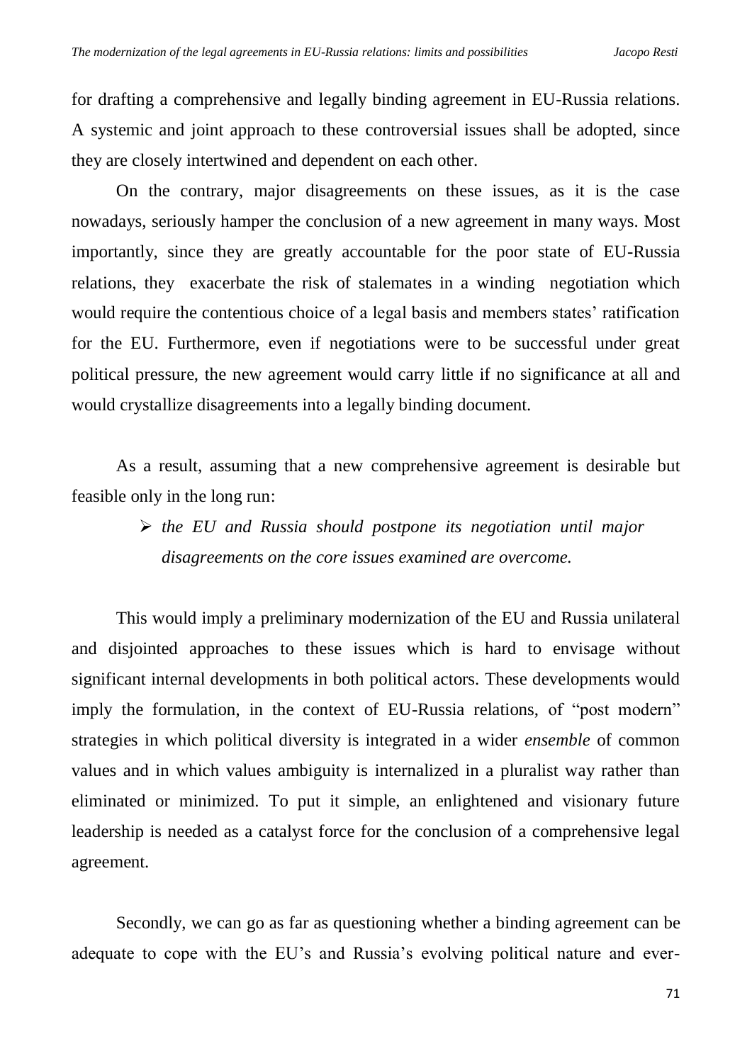for drafting a comprehensive and legally binding agreement in EU-Russia relations. A systemic and joint approach to these controversial issues shall be adopted, since they are closely intertwined and dependent on each other.

On the contrary, major disagreements on these issues, as it is the case nowadays, seriously hamper the conclusion of a new agreement in many ways. Most importantly, since they are greatly accountable for the poor state of EU-Russia relations, they exacerbate the risk of stalemates in a winding negotiation which would require the contentious choice of a legal basis and members states' ratification for the EU. Furthermore, even if negotiations were to be successful under great political pressure, the new agreement would carry little if no significance at all and would crystallize disagreements into a legally binding document.

As a result, assuming that a new comprehensive agreement is desirable but feasible only in the long run:

- *the EU and Russia should postpone its negotiation until major disagreements on the core issues examined are overcome.*

This would imply a preliminary modernization of the EU and Russia unilateral and disjointed approaches to these issues which is hard to envisage without significant internal developments in both political actors. These developments would imply the formulation, in the context of EU-Russia relations, of "post modern" strategies in which political diversity is integrated in a wider *ensemble* of common values and in which values ambiguity is internalized in a pluralist way rather than eliminated or minimized. To put it simple, an enlightened and visionary future leadership is needed as a catalyst force for the conclusion of a comprehensive legal agreement.

Secondly, we can go as far as questioning whether a binding agreement can be adequate to cope with the EU's and Russia's evolving political nature and ever-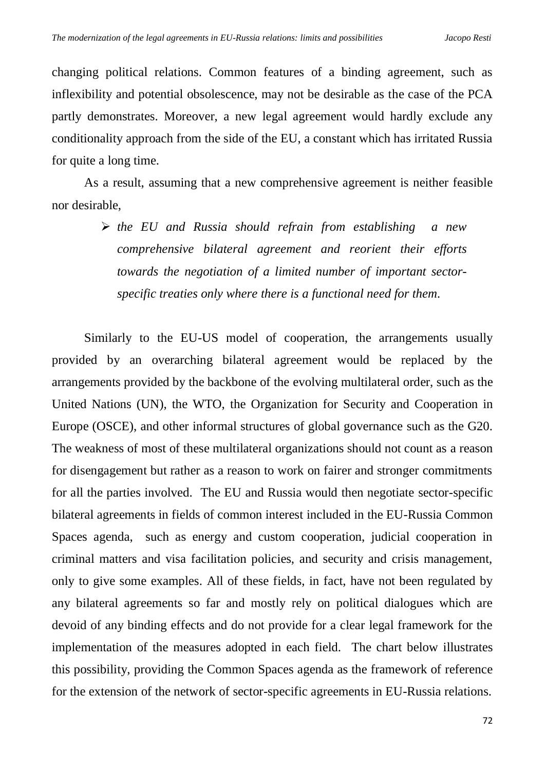changing political relations. Common features of a binding agreement, such as inflexibility and potential obsolescence, may not be desirable as the case of the PCA partly demonstrates. Moreover, a new legal agreement would hardly exclude any conditionality approach from the side of the EU, a constant which has irritated Russia for quite a long time.

As a result, assuming that a new comprehensive agreement is neither feasible nor desirable,

- *the EU and Russia should refrain from establishing a new comprehensive bilateral agreement and reorient their efforts towards the negotiation of a limited number of important sector-specific treaties only where there is a functional need for them.*

Similarly to the EU-US model of cooperation, the arrangements usually provided by an overarching bilateral agreement would be replaced by the arrangements provided by the backbone of the evolving multilateral order, such as the United Nations (UN), the WTO, the Organization for Security and Cooperation in Europe (OSCE), and other informal structures of global governance such as the G20. The weakness of most of these multilateral organizations should not count as a reason for disengagement but rather as a reason to work on fairer and stronger commitments for all the parties involved. The EU and Russia would then negotiate sector-specific bilateral agreements in fields of common interest included in the EU-Russia Common Spaces agenda, such as energy and custom cooperation, judicial cooperation in criminal matters and visa facilitation policies, and security and crisis management, only to give some examples. All of these fields, in fact, have not been regulated by any bilateral agreements so far and mostly rely on political dialogues which are devoid of any binding effects and do not provide for a clear legal framework for the implementation of the measures adopted in each field. The chart below illustrates this possibility, providing the Common Spaces agenda as the framework of reference for the extension of the network of sector-specific agreements in EU-Russia relations.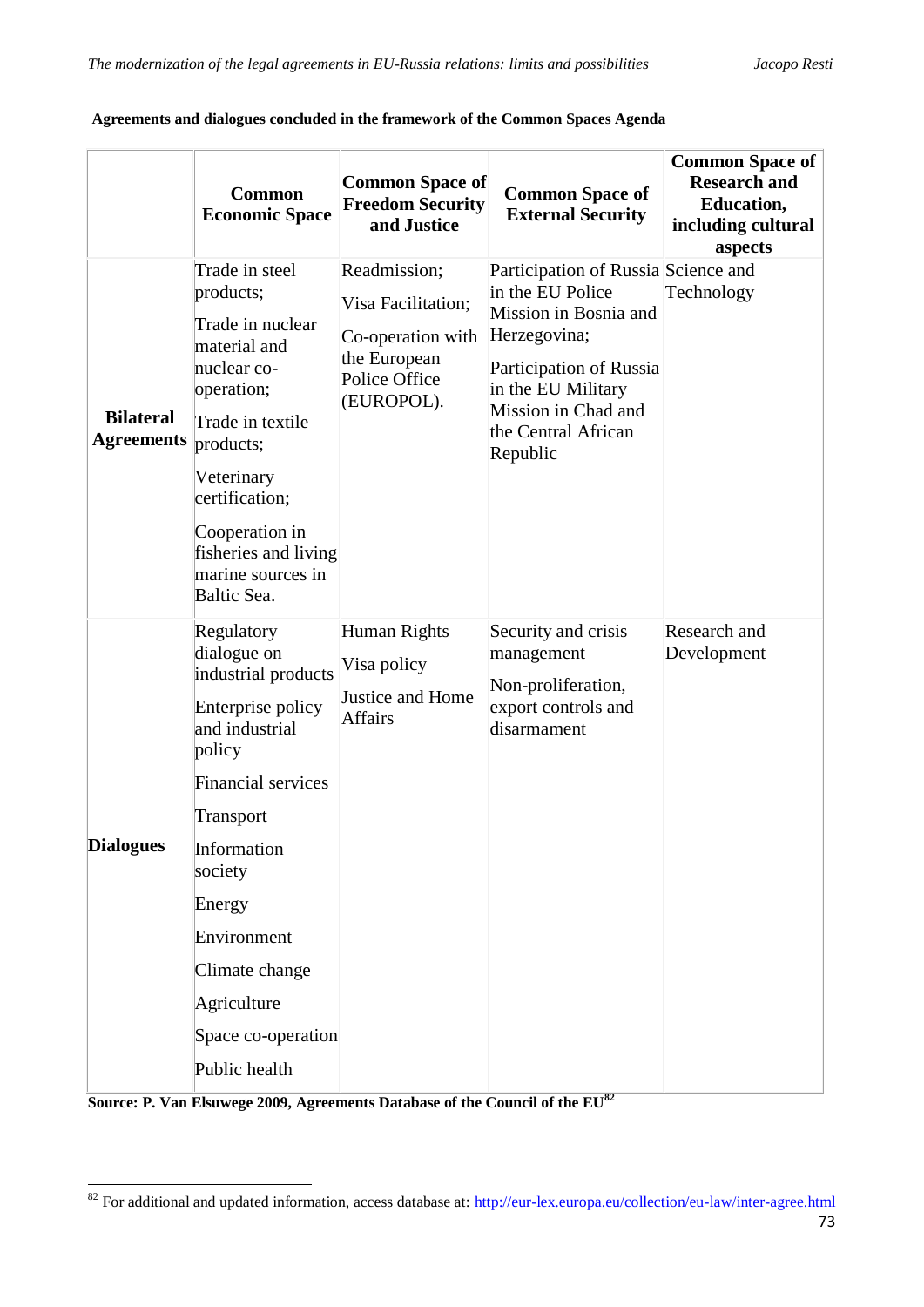**Agreements and dialogues concluded in the framework of the Common Spaces Agenda**

| | **Common Economic Space** | **Common Space of Freedom Security and Justice** | **Common Space of External Security** | **Common Space of Research and Education, including cultural aspects** |
|---|---|---|---|---|
| **Bilateral Agreements** | Trade in steel products;<br>Trade in nuclear material and nuclear co-operation;<br>Trade in textile products;<br>Veterinary certification;<br>Cooperation in fisheries and living marine sources in Baltic Sea. | Readmission;<br>Visa Facilitation;<br>Co-operation with the European Police Office (EUROPOL). | Participation of Russia in the EU Police Mission in Bosnia and Herzegovina;<br>Participation of Russia in the EU Military Mission in Chad and the Central African Republic | Science and Technology |
| **Dialogues** | Regulatory dialogue on industrial products<br>Enterprise policy and industrial policy<br>Financial services<br>Transport<br>Information society<br>Energy<br>Environment<br>Climate change<br>Agriculture<br>Space co-operation<br>Public health | Human Rights<br>Visa policy<br>Justice and Home Affairs | Security and crisis management<br>Non-proliferation, export controls and disarmament | Research and Development |

**Source: P. Van Elsuwege 2009, Agreements Database of the Council of the EU[82]**

[82] For additional and updated information, access database at: http://eur-lex.europa.eu/collection/eu-law/inter-agree.html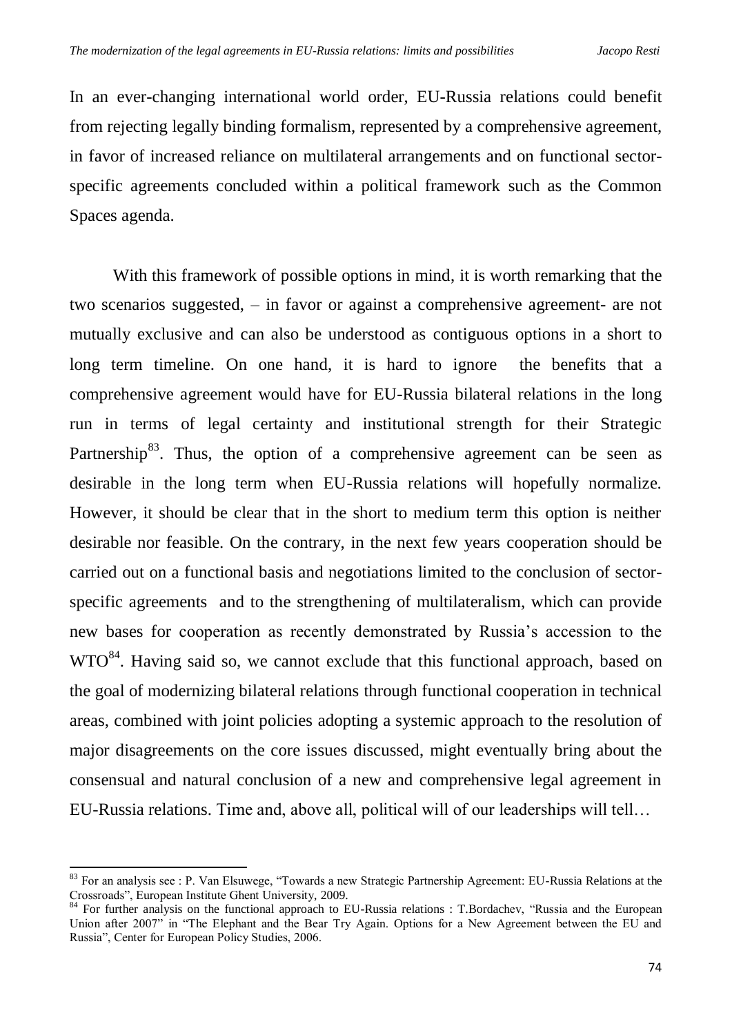In an ever-changing international world order, EU-Russia relations could benefit from rejecting legally binding formalism, represented by a comprehensive agreement, in favor of increased reliance on multilateral arrangements and on functional sector-specific agreements concluded within a political framework such as the Common Spaces agenda.

With this framework of possible options in mind, it is worth remarking that the two scenarios suggested, – in favor or against a comprehensive agreement- are not mutually exclusive and can also be understood as contiguous options in a short to long term timeline. On one hand, it is hard to ignore the benefits that a comprehensive agreement would have for EU-Russia bilateral relations in the long run in terms of legal certainty and institutional strength for their Strategic Partnership[83]. Thus, the option of a comprehensive agreement can be seen as desirable in the long term when EU-Russia relations will hopefully normalize. However, it should be clear that in the short to medium term this option is neither desirable nor feasible. On the contrary, in the next few years cooperation should be carried out on a functional basis and negotiations limited to the conclusion of sector-specific agreements and to the strengthening of multilateralism, which can provide new bases for cooperation as recently demonstrated by Russia's accession to the WTO[84]. Having said so, we cannot exclude that this functional approach, based on the goal of modernizing bilateral relations through functional cooperation in technical areas, combined with joint policies adopting a systemic approach to the resolution of major disagreements on the core issues discussed, might eventually bring about the consensual and natural conclusion of a new and comprehensive legal agreement in EU-Russia relations. Time and, above all, political will of our leaderships will tell…

[83] For an analysis see : P. Van Elsuwege, "Towards a new Strategic Partnership Agreement: EU-Russia Relations at the Crossroads", European Institute Ghent University, 2009.

[84] For further analysis on the functional approach to EU-Russia relations : T.Bordachev, "Russia and the European Union after 2007" in "The Elephant and the Bear Try Again. Options for a New Agreement between the EU and Russia", Center for European Policy Studies, 2006.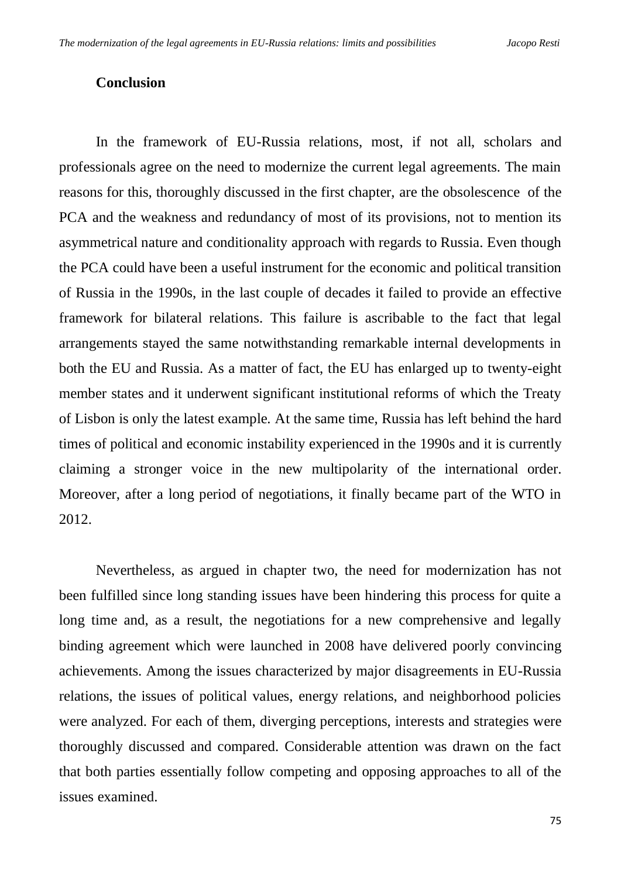## Conclusion

In the framework of EU-Russia relations, most, if not all, scholars and professionals agree on the need to modernize the current legal agreements. The main reasons for this, thoroughly discussed in the first chapter, are the obsolescence of the PCA and the weakness and redundancy of most of its provisions, not to mention its asymmetrical nature and conditionality approach with regards to Russia. Even though the PCA could have been a useful instrument for the economic and political transition of Russia in the 1990s, in the last couple of decades it failed to provide an effective framework for bilateral relations. This failure is ascribable to the fact that legal arrangements stayed the same notwithstanding remarkable internal developments in both the EU and Russia. As a matter of fact, the EU has enlarged up to twenty-eight member states and it underwent significant institutional reforms of which the Treaty of Lisbon is only the latest example. At the same time, Russia has left behind the hard times of political and economic instability experienced in the 1990s and it is currently claiming a stronger voice in the new multipolarity of the international order. Moreover, after a long period of negotiations, it finally became part of the WTO in 2012.

Nevertheless, as argued in chapter two, the need for modernization has not been fulfilled since long standing issues have been hindering this process for quite a long time and, as a result, the negotiations for a new comprehensive and legally binding agreement which were launched in 2008 have delivered poorly convincing achievements. Among the issues characterized by major disagreements in EU-Russia relations, the issues of political values, energy relations, and neighborhood policies were analyzed. For each of them, diverging perceptions, interests and strategies were thoroughly discussed and compared. Considerable attention was drawn on the fact that both parties essentially follow competing and opposing approaches to all of the issues examined.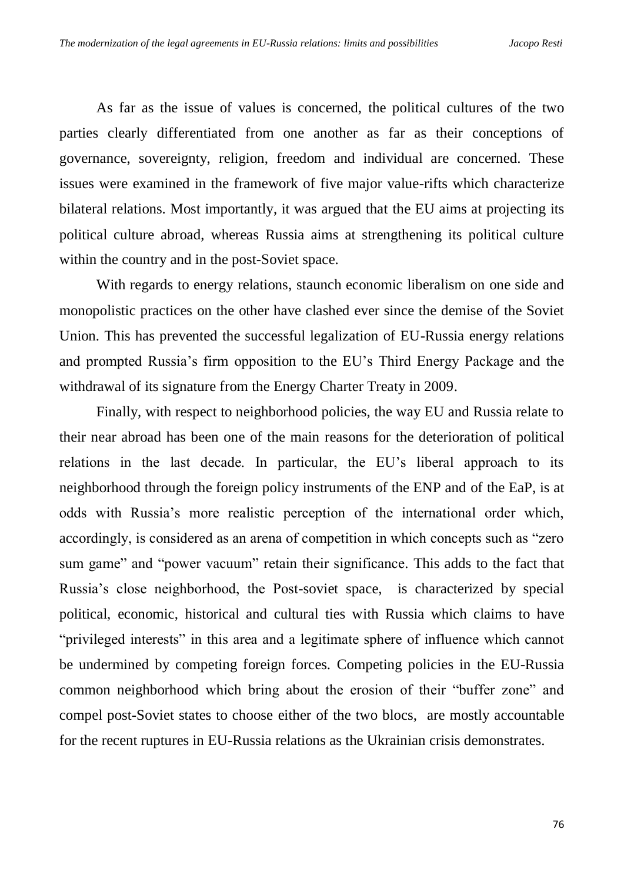As far as the issue of values is concerned, the political cultures of the two parties clearly differentiated from one another as far as their conceptions of governance, sovereignty, religion, freedom and individual are concerned. These issues were examined in the framework of five major value-rifts which characterize bilateral relations. Most importantly, it was argued that the EU aims at projecting its political culture abroad, whereas Russia aims at strengthening its political culture within the country and in the post-Soviet space.

With regards to energy relations, staunch economic liberalism on one side and monopolistic practices on the other have clashed ever since the demise of the Soviet Union. This has prevented the successful legalization of EU-Russia energy relations and prompted Russia's firm opposition to the EU's Third Energy Package and the withdrawal of its signature from the Energy Charter Treaty in 2009.

Finally, with respect to neighborhood policies, the way EU and Russia relate to their near abroad has been one of the main reasons for the deterioration of political relations in the last decade. In particular, the EU's liberal approach to its neighborhood through the foreign policy instruments of the ENP and of the EaP, is at odds with Russia's more realistic perception of the international order which, accordingly, is considered as an arena of competition in which concepts such as "zero sum game" and "power vacuum" retain their significance. This adds to the fact that Russia's close neighborhood, the Post-soviet space, is characterized by special political, economic, historical and cultural ties with Russia which claims to have "privileged interests" in this area and a legitimate sphere of influence which cannot be undermined by competing foreign forces. Competing policies in the EU-Russia common neighborhood which bring about the erosion of their "buffer zone" and compel post-Soviet states to choose either of the two blocs, are mostly accountable for the recent ruptures in EU-Russia relations as the Ukrainian crisis demonstrates.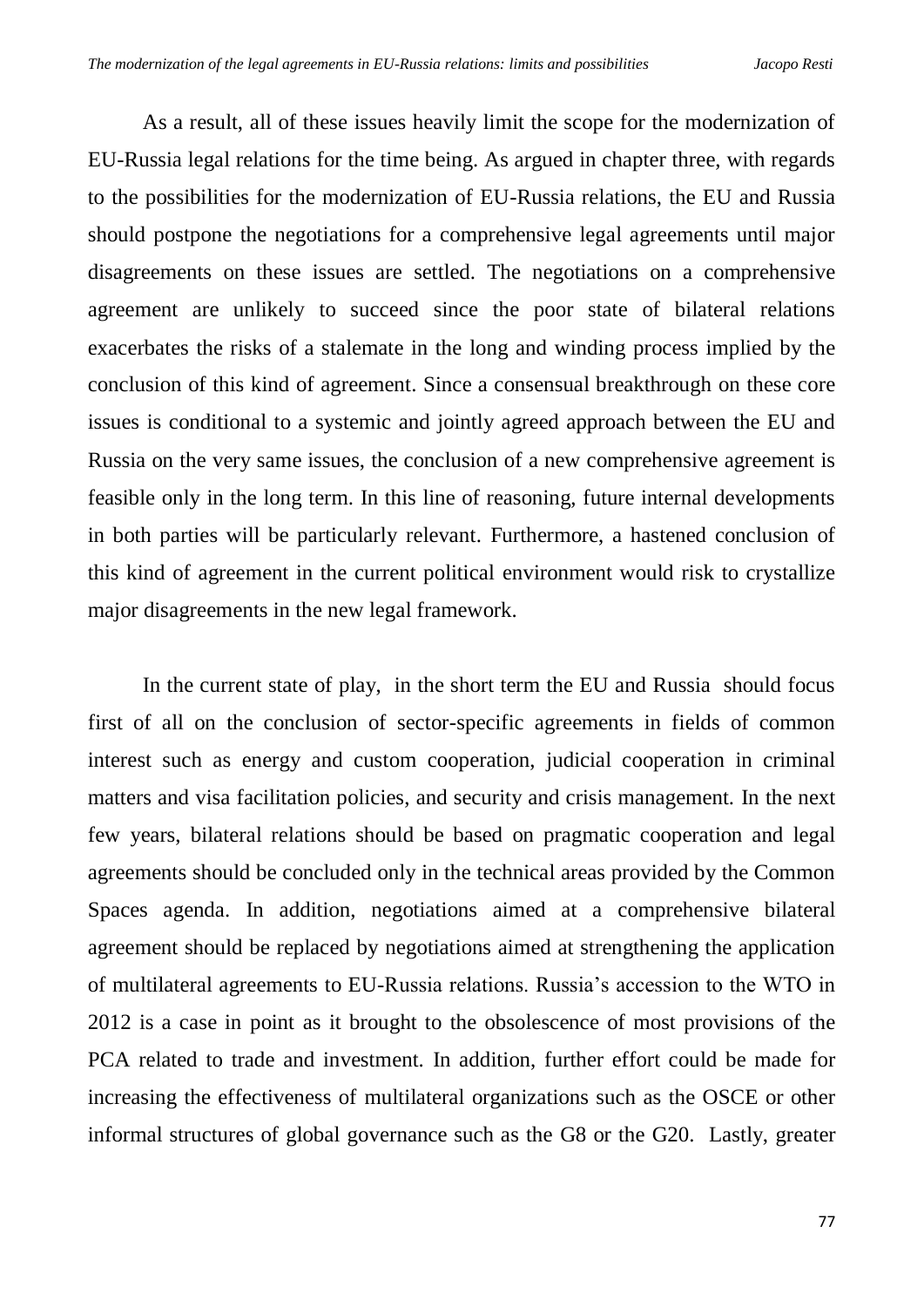As a result, all of these issues heavily limit the scope for the modernization of EU-Russia legal relations for the time being. As argued in chapter three, with regards to the possibilities for the modernization of EU-Russia relations, the EU and Russia should postpone the negotiations for a comprehensive legal agreements until major disagreements on these issues are settled. The negotiations on a comprehensive agreement are unlikely to succeed since the poor state of bilateral relations exacerbates the risks of a stalemate in the long and winding process implied by the conclusion of this kind of agreement. Since a consensual breakthrough on these core issues is conditional to a systemic and jointly agreed approach between the EU and Russia on the very same issues, the conclusion of a new comprehensive agreement is feasible only in the long term. In this line of reasoning, future internal developments in both parties will be particularly relevant. Furthermore, a hastened conclusion of this kind of agreement in the current political environment would risk to crystallize major disagreements in the new legal framework.

In the current state of play, in the short term the EU and Russia should focus first of all on the conclusion of sector-specific agreements in fields of common interest such as energy and custom cooperation, judicial cooperation in criminal matters and visa facilitation policies, and security and crisis management. In the next few years, bilateral relations should be based on pragmatic cooperation and legal agreements should be concluded only in the technical areas provided by the Common Spaces agenda. In addition, negotiations aimed at a comprehensive bilateral agreement should be replaced by negotiations aimed at strengthening the application of multilateral agreements to EU-Russia relations. Russia's accession to the WTO in 2012 is a case in point as it brought to the obsolescence of most provisions of the PCA related to trade and investment. In addition, further effort could be made for increasing the effectiveness of multilateral organizations such as the OSCE or other informal structures of global governance such as the G8 or the G20. Lastly, greater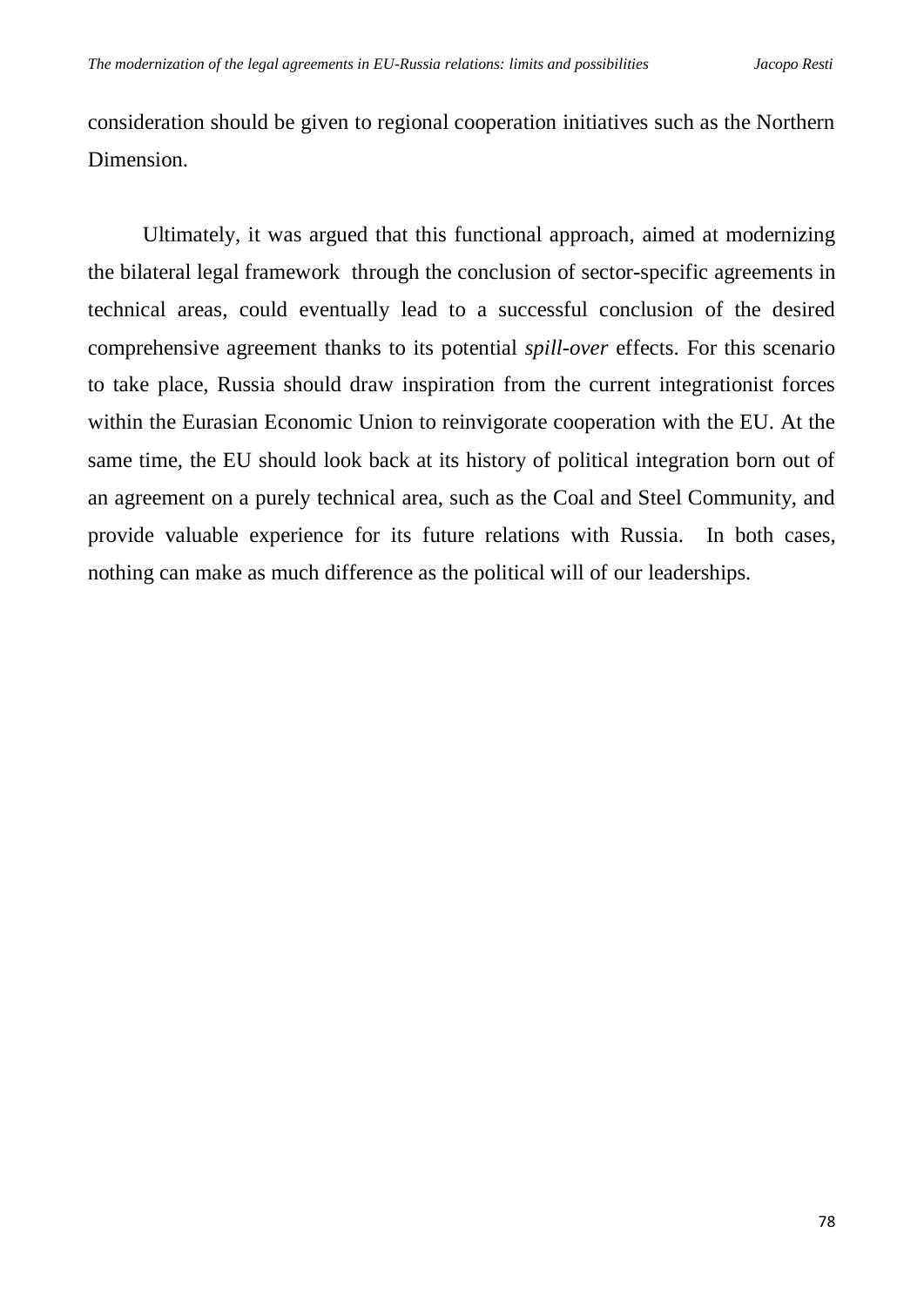consideration should be given to regional cooperation initiatives such as the Northern Dimension.

Ultimately, it was argued that this functional approach, aimed at modernizing the bilateral legal framework through the conclusion of sector-specific agreements in technical areas, could eventually lead to a successful conclusion of the desired comprehensive agreement thanks to its potential *spill-over* effects. For this scenario to take place, Russia should draw inspiration from the current integrationist forces within the Eurasian Economic Union to reinvigorate cooperation with the EU. At the same time, the EU should look back at its history of political integration born out of an agreement on a purely technical area, such as the Coal and Steel Community, and provide valuable experience for its future relations with Russia. In both cases, nothing can make as much difference as the political will of our leaderships.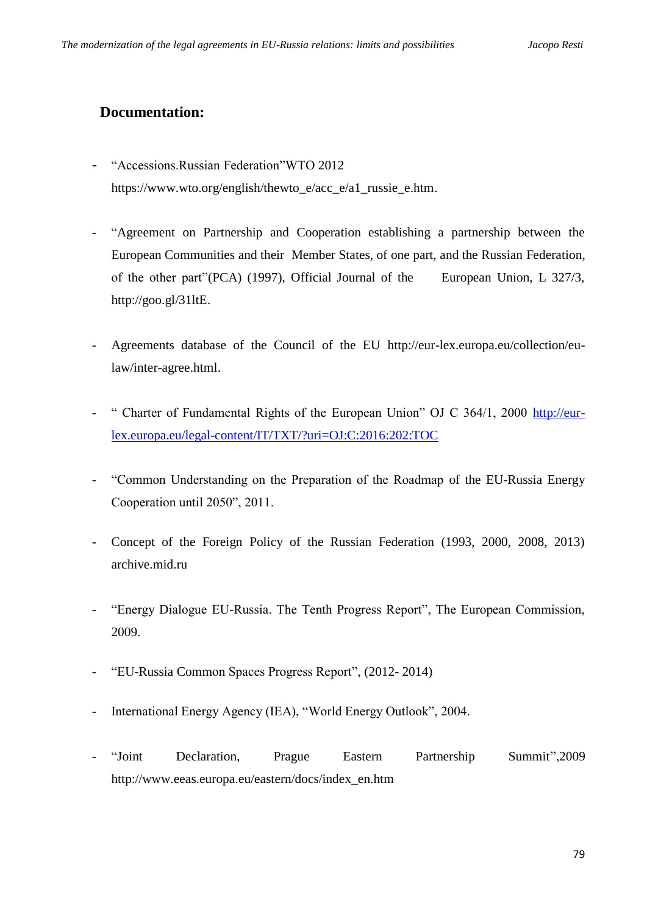## Documentation:

- "Accessions.Russian Federation"WTO 2012 https://www.wto.org/english/thewto_e/acc_e/a1_russie_e.htm.

- "Agreement on Partnership and Cooperation establishing a partnership between the European Communities and their Member States, of one part, and the Russian Federation, of the other part"(PCA) (1997), Official Journal of the European Union, L 327/3, http://goo.gl/31ltE.

- Agreements database of the Council of the EU http://eur-lex.europa.eu/collection/eu-law/inter-agree.html.

- " Charter of Fundamental Rights of the European Union" OJ C 364/1, 2000 http://eur-lex.europa.eu/legal-content/IT/TXT/?uri=OJ:C:2016:202:TOC

- "Common Understanding on the Preparation of the Roadmap of the EU-Russia Energy Cooperation until 2050", 2011.

- Concept of the Foreign Policy of the Russian Federation (1993, 2000, 2008, 2013) archive.mid.ru

- "Energy Dialogue EU-Russia. The Tenth Progress Report", The European Commission, 2009.

- "EU-Russia Common Spaces Progress Report", (2012- 2014)

- International Energy Agency (IEA), "World Energy Outlook", 2004.

- "Joint Declaration, Prague Eastern Partnership Summit",2009 http://www.eeas.europa.eu/eastern/docs/index_en.htm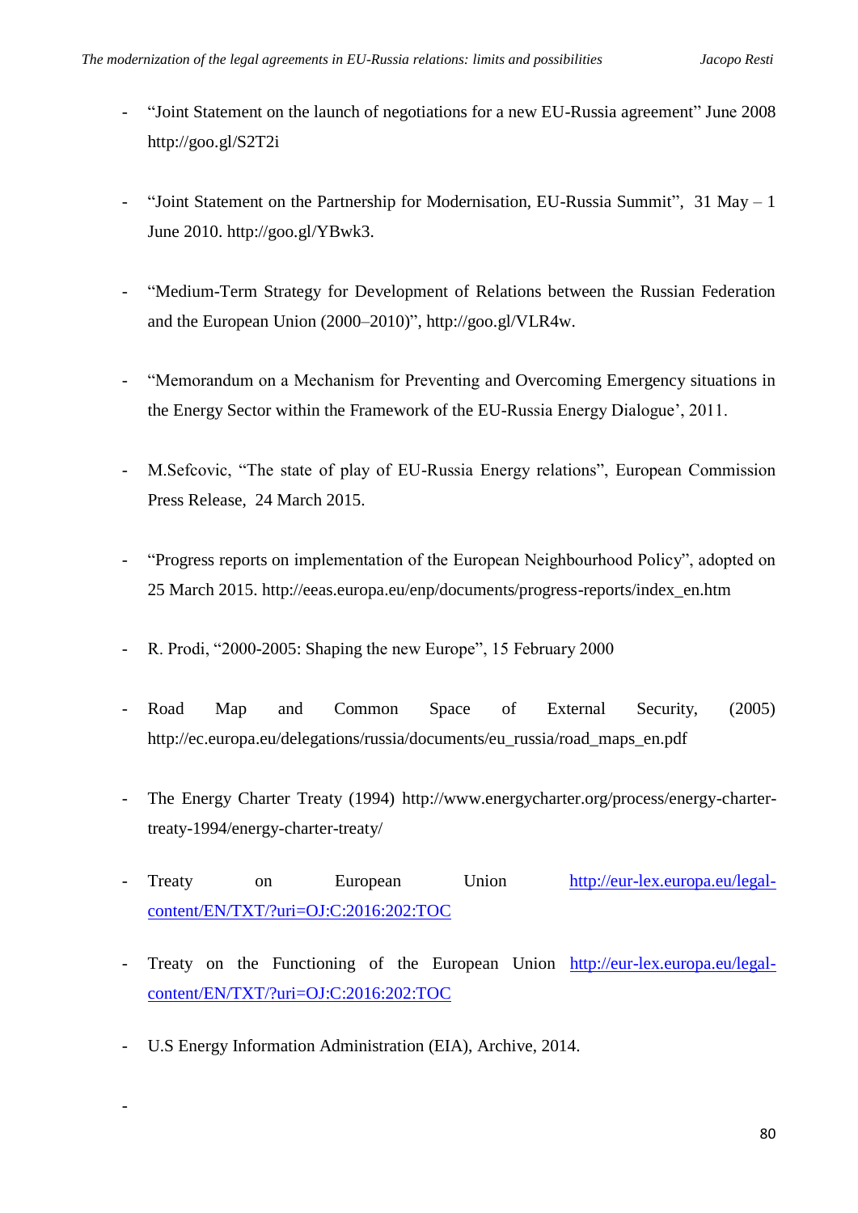- "Joint Statement on the launch of negotiations for a new EU-Russia agreement" June 2008 http://goo.gl/S2T2i

- "Joint Statement on the Partnership for Modernisation, EU-Russia Summit", 31 May – 1 June 2010. http://goo.gl/YBwk3.

- "Medium-Term Strategy for Development of Relations between the Russian Federation and the European Union (2000–2010)", http://goo.gl/VLR4w.

- "Memorandum on a Mechanism for Preventing and Overcoming Emergency situations in the Energy Sector within the Framework of the EU-Russia Energy Dialogue', 2011.

- M.Sefcovic, "The state of play of EU-Russia Energy relations", European Commission Press Release, 24 March 2015.

- "Progress reports on implementation of the European Neighbourhood Policy", adopted on 25 March 2015. http://eeas.europa.eu/enp/documents/progress-reports/index_en.htm

- R. Prodi, "2000-2005: Shaping the new Europe", 15 February 2000

- Road Map and Common Space of External Security, (2005) http://ec.europa.eu/delegations/russia/documents/eu_russia/road_maps_en.pdf

- The Energy Charter Treaty (1994) http://www.energycharter.org/process/energy-charter-treaty-1994/energy-charter-treaty/

- Treaty on European Union http://eur-lex.europa.eu/legal-content/EN/TXT/?uri=OJ:C:2016:202:TOC

- Treaty on the Functioning of the European Union http://eur-lex.europa.eu/legal-content/EN/TXT/?uri=OJ:C:2016:202:TOC

- U.S Energy Information Administration (EIA), Archive, 2014.

-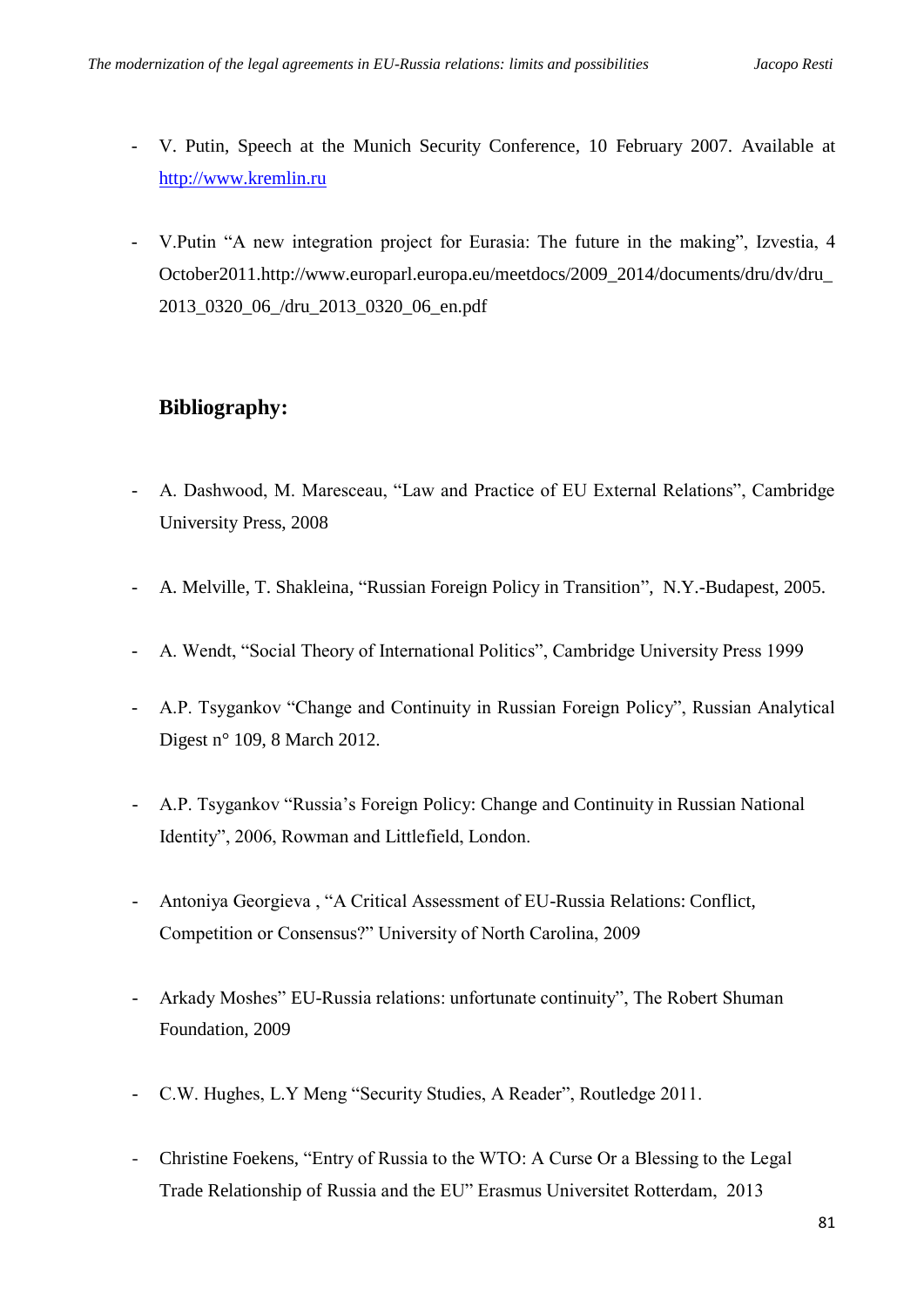- V. Putin, Speech at the Munich Security Conference, 10 February 2007. Available at http://www.kremlin.ru

- V.Putin "A new integration project for Eurasia: The future in the making", Izvestia, 4 October2011.http://www.europarl.europa.eu/meetdocs/2009_2014/documents/dru/dv/dru_2013_0320_06_/dru_2013_0320_06_en.pdf

## Bibliography:

- A. Dashwood, M. Maresceau, "Law and Practice of EU External Relations", Cambridge University Press, 2008

- A. Melville, T. Shakleina, "Russian Foreign Policy in Transition", N.Y.-Budapest, 2005.

- A. Wendt, "Social Theory of International Politics", Cambridge University Press 1999

- A.P. Tsygankov "Change and Continuity in Russian Foreign Policy", Russian Analytical Digest n° 109, 8 March 2012.

- A.P. Tsygankov "Russia's Foreign Policy: Change and Continuity in Russian National Identity", 2006, Rowman and Littlefield, London.

- Antoniya Georgieva , "A Critical Assessment of EU-Russia Relations: Conflict, Competition or Consensus?" University of North Carolina, 2009

- Arkady Moshes" EU-Russia relations: unfortunate continuity", The Robert Shuman Foundation, 2009

- C.W. Hughes, L.Y Meng "Security Studies, A Reader", Routledge 2011.

- Christine Foekens, "Entry of Russia to the WTO: A Curse Or a Blessing to the Legal Trade Relationship of Russia and the EU" Erasmus Universitet Rotterdam, 2013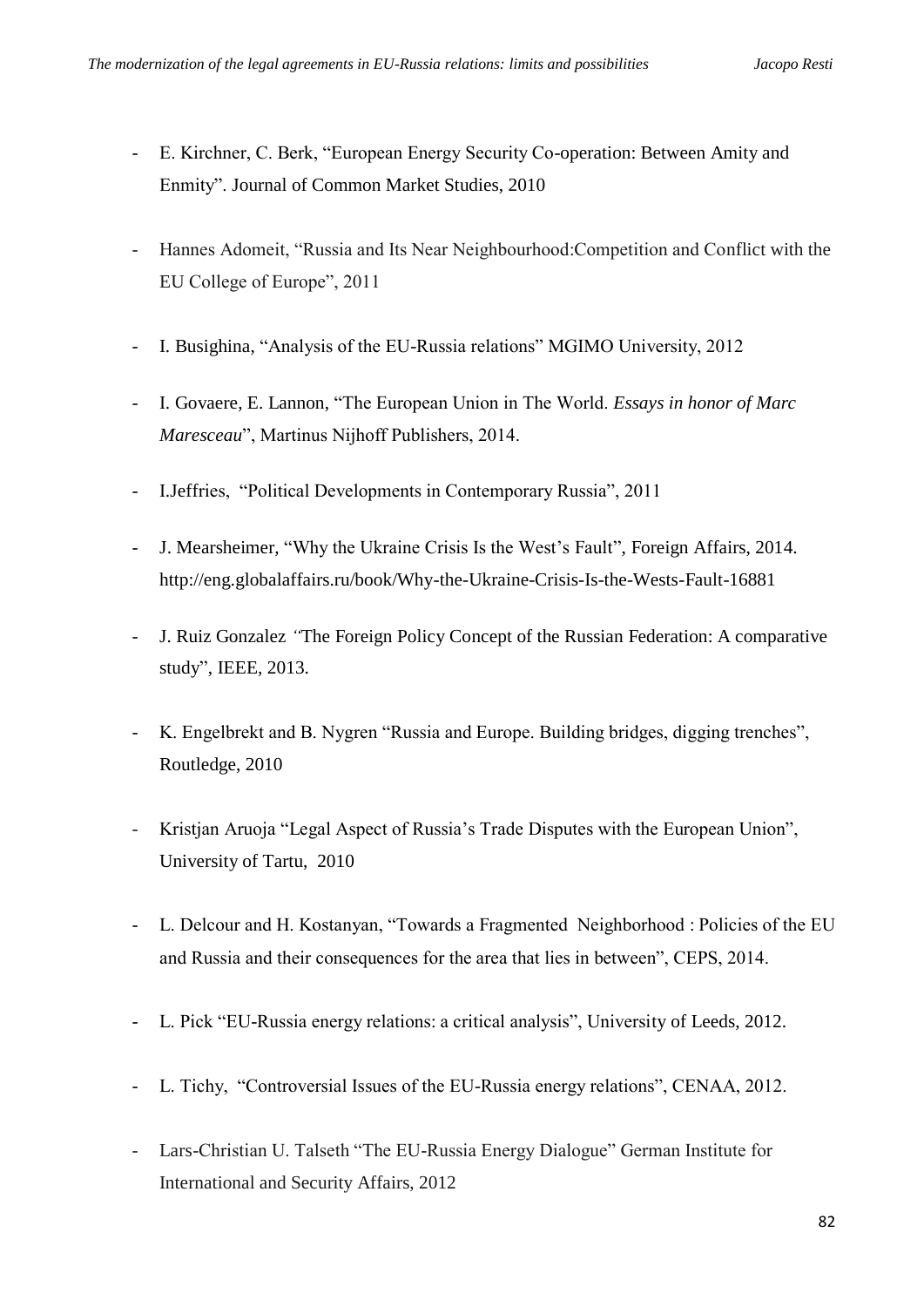- E. Kirchner, C. Berk, "European Energy Security Co-operation: Between Amity and Enmity". Journal of Common Market Studies, 2010

- Hannes Adomeit, "Russia and Its Near Neighbourhood:Competition and Conflict with the EU College of Europe", 2011

- I. Busighina, "Analysis of the EU-Russia relations" MGIMO University, 2012

- I. Govaere, E. Lannon, "The European Union in The World. *Essays in honor of Marc Maresceau*", Martinus Nijhoff Publishers, 2014.

- I.Jeffries, "Political Developments in Contemporary Russia", 2011

- J. Mearsheimer, "Why the Ukraine Crisis Is the West's Fault", Foreign Affairs, 2014. http://eng.globalaffairs.ru/book/Why-the-Ukraine-Crisis-Is-the-Wests-Fault-16881

- J. Ruiz Gonzalez *"*The Foreign Policy Concept of the Russian Federation: A comparative study", IEEE, 2013.

- K. Engelbrekt and B. Nygren "Russia and Europe. Building bridges, digging trenches", Routledge, 2010

- Kristjan Aruoja "Legal Aspect of Russia's Trade Disputes with the European Union", University of Tartu, 2010

- L. Delcour and H. Kostanyan, "Towards a Fragmented Neighborhood : Policies of the EU and Russia and their consequences for the area that lies in between", CEPS, 2014.

- L. Pick "EU-Russia energy relations: a critical analysis", University of Leeds, 2012.

- L. Tichy, "Controversial Issues of the EU-Russia energy relations", CENAA, 2012.

- Lars-Christian U. Talseth "The EU-Russia Energy Dialogue" German Institute for International and Security Affairs, 2012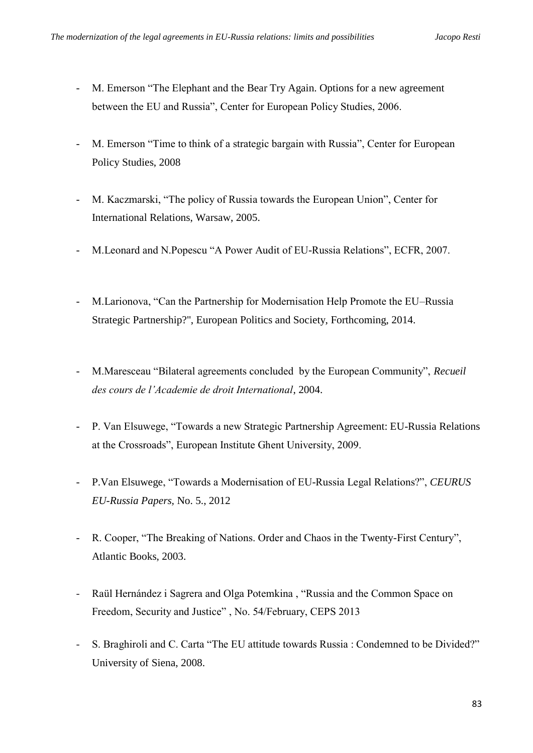- M. Emerson "The Elephant and the Bear Try Again. Options for a new agreement between the EU and Russia", Center for European Policy Studies, 2006.

- M. Emerson "Time to think of a strategic bargain with Russia", Center for European Policy Studies, 2008

- M. Kaczmarski, "The policy of Russia towards the European Union", Center for International Relations, Warsaw, 2005.

- M.Leonard and N.Popescu "A Power Audit of EU-Russia Relations", ECFR, 2007.

- M.Larionova, "Can the Partnership for Modernisation Help Promote the EU–Russia Strategic Partnership?", European Politics and Society, Forthcoming, 2014.

- M.Maresceau "Bilateral agreements concluded by the European Community", *Recueil des cours de l'Academie de droit International*, 2004.

- P. Van Elsuwege, "Towards a new Strategic Partnership Agreement: EU-Russia Relations at the Crossroads", European Institute Ghent University, 2009.

- P.Van Elsuwege, "Towards a Modernisation of EU-Russia Legal Relations?", *CEURUS EU-Russia Papers,* No. 5., 2012

- R. Cooper, "The Breaking of Nations. Order and Chaos in the Twenty-First Century", Atlantic Books, 2003.

- Raül Hernández i Sagrera and Olga Potemkina , "Russia and the Common Space on Freedom, Security and Justice" , No. 54/February, CEPS 2013

- S. Braghiroli and C. Carta "The EU attitude towards Russia : Condemned to be Divided?" University of Siena, 2008.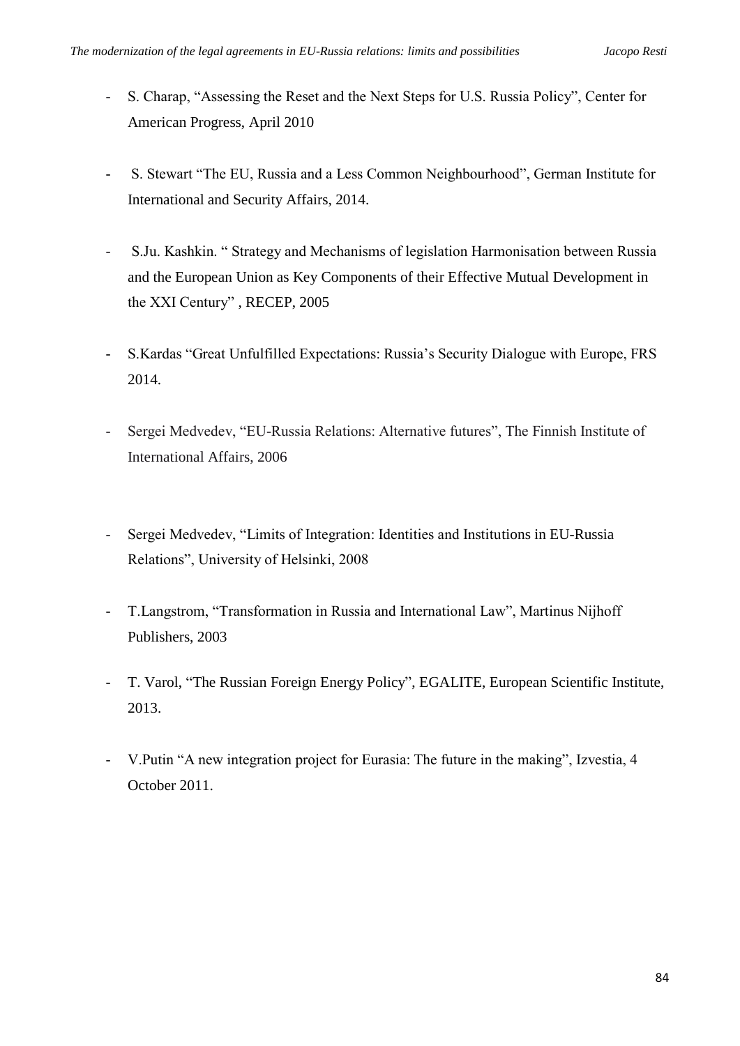- S. Charap, "Assessing the Reset and the Next Steps for U.S. Russia Policy", Center for American Progress, April 2010

- S. Stewart "The EU, Russia and a Less Common Neighbourhood", German Institute for International and Security Affairs, 2014.

- S.Ju. Kashkin. " Strategy and Mechanisms of legislation Harmonisation between Russia and the European Union as Key Components of their Effective Mutual Development in the XXI Century" , RECEP, 2005

- S.Kardas "Great Unfulfilled Expectations: Russia's Security Dialogue with Europe, FRS 2014.

- Sergei Medvedev, "EU-Russia Relations: Alternative futures", The Finnish Institute of International Affairs, 2006

- Sergei Medvedev, "Limits of Integration: Identities and Institutions in EU-Russia Relations", University of Helsinki, 2008

- T.Langstrom, "Transformation in Russia and International Law", Martinus Nijhoff Publishers, 2003

- T. Varol, "The Russian Foreign Energy Policy", EGALITE, European Scientific Institute, 2013.

- V.Putin "A new integration project for Eurasia: The future in the making", Izvestia, 4 October 2011.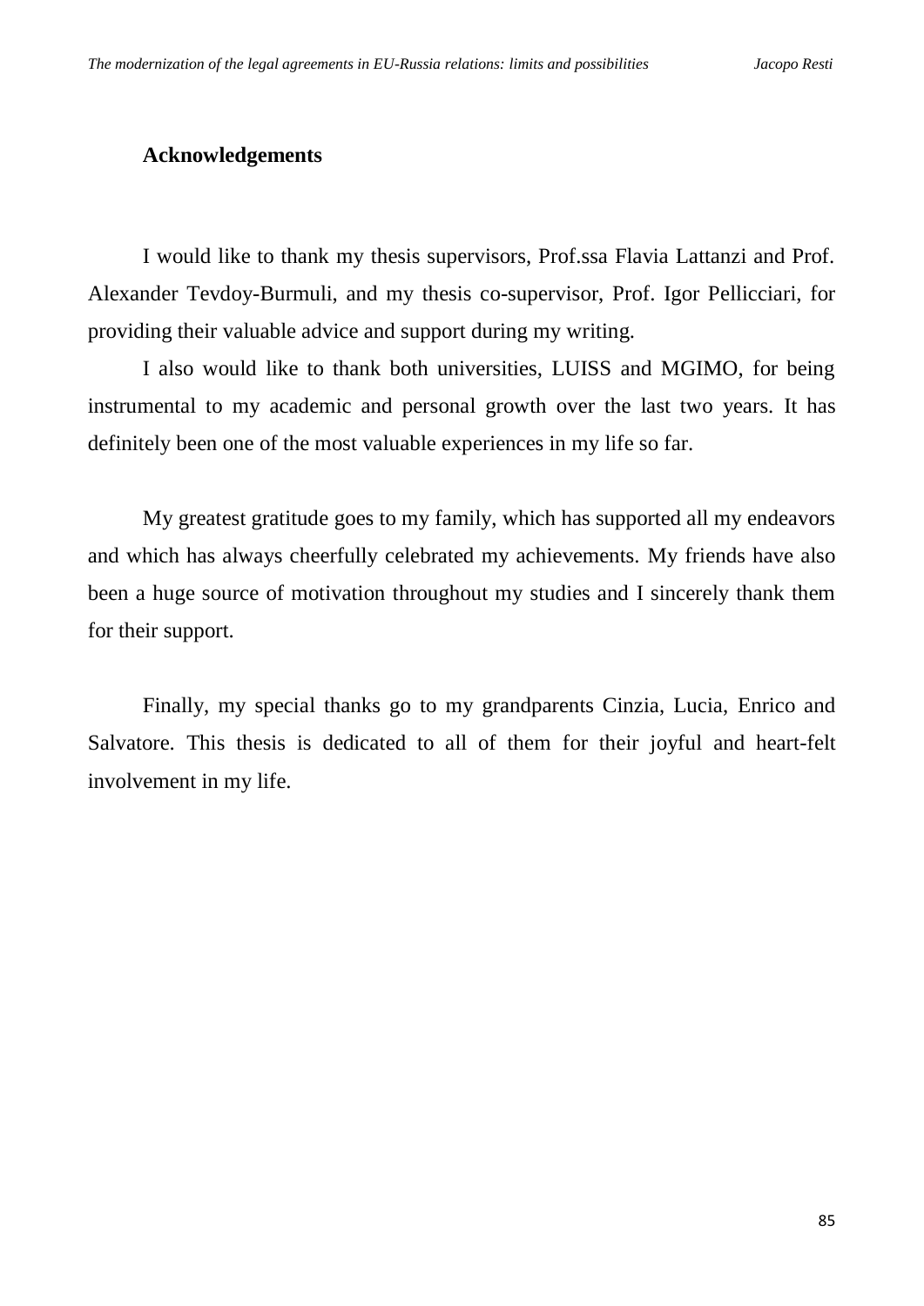## Acknowledgements

I would like to thank my thesis supervisors, Prof.ssa Flavia Lattanzi and Prof. Alexander Tevdoy-Burmuli, and my thesis co-supervisor, Prof. Igor Pellicciari, for providing their valuable advice and support during my writing.

I also would like to thank both universities, LUISS and MGIMO, for being instrumental to my academic and personal growth over the last two years. It has definitely been one of the most valuable experiences in my life so far.

My greatest gratitude goes to my family, which has supported all my endeavors and which has always cheerfully celebrated my achievements. My friends have also been a huge source of motivation throughout my studies and I sincerely thank them for their support.

Finally, my special thanks go to my grandparents Cinzia, Lucia, Enrico and Salvatore. This thesis is dedicated to all of them for their joyful and heart-felt involvement in my life.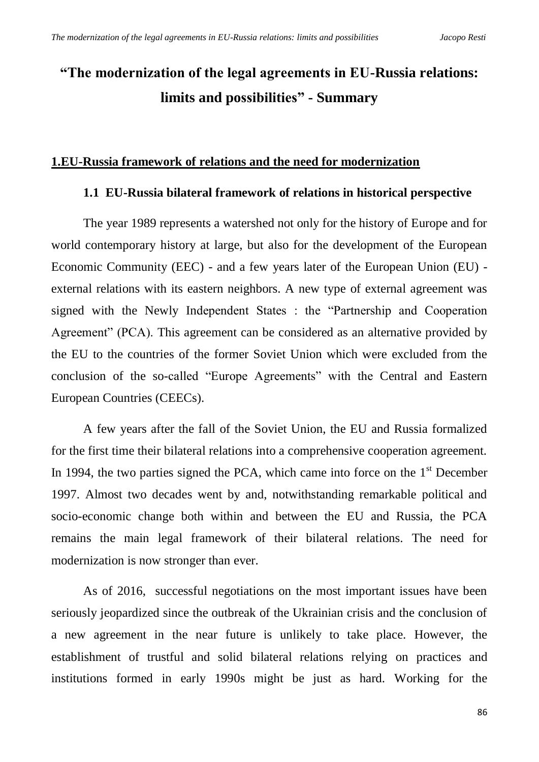# "The modernization of the legal agreements in EU-Russia relations: limits and possibilities" - Summary

## 1.EU-Russia framework of relations and the need for modernization

### 1.1 EU-Russia bilateral framework of relations in historical perspective

The year 1989 represents a watershed not only for the history of Europe and for world contemporary history at large, but also for the development of the European Economic Community (EEC) - and a few years later of the European Union (EU) - external relations with its eastern neighbors. A new type of external agreement was signed with the Newly Independent States : the "Partnership and Cooperation Agreement" (PCA). This agreement can be considered as an alternative provided by the EU to the countries of the former Soviet Union which were excluded from the conclusion of the so-called "Europe Agreements" with the Central and Eastern European Countries (CEECs).

A few years after the fall of the Soviet Union, the EU and Russia formalized for the first time their bilateral relations into a comprehensive cooperation agreement. In 1994, the two parties signed the PCA, which came into force on the 1st December 1997. Almost two decades went by and, notwithstanding remarkable political and socio-economic change both within and between the EU and Russia, the PCA remains the main legal framework of their bilateral relations. The need for modernization is now stronger than ever.

As of 2016, successful negotiations on the most important issues have been seriously jeopardized since the outbreak of the Ukrainian crisis and the conclusion of a new agreement in the near future is unlikely to take place. However, the establishment of trustful and solid bilateral relations relying on practices and institutions formed in early 1990s might be just as hard. Working for the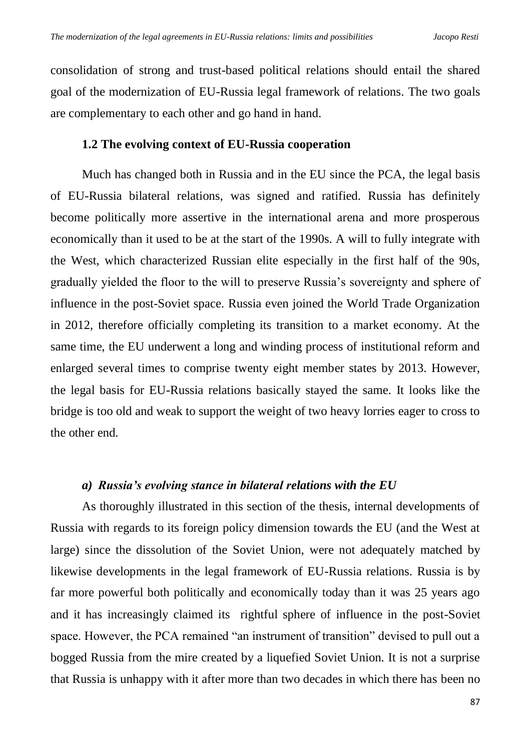consolidation of strong and trust-based political relations should entail the shared goal of the modernization of EU-Russia legal framework of relations. The two goals are complementary to each other and go hand in hand.

### 1.2 The evolving context of EU-Russia cooperation

Much has changed both in Russia and in the EU since the PCA, the legal basis of EU-Russia bilateral relations, was signed and ratified. Russia has definitely become politically more assertive in the international arena and more prosperous economically than it used to be at the start of the 1990s. A will to fully integrate with the West, which characterized Russian elite especially in the first half of the 90s, gradually yielded the floor to the will to preserve Russia's sovereignty and sphere of influence in the post-Soviet space. Russia even joined the World Trade Organization in 2012, therefore officially completing its transition to a market economy. At the same time, the EU underwent a long and winding process of institutional reform and enlarged several times to comprise twenty eight member states by 2013. However, the legal basis for EU-Russia relations basically stayed the same. It looks like the bridge is too old and weak to support the weight of two heavy lorries eager to cross to the other end.

#### *a) Russia's evolving stance in bilateral relations with the EU*

As thoroughly illustrated in this section of the thesis, internal developments of Russia with regards to its foreign policy dimension towards the EU (and the West at large) since the dissolution of the Soviet Union, were not adequately matched by likewise developments in the legal framework of EU-Russia relations. Russia is by far more powerful both politically and economically today than it was 25 years ago and it has increasingly claimed its rightful sphere of influence in the post-Soviet space. However, the PCA remained "an instrument of transition" devised to pull out a bogged Russia from the mire created by a liquefied Soviet Union. It is not a surprise that Russia is unhappy with it after more than two decades in which there has been no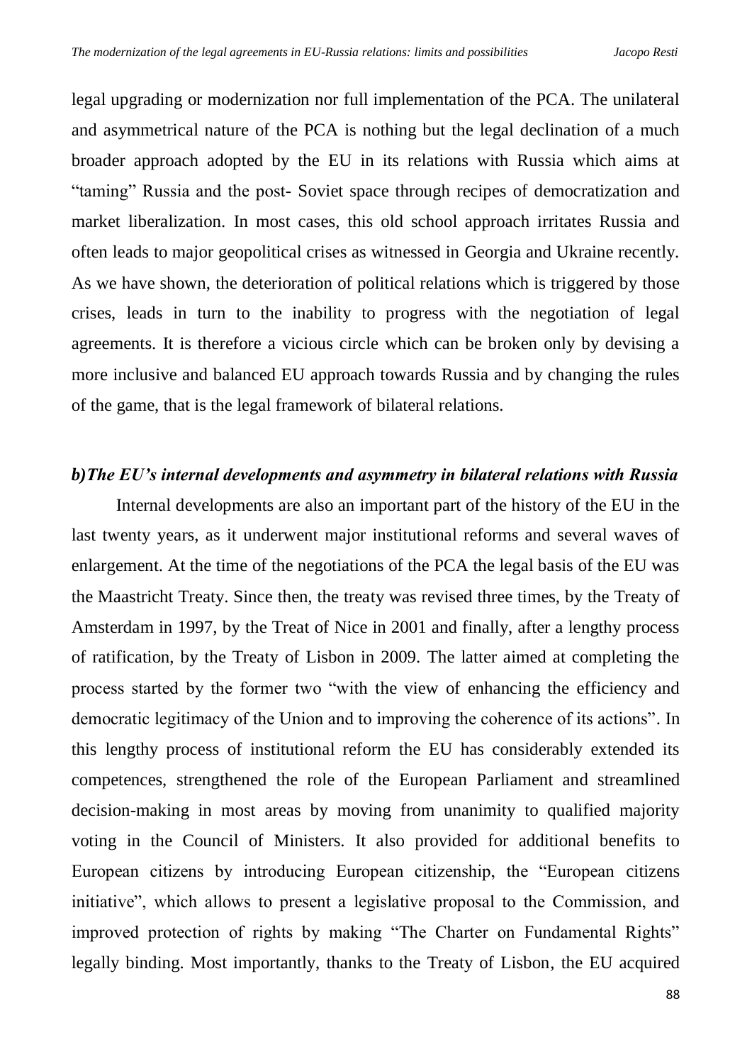legal upgrading or modernization nor full implementation of the PCA. The unilateral and asymmetrical nature of the PCA is nothing but the legal declination of a much broader approach adopted by the EU in its relations with Russia which aims at "taming" Russia and the post- Soviet space through recipes of democratization and market liberalization. In most cases, this old school approach irritates Russia and often leads to major geopolitical crises as witnessed in Georgia and Ukraine recently. As we have shown, the deterioration of political relations which is triggered by those crises, leads in turn to the inability to progress with the negotiation of legal agreements. It is therefore a vicious circle which can be broken only by devising a more inclusive and balanced EU approach towards Russia and by changing the rules of the game, that is the legal framework of bilateral relations.

### *b)The EU's internal developments and asymmetry in bilateral relations with Russia*

Internal developments are also an important part of the history of the EU in the last twenty years, as it underwent major institutional reforms and several waves of enlargement. At the time of the negotiations of the PCA the legal basis of the EU was the Maastricht Treaty. Since then, the treaty was revised three times, by the Treaty of Amsterdam in 1997, by the Treat of Nice in 2001 and finally, after a lengthy process of ratification, by the Treaty of Lisbon in 2009. The latter aimed at completing the process started by the former two "with the view of enhancing the efficiency and democratic legitimacy of the Union and to improving the coherence of its actions". In this lengthy process of institutional reform the EU has considerably extended its competences, strengthened the role of the European Parliament and streamlined decision-making in most areas by moving from unanimity to qualified majority voting in the Council of Ministers. It also provided for additional benefits to European citizens by introducing European citizenship, the "European citizens initiative", which allows to present a legislative proposal to the Commission, and improved protection of rights by making "The Charter on Fundamental Rights" legally binding. Most importantly, thanks to the Treaty of Lisbon, the EU acquired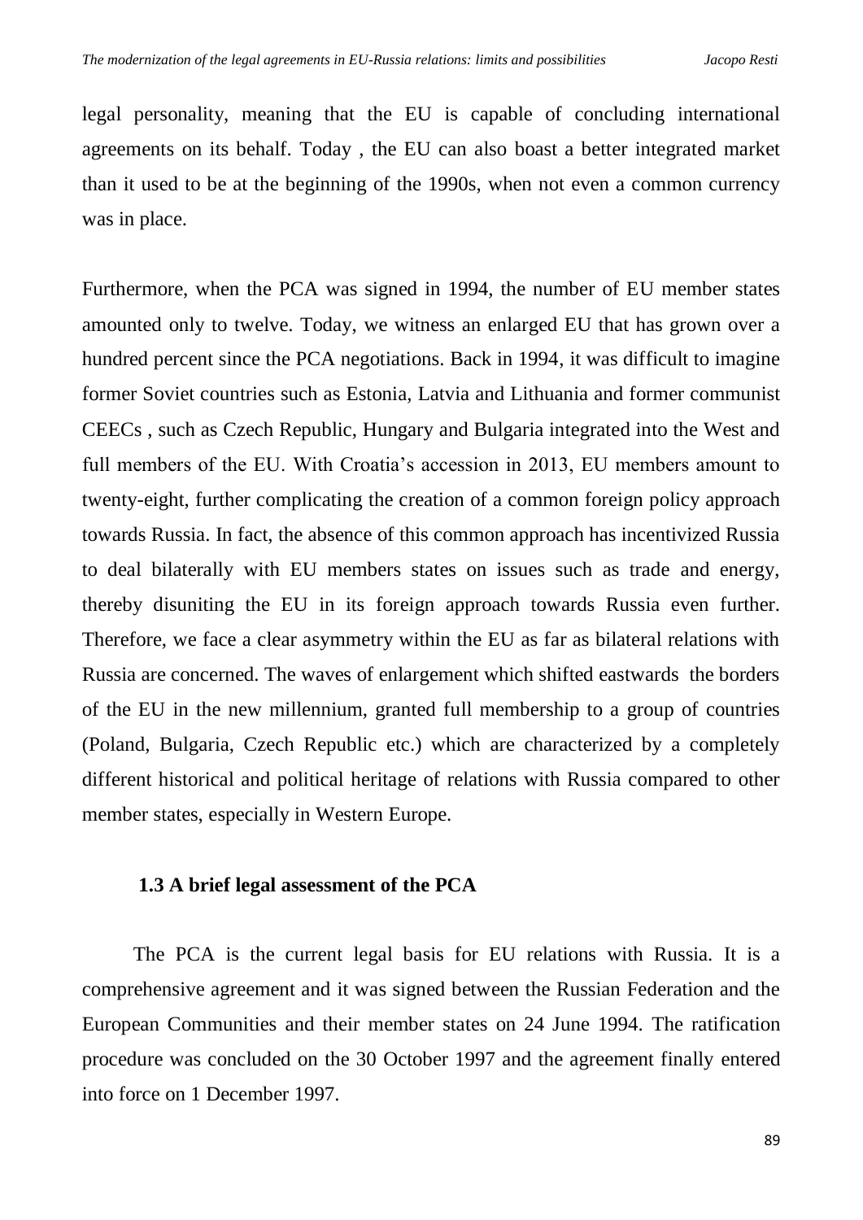legal personality, meaning that the EU is capable of concluding international agreements on its behalf. Today , the EU can also boast a better integrated market than it used to be at the beginning of the 1990s, when not even a common currency was in place.

Furthermore, when the PCA was signed in 1994, the number of EU member states amounted only to twelve. Today, we witness an enlarged EU that has grown over a hundred percent since the PCA negotiations. Back in 1994, it was difficult to imagine former Soviet countries such as Estonia, Latvia and Lithuania and former communist CEECs , such as Czech Republic, Hungary and Bulgaria integrated into the West and full members of the EU. With Croatia's accession in 2013, EU members amount to twenty-eight, further complicating the creation of a common foreign policy approach towards Russia. In fact, the absence of this common approach has incentivized Russia to deal bilaterally with EU members states on issues such as trade and energy, thereby disuniting the EU in its foreign approach towards Russia even further. Therefore, we face a clear asymmetry within the EU as far as bilateral relations with Russia are concerned. The waves of enlargement which shifted eastwards the borders of the EU in the new millennium, granted full membership to a group of countries (Poland, Bulgaria, Czech Republic etc.) which are characterized by a completely different historical and political heritage of relations with Russia compared to other member states, especially in Western Europe.

### 1.3 A brief legal assessment of the PCA

The PCA is the current legal basis for EU relations with Russia. It is a comprehensive agreement and it was signed between the Russian Federation and the European Communities and their member states on 24 June 1994. The ratification procedure was concluded on the 30 October 1997 and the agreement finally entered into force on 1 December 1997.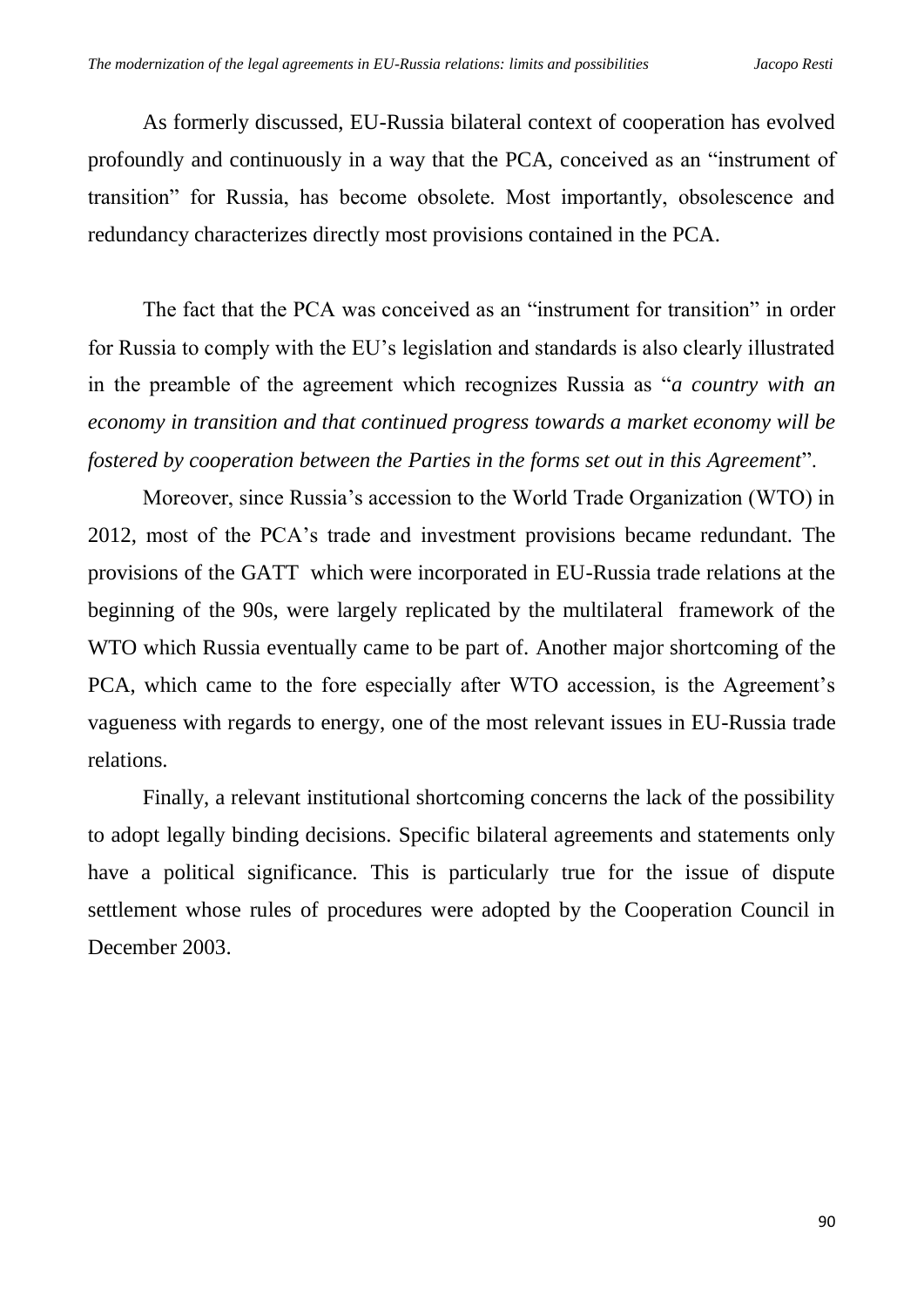As formerly discussed, EU-Russia bilateral context of cooperation has evolved profoundly and continuously in a way that the PCA, conceived as an "instrument of transition" for Russia, has become obsolete. Most importantly, obsolescence and redundancy characterizes directly most provisions contained in the PCA.

The fact that the PCA was conceived as an "instrument for transition" in order for Russia to comply with the EU's legislation and standards is also clearly illustrated in the preamble of the agreement which recognizes Russia as "*a country with an economy in transition and that continued progress towards a market economy will be fostered by cooperation between the Parties in the forms set out in this Agreement*".

Moreover, since Russia's accession to the World Trade Organization (WTO) in 2012, most of the PCA's trade and investment provisions became redundant. The provisions of the GATT which were incorporated in EU-Russia trade relations at the beginning of the 90s, were largely replicated by the multilateral framework of the WTO which Russia eventually came to be part of. Another major shortcoming of the PCA, which came to the fore especially after WTO accession, is the Agreement's vagueness with regards to energy, one of the most relevant issues in EU-Russia trade relations.

Finally, a relevant institutional shortcoming concerns the lack of the possibility to adopt legally binding decisions. Specific bilateral agreements and statements only have a political significance. This is particularly true for the issue of dispute settlement whose rules of procedures were adopted by the Cooperation Council in December 2003.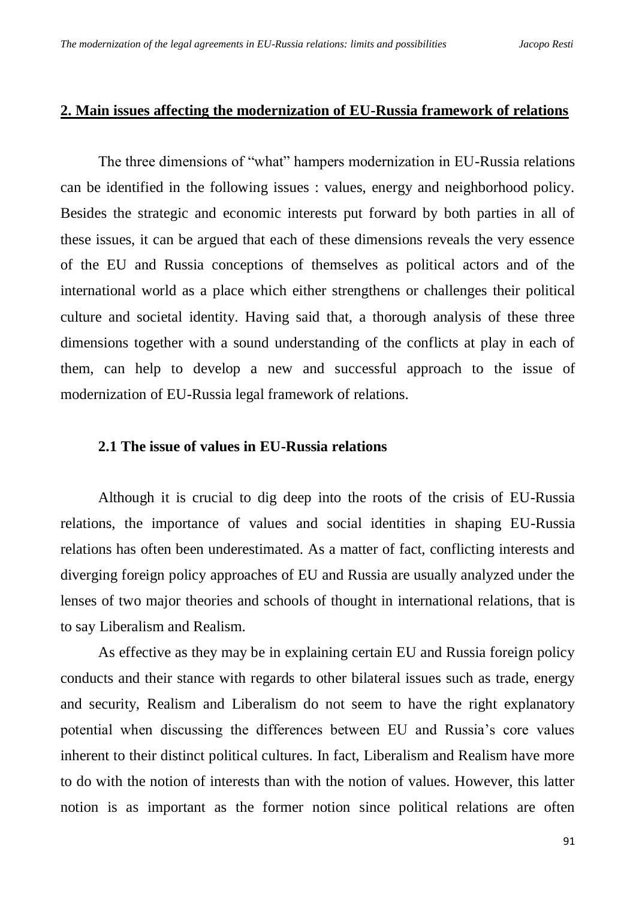## 2. Main issues affecting the modernization of EU-Russia framework of relations

The three dimensions of "what" hampers modernization in EU-Russia relations can be identified in the following issues : values, energy and neighborhood policy. Besides the strategic and economic interests put forward by both parties in all of these issues, it can be argued that each of these dimensions reveals the very essence of the EU and Russia conceptions of themselves as political actors and of the international world as a place which either strengthens or challenges their political culture and societal identity. Having said that, a thorough analysis of these three dimensions together with a sound understanding of the conflicts at play in each of them, can help to develop a new and successful approach to the issue of modernization of EU-Russia legal framework of relations.

### 2.1 The issue of values in EU-Russia relations

Although it is crucial to dig deep into the roots of the crisis of EU-Russia relations, the importance of values and social identities in shaping EU-Russia relations has often been underestimated. As a matter of fact, conflicting interests and diverging foreign policy approaches of EU and Russia are usually analyzed under the lenses of two major theories and schools of thought in international relations, that is to say Liberalism and Realism.

As effective as they may be in explaining certain EU and Russia foreign policy conducts and their stance with regards to other bilateral issues such as trade, energy and security, Realism and Liberalism do not seem to have the right explanatory potential when discussing the differences between EU and Russia's core values inherent to their distinct political cultures. In fact, Liberalism and Realism have more to do with the notion of interests than with the notion of values. However, this latter notion is as important as the former notion since political relations are often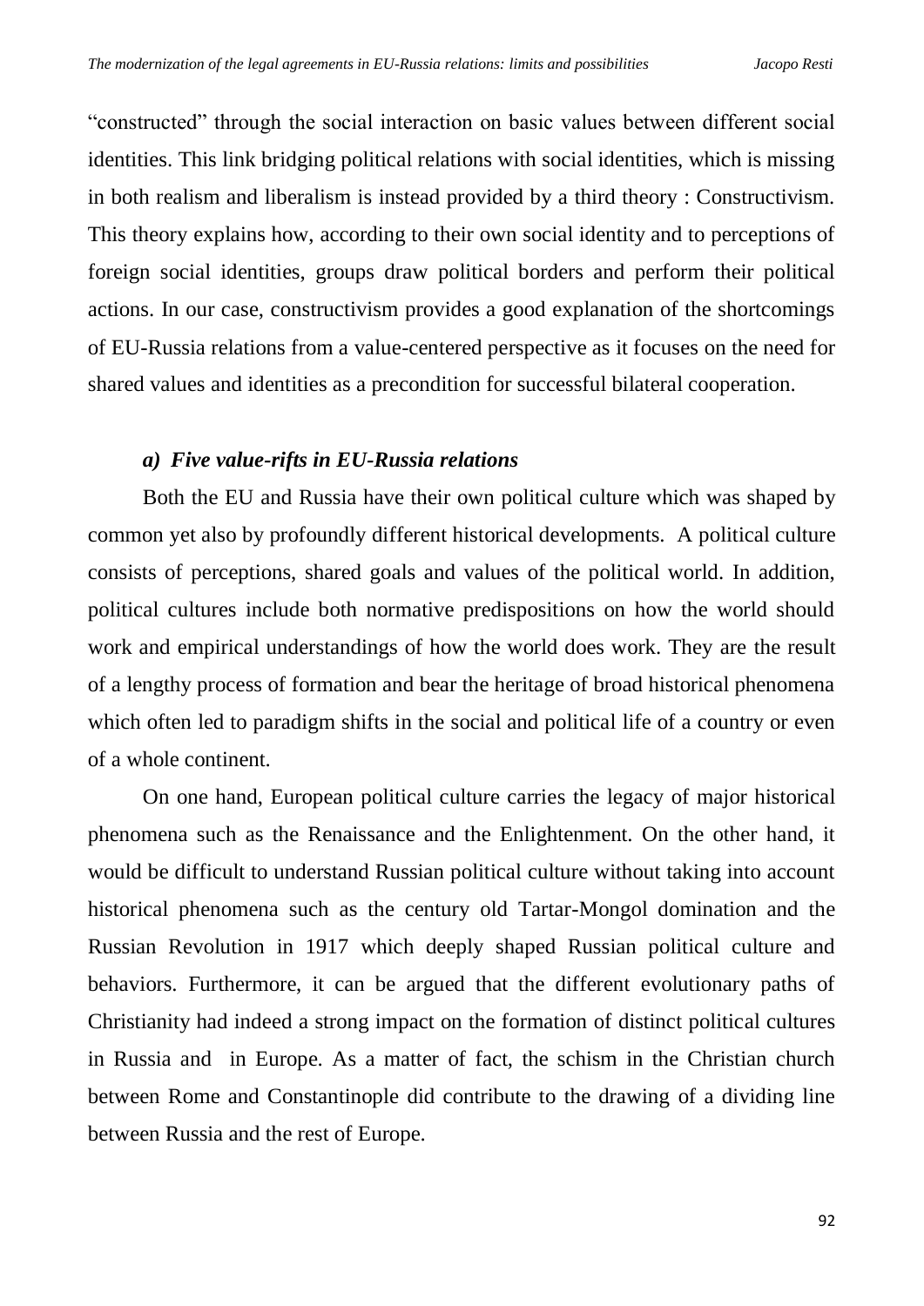"constructed" through the social interaction on basic values between different social identities. This link bridging political relations with social identities, which is missing in both realism and liberalism is instead provided by a third theory : Constructivism. This theory explains how, according to their own social identity and to perceptions of foreign social identities, groups draw political borders and perform their political actions. In our case, constructivism provides a good explanation of the shortcomings of EU-Russia relations from a value-centered perspective as it focuses on the need for shared values and identities as a precondition for successful bilateral cooperation.

### *a) Five value-rifts in EU-Russia relations*

Both the EU and Russia have their own political culture which was shaped by common yet also by profoundly different historical developments. A political culture consists of perceptions, shared goals and values of the political world. In addition, political cultures include both normative predispositions on how the world should work and empirical understandings of how the world does work. They are the result of a lengthy process of formation and bear the heritage of broad historical phenomena which often led to paradigm shifts in the social and political life of a country or even of a whole continent.

On one hand, European political culture carries the legacy of major historical phenomena such as the Renaissance and the Enlightenment. On the other hand, it would be difficult to understand Russian political culture without taking into account historical phenomena such as the century old Tartar-Mongol domination and the Russian Revolution in 1917 which deeply shaped Russian political culture and behaviors. Furthermore, it can be argued that the different evolutionary paths of Christianity had indeed a strong impact on the formation of distinct political cultures in Russia and in Europe. As a matter of fact, the schism in the Christian church between Rome and Constantinople did contribute to the drawing of a dividing line between Russia and the rest of Europe.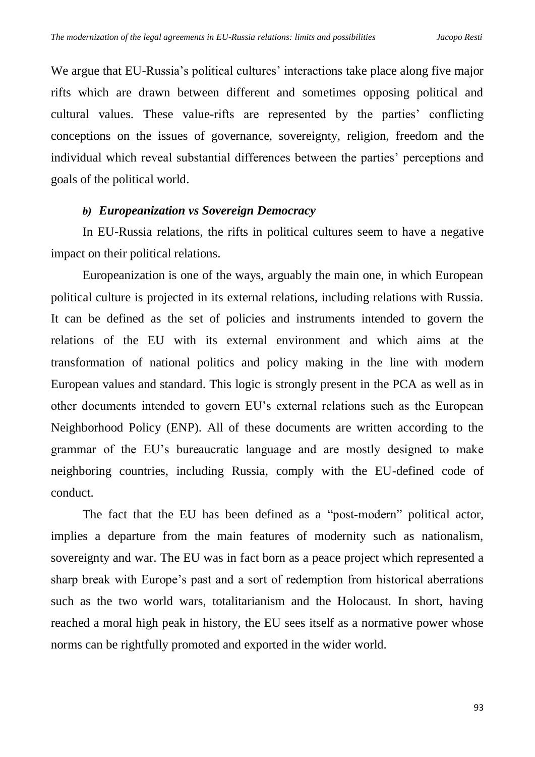We argue that EU-Russia's political cultures' interactions take place along five major rifts which are drawn between different and sometimes opposing political and cultural values. These value-rifts are represented by the parties' conflicting conceptions on the issues of governance, sovereignty, religion, freedom and the individual which reveal substantial differences between the parties' perceptions and goals of the political world.

### *b) Europeanization vs Sovereign Democracy*

In EU-Russia relations, the rifts in political cultures seem to have a negative impact on their political relations.

Europeanization is one of the ways, arguably the main one, in which European political culture is projected in its external relations, including relations with Russia. It can be defined as the set of policies and instruments intended to govern the relations of the EU with its external environment and which aims at the transformation of national politics and policy making in the line with modern European values and standard. This logic is strongly present in the PCA as well as in other documents intended to govern EU's external relations such as the European Neighborhood Policy (ENP). All of these documents are written according to the grammar of the EU's bureaucratic language and are mostly designed to make neighboring countries, including Russia, comply with the EU-defined code of conduct.

The fact that the EU has been defined as a "post-modern" political actor, implies a departure from the main features of modernity such as nationalism, sovereignty and war. The EU was in fact born as a peace project which represented a sharp break with Europe's past and a sort of redemption from historical aberrations such as the two world wars, totalitarianism and the Holocaust. In short, having reached a moral high peak in history, the EU sees itself as a normative power whose norms can be rightfully promoted and exported in the wider world.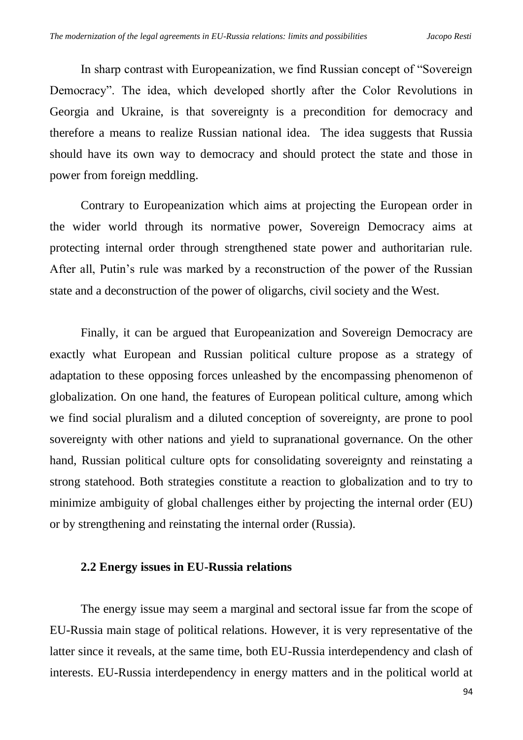In sharp contrast with Europeanization, we find Russian concept of "Sovereign Democracy". The idea, which developed shortly after the Color Revolutions in Georgia and Ukraine, is that sovereignty is a precondition for democracy and therefore a means to realize Russian national idea. The idea suggests that Russia should have its own way to democracy and should protect the state and those in power from foreign meddling.

Contrary to Europeanization which aims at projecting the European order in the wider world through its normative power, Sovereign Democracy aims at protecting internal order through strengthened state power and authoritarian rule. After all, Putin's rule was marked by a reconstruction of the power of the Russian state and a deconstruction of the power of oligarchs, civil society and the West.

Finally, it can be argued that Europeanization and Sovereign Democracy are exactly what European and Russian political culture propose as a strategy of adaptation to these opposing forces unleashed by the encompassing phenomenon of globalization. On one hand, the features of European political culture, among which we find social pluralism and a diluted conception of sovereignty, are prone to pool sovereignty with other nations and yield to supranational governance. On the other hand, Russian political culture opts for consolidating sovereignty and reinstating a strong statehood. Both strategies constitute a reaction to globalization and to try to minimize ambiguity of global challenges either by projecting the internal order (EU) or by strengthening and reinstating the internal order (Russia).

### 2.2 Energy issues in EU-Russia relations

The energy issue may seem a marginal and sectoral issue far from the scope of EU-Russia main stage of political relations. However, it is very representative of the latter since it reveals, at the same time, both EU-Russia interdependency and clash of interests. EU-Russia interdependency in energy matters and in the political world at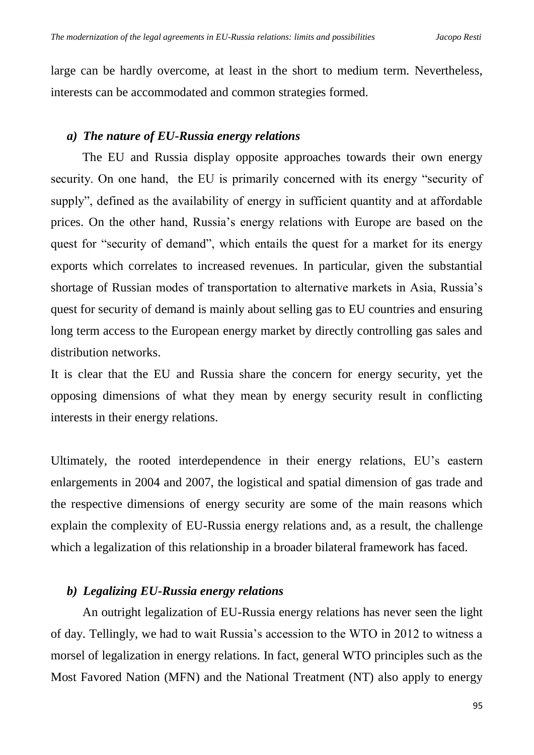large can be hardly overcome, at least in the short to medium term. Nevertheless, interests can be accommodated and common strategies formed.

### *a) The nature of EU-Russia energy relations*

The EU and Russia display opposite approaches towards their own energy security. On one hand, the EU is primarily concerned with its energy "security of supply", defined as the availability of energy in sufficient quantity and at affordable prices. On the other hand, Russia's energy relations with Europe are based on the quest for "security of demand", which entails the quest for a market for its energy exports which correlates to increased revenues. In particular, given the substantial shortage of Russian modes of transportation to alternative markets in Asia, Russia's quest for security of demand is mainly about selling gas to EU countries and ensuring long term access to the European energy market by directly controlling gas sales and distribution networks.

It is clear that the EU and Russia share the concern for energy security, yet the opposing dimensions of what they mean by energy security result in conflicting interests in their energy relations.

Ultimately, the rooted interdependence in their energy relations, EU's eastern enlargements in 2004 and 2007, the logistical and spatial dimension of gas trade and the respective dimensions of energy security are some of the main reasons which explain the complexity of EU-Russia energy relations and, as a result, the challenge which a legalization of this relationship in a broader bilateral framework has faced.

### *b) Legalizing EU-Russia energy relations*

An outright legalization of EU-Russia energy relations has never seen the light of day. Tellingly, we had to wait Russia's accession to the WTO in 2012 to witness a morsel of legalization in energy relations. In fact, general WTO principles such as the Most Favored Nation (MFN) and the National Treatment (NT) also apply to energy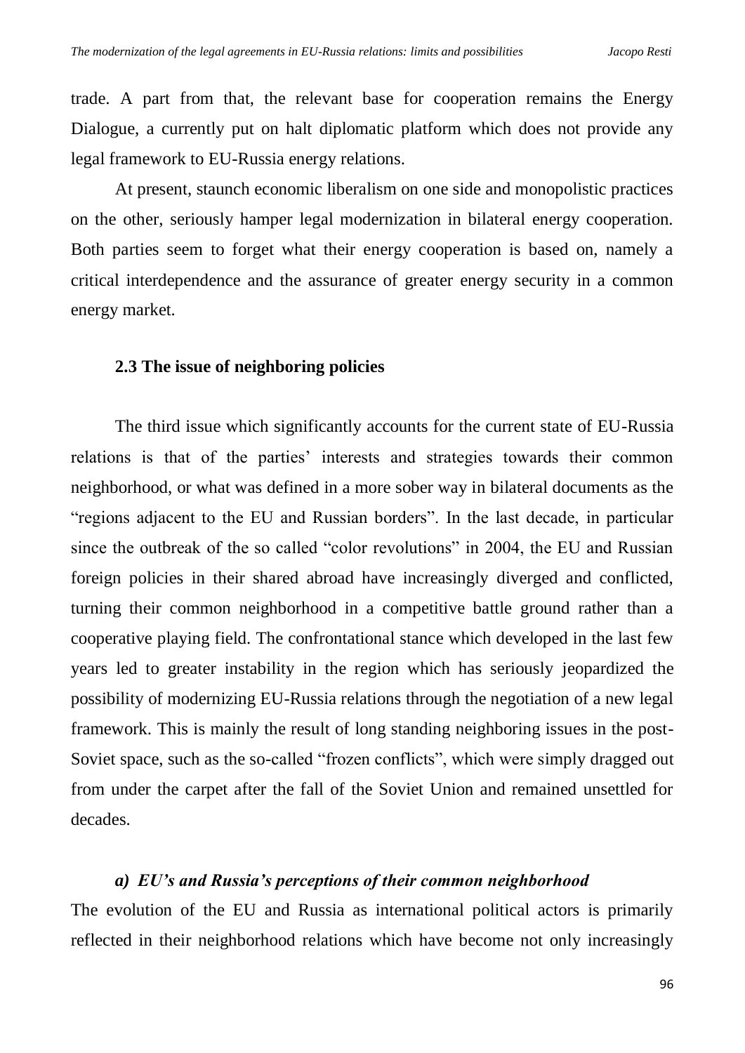trade. A part from that, the relevant base for cooperation remains the Energy Dialogue, a currently put on halt diplomatic platform which does not provide any legal framework to EU-Russia energy relations.

At present, staunch economic liberalism on one side and monopolistic practices on the other, seriously hamper legal modernization in bilateral energy cooperation. Both parties seem to forget what their energy cooperation is based on, namely a critical interdependence and the assurance of greater energy security in a common energy market.

### 2.3 The issue of neighboring policies

The third issue which significantly accounts for the current state of EU-Russia relations is that of the parties' interests and strategies towards their common neighborhood, or what was defined in a more sober way in bilateral documents as the "regions adjacent to the EU and Russian borders". In the last decade, in particular since the outbreak of the so called "color revolutions" in 2004, the EU and Russian foreign policies in their shared abroad have increasingly diverged and conflicted, turning their common neighborhood in a competitive battle ground rather than a cooperative playing field. The confrontational stance which developed in the last few years led to greater instability in the region which has seriously jeopardized the possibility of modernizing EU-Russia relations through the negotiation of a new legal framework. This is mainly the result of long standing neighboring issues in the post-Soviet space, such as the so-called "frozen conflicts", which were simply dragged out from under the carpet after the fall of the Soviet Union and remained unsettled for decades.

#### *a) EU's and Russia's perceptions of their common neighborhood*

The evolution of the EU and Russia as international political actors is primarily reflected in their neighborhood relations which have become not only increasingly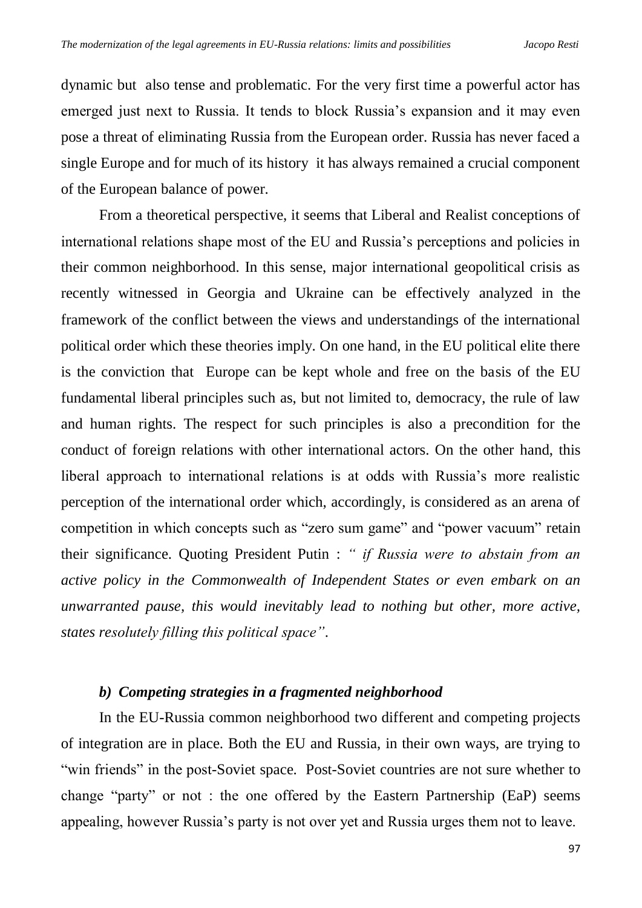dynamic but also tense and problematic. For the very first time a powerful actor has emerged just next to Russia. It tends to block Russia's expansion and it may even pose a threat of eliminating Russia from the European order. Russia has never faced a single Europe and for much of its history it has always remained a crucial component of the European balance of power.

From a theoretical perspective, it seems that Liberal and Realist conceptions of international relations shape most of the EU and Russia's perceptions and policies in their common neighborhood. In this sense, major international geopolitical crisis as recently witnessed in Georgia and Ukraine can be effectively analyzed in the framework of the conflict between the views and understandings of the international political order which these theories imply. On one hand, in the EU political elite there is the conviction that Europe can be kept whole and free on the basis of the EU fundamental liberal principles such as, but not limited to, democracy, the rule of law and human rights. The respect for such principles is also a precondition for the conduct of foreign relations with other international actors. On the other hand, this liberal approach to international relations is at odds with Russia's more realistic perception of the international order which, accordingly, is considered as an arena of competition in which concepts such as "zero sum game" and "power vacuum" retain their significance. Quoting President Putin : *" if Russia were to abstain from an active policy in the Commonwealth of Independent States or even embark on an unwarranted pause, this would inevitably lead to nothing but other, more active, states resolutely filling this political space"*.

### *b) Competing strategies in a fragmented neighborhood*

In the EU-Russia common neighborhood two different and competing projects of integration are in place. Both the EU and Russia, in their own ways, are trying to "win friends" in the post-Soviet space. Post-Soviet countries are not sure whether to change "party" or not : the one offered by the Eastern Partnership (EaP) seems appealing, however Russia's party is not over yet and Russia urges them not to leave.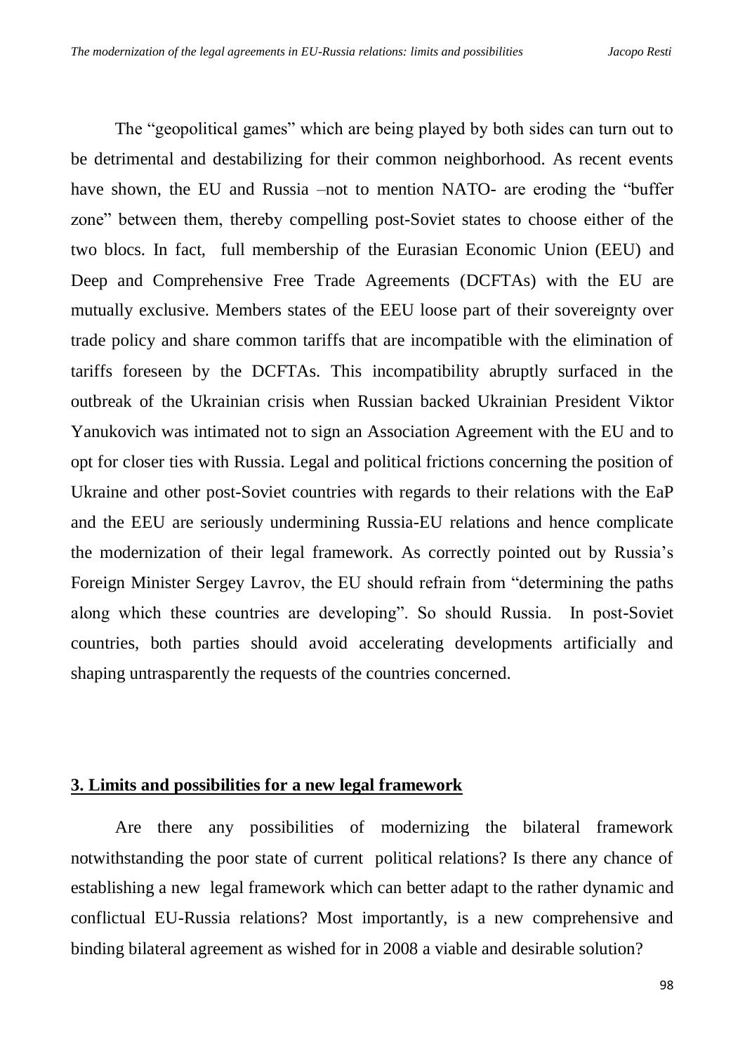The "geopolitical games" which are being played by both sides can turn out to be detrimental and destabilizing for their common neighborhood. As recent events have shown, the EU and Russia –not to mention NATO- are eroding the "buffer zone" between them, thereby compelling post-Soviet states to choose either of the two blocs. In fact, full membership of the Eurasian Economic Union (EEU) and Deep and Comprehensive Free Trade Agreements (DCFTAs) with the EU are mutually exclusive. Members states of the EEU loose part of their sovereignty over trade policy and share common tariffs that are incompatible with the elimination of tariffs foreseen by the DCFTAs. This incompatibility abruptly surfaced in the outbreak of the Ukrainian crisis when Russian backed Ukrainian President Viktor Yanukovich was intimated not to sign an Association Agreement with the EU and to opt for closer ties with Russia. Legal and political frictions concerning the position of Ukraine and other post-Soviet countries with regards to their relations with the EaP and the EEU are seriously undermining Russia-EU relations and hence complicate the modernization of their legal framework. As correctly pointed out by Russia's Foreign Minister Sergey Lavrov, the EU should refrain from "determining the paths along which these countries are developing". So should Russia. In post-Soviet countries, both parties should avoid accelerating developments artificially and shaping untrasparently the requests of the countries concerned.

## 3. Limits and possibilities for a new legal framework

Are there any possibilities of modernizing the bilateral framework notwithstanding the poor state of current political relations? Is there any chance of establishing a new legal framework which can better adapt to the rather dynamic and conflictual EU-Russia relations? Most importantly, is a new comprehensive and binding bilateral agreement as wished for in 2008 a viable and desirable solution?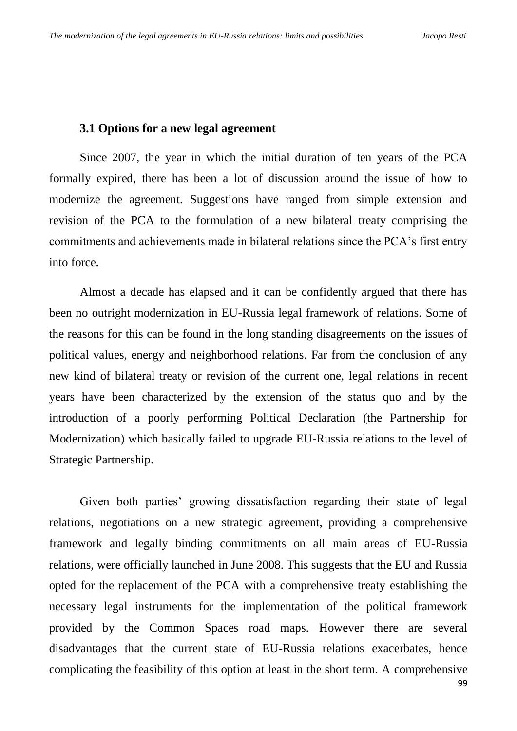### 3.1 Options for a new legal agreement

Since 2007, the year in which the initial duration of ten years of the PCA formally expired, there has been a lot of discussion around the issue of how to modernize the agreement. Suggestions have ranged from simple extension and revision of the PCA to the formulation of a new bilateral treaty comprising the commitments and achievements made in bilateral relations since the PCA's first entry into force.

Almost a decade has elapsed and it can be confidently argued that there has been no outright modernization in EU-Russia legal framework of relations. Some of the reasons for this can be found in the long standing disagreements on the issues of political values, energy and neighborhood relations. Far from the conclusion of any new kind of bilateral treaty or revision of the current one, legal relations in recent years have been characterized by the extension of the status quo and by the introduction of a poorly performing Political Declaration (the Partnership for Modernization) which basically failed to upgrade EU-Russia relations to the level of Strategic Partnership.

Given both parties' growing dissatisfaction regarding their state of legal relations, negotiations on a new strategic agreement, providing a comprehensive framework and legally binding commitments on all main areas of EU-Russia relations, were officially launched in June 2008. This suggests that the EU and Russia opted for the replacement of the PCA with a comprehensive treaty establishing the necessary legal instruments for the implementation of the political framework provided by the Common Spaces road maps. However there are several disadvantages that the current state of EU-Russia relations exacerbates, hence complicating the feasibility of this option at least in the short term. A comprehensive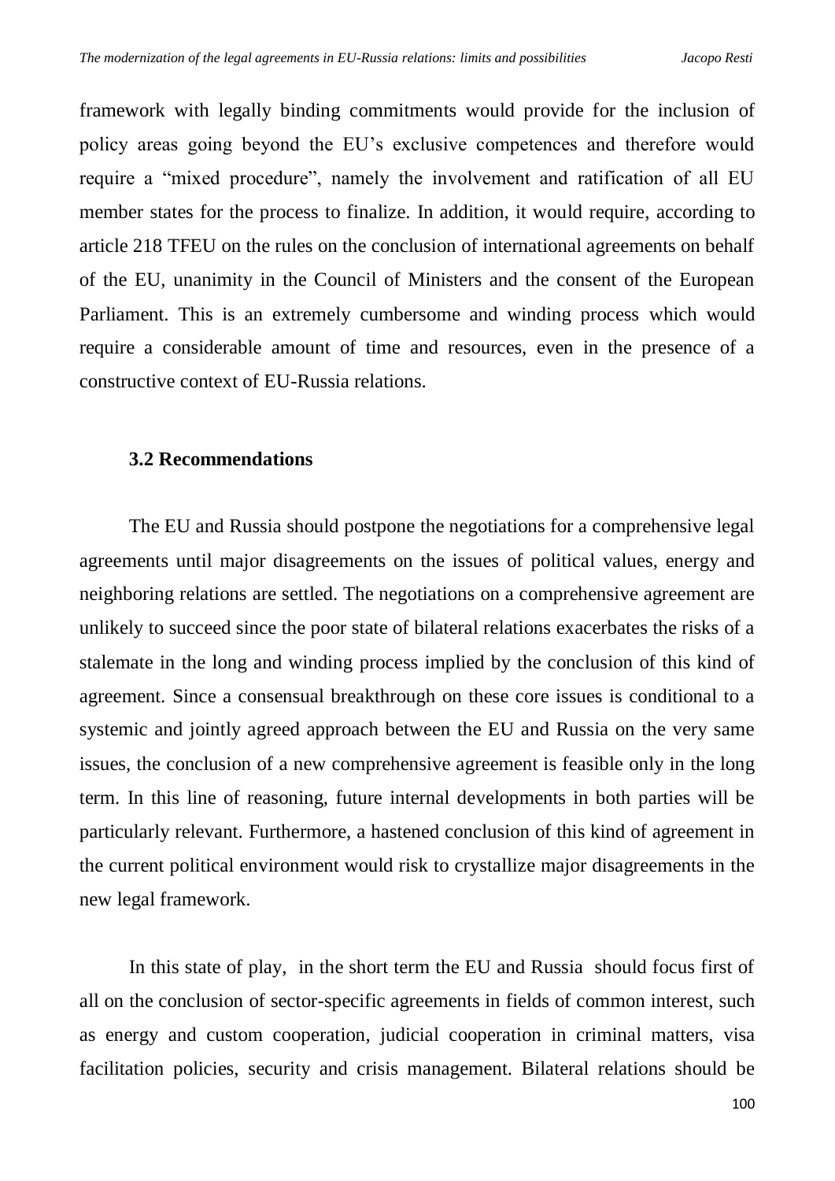framework with legally binding commitments would provide for the inclusion of policy areas going beyond the EU's exclusive competences and therefore would require a "mixed procedure", namely the involvement and ratification of all EU member states for the process to finalize. In addition, it would require, according to article 218 TFEU on the rules on the conclusion of international agreements on behalf of the EU, unanimity in the Council of Ministers and the consent of the European Parliament. This is an extremely cumbersome and winding process which would require a considerable amount of time and resources, even in the presence of a constructive context of EU-Russia relations.

### 3.2 Recommendations

The EU and Russia should postpone the negotiations for a comprehensive legal agreements until major disagreements on the issues of political values, energy and neighboring relations are settled. The negotiations on a comprehensive agreement are unlikely to succeed since the poor state of bilateral relations exacerbates the risks of a stalemate in the long and winding process implied by the conclusion of this kind of agreement. Since a consensual breakthrough on these core issues is conditional to a systemic and jointly agreed approach between the EU and Russia on the very same issues, the conclusion of a new comprehensive agreement is feasible only in the long term. In this line of reasoning, future internal developments in both parties will be particularly relevant. Furthermore, a hastened conclusion of this kind of agreement in the current political environment would risk to crystallize major disagreements in the new legal framework.

In this state of play, in the short term the EU and Russia should focus first of all on the conclusion of sector-specific agreements in fields of common interest, such as energy and custom cooperation, judicial cooperation in criminal matters, visa facilitation policies, security and crisis management. Bilateral relations should be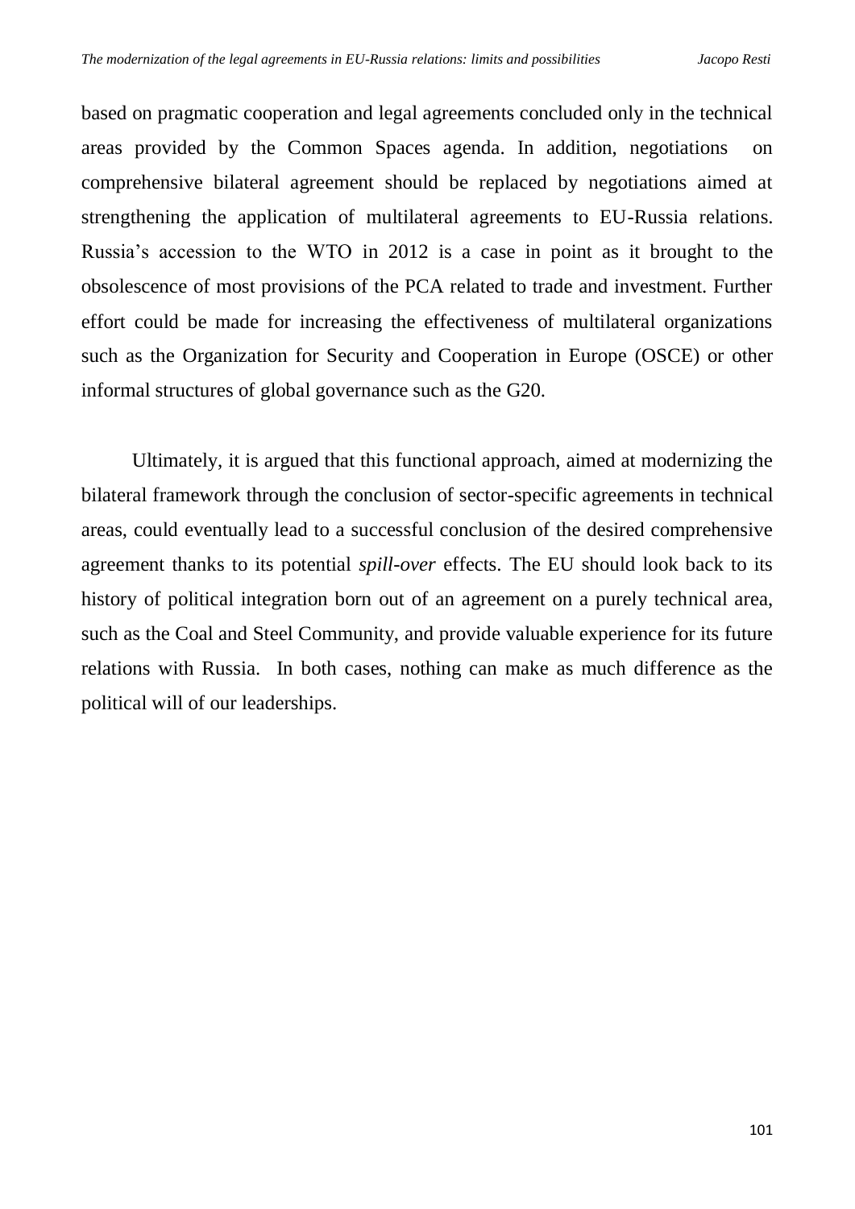based on pragmatic cooperation and legal agreements concluded only in the technical areas provided by the Common Spaces agenda. In addition, negotiations on comprehensive bilateral agreement should be replaced by negotiations aimed at strengthening the application of multilateral agreements to EU-Russia relations. Russia's accession to the WTO in 2012 is a case in point as it brought to the obsolescence of most provisions of the PCA related to trade and investment. Further effort could be made for increasing the effectiveness of multilateral organizations such as the Organization for Security and Cooperation in Europe (OSCE) or other informal structures of global governance such as the G20.

Ultimately, it is argued that this functional approach, aimed at modernizing the bilateral framework through the conclusion of sector-specific agreements in technical areas, could eventually lead to a successful conclusion of the desired comprehensive agreement thanks to its potential *spill-over* effects. The EU should look back to its history of political integration born out of an agreement on a purely technical area, such as the Coal and Steel Community, and provide valuable experience for its future relations with Russia. In both cases, nothing can make as much difference as the political will of our leaderships.